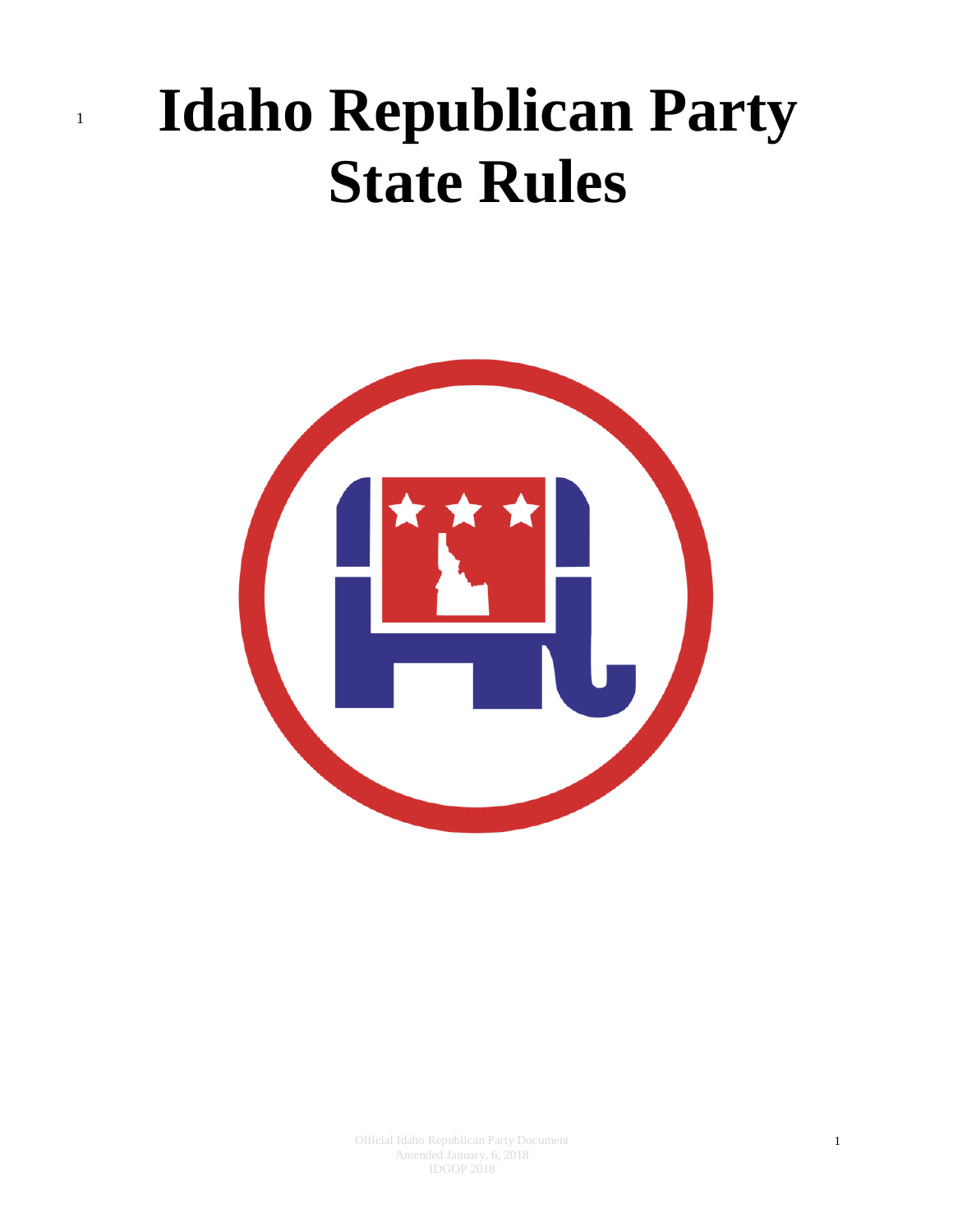# Idaho Republican Party State Rules

Official Idaho Republican Party Document
Amended January, 6, 2018
IDGOP 2018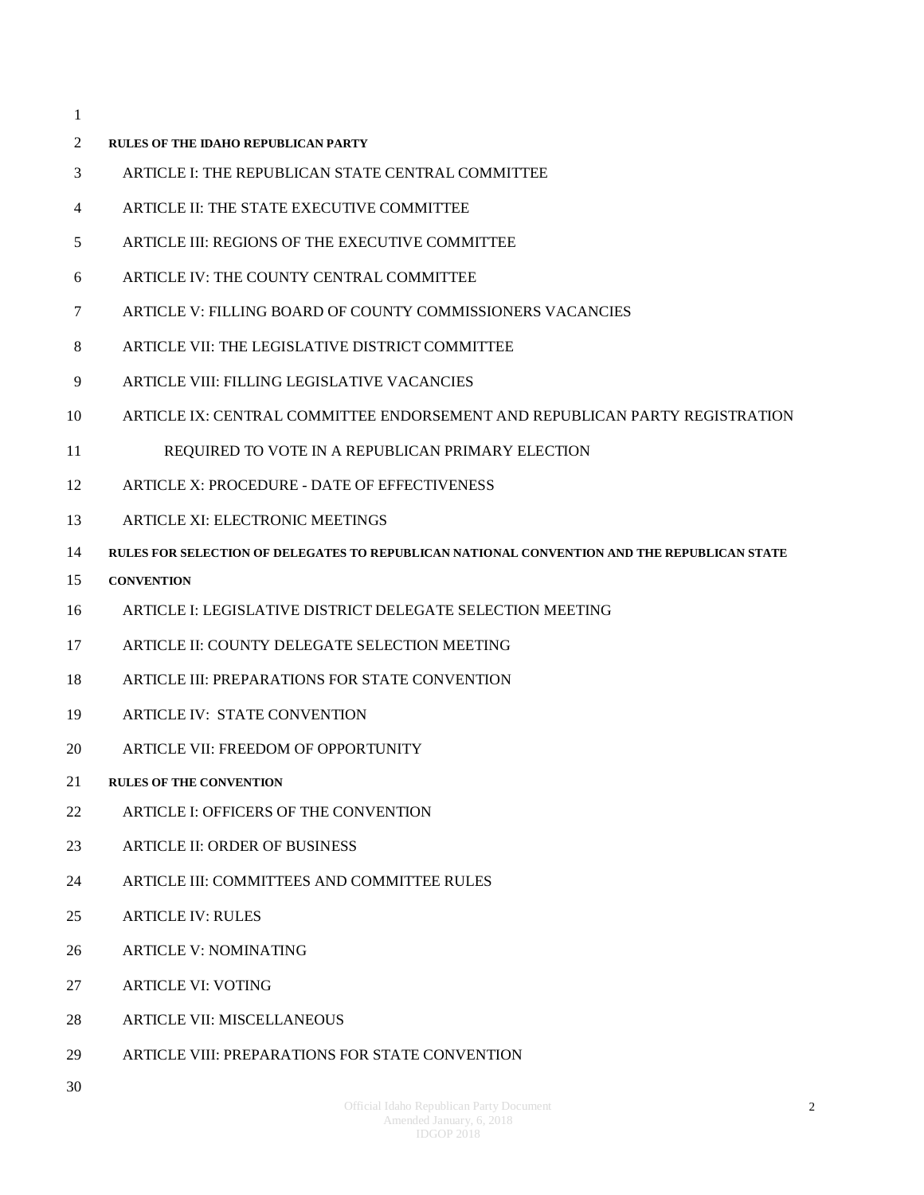**RULES OF THE IDAHO REPUBLICAN PARTY**

ARTICLE I: THE REPUBLICAN STATE CENTRAL COMMITTEE

ARTICLE II: THE STATE EXECUTIVE COMMITTEE

ARTICLE III: REGIONS OF THE EXECUTIVE COMMITTEE

ARTICLE IV: THE COUNTY CENTRAL COMMITTEE

ARTICLE V: FILLING BOARD OF COUNTY COMMISSIONERS VACANCIES

ARTICLE VII: THE LEGISLATIVE DISTRICT COMMITTEE

ARTICLE VIII: FILLING LEGISLATIVE VACANCIES

ARTICLE IX: CENTRAL COMMITTEE ENDORSEMENT AND REPUBLICAN PARTY REGISTRATION REQUIRED TO VOTE IN A REPUBLICAN PRIMARY ELECTION

ARTICLE X: PROCEDURE - DATE OF EFFECTIVENESS

ARTICLE XI: ELECTRONIC MEETINGS

**RULES FOR SELECTION OF DELEGATES TO REPUBLICAN NATIONAL CONVENTION AND THE REPUBLICAN STATE CONVENTION**

ARTICLE I: LEGISLATIVE DISTRICT DELEGATE SELECTION MEETING

ARTICLE II: COUNTY DELEGATE SELECTION MEETING

ARTICLE III: PREPARATIONS FOR STATE CONVENTION

ARTICLE IV: STATE CONVENTION

ARTICLE VII: FREEDOM OF OPPORTUNITY

**RULES OF THE CONVENTION**

ARTICLE I: OFFICERS OF THE CONVENTION

ARTICLE II: ORDER OF BUSINESS

ARTICLE III: COMMITTEES AND COMMITTEE RULES

ARTICLE IV: RULES

ARTICLE V: NOMINATING

ARTICLE VI: VOTING

ARTICLE VII: MISCELLANEOUS

ARTICLE VIII: PREPARATIONS FOR STATE CONVENTION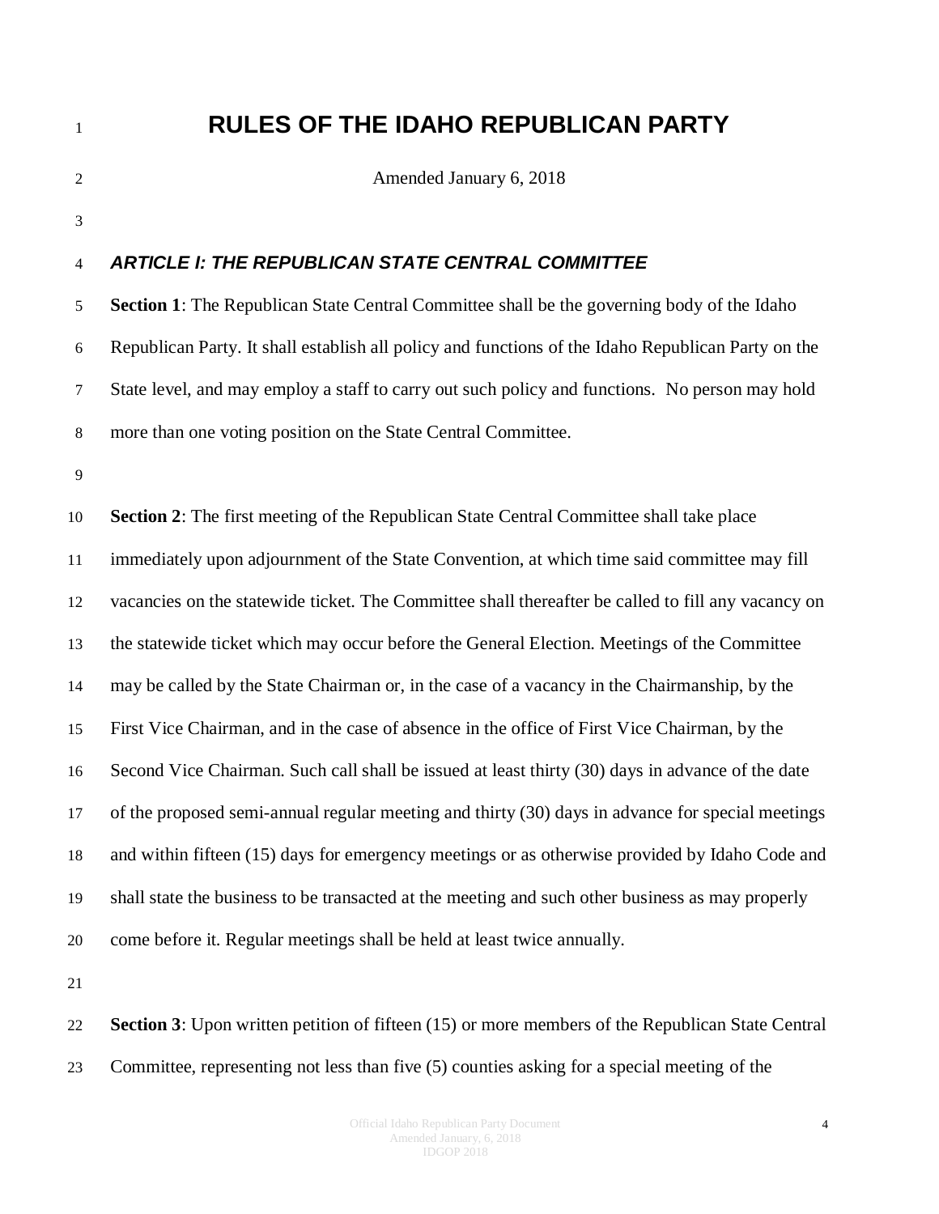# RULES OF THE IDAHO REPUBLICAN PARTY

Amended January 6, 2018

## *ARTICLE I: THE REPUBLICAN STATE CENTRAL COMMITTEE*

**Section 1**: The Republican State Central Committee shall be the governing body of the Idaho Republican Party. It shall establish all policy and functions of the Idaho Republican Party on the State level, and may employ a staff to carry out such policy and functions. No person may hold more than one voting position on the State Central Committee.

**Section 2**: The first meeting of the Republican State Central Committee shall take place immediately upon adjournment of the State Convention, at which time said committee may fill vacancies on the statewide ticket. The Committee shall thereafter be called to fill any vacancy on the statewide ticket which may occur before the General Election. Meetings of the Committee may be called by the State Chairman or, in the case of a vacancy in the Chairmanship, by the First Vice Chairman, and in the case of absence in the office of First Vice Chairman, by the Second Vice Chairman. Such call shall be issued at least thirty (30) days in advance of the date of the proposed semi-annual regular meeting and thirty (30) days in advance for special meetings and within fifteen (15) days for emergency meetings or as otherwise provided by Idaho Code and shall state the business to be transacted at the meeting and such other business as may properly come before it. Regular meetings shall be held at least twice annually.

**Section 3**: Upon written petition of fifteen (15) or more members of the Republican State Central Committee, representing not less than five (5) counties asking for a special meeting of the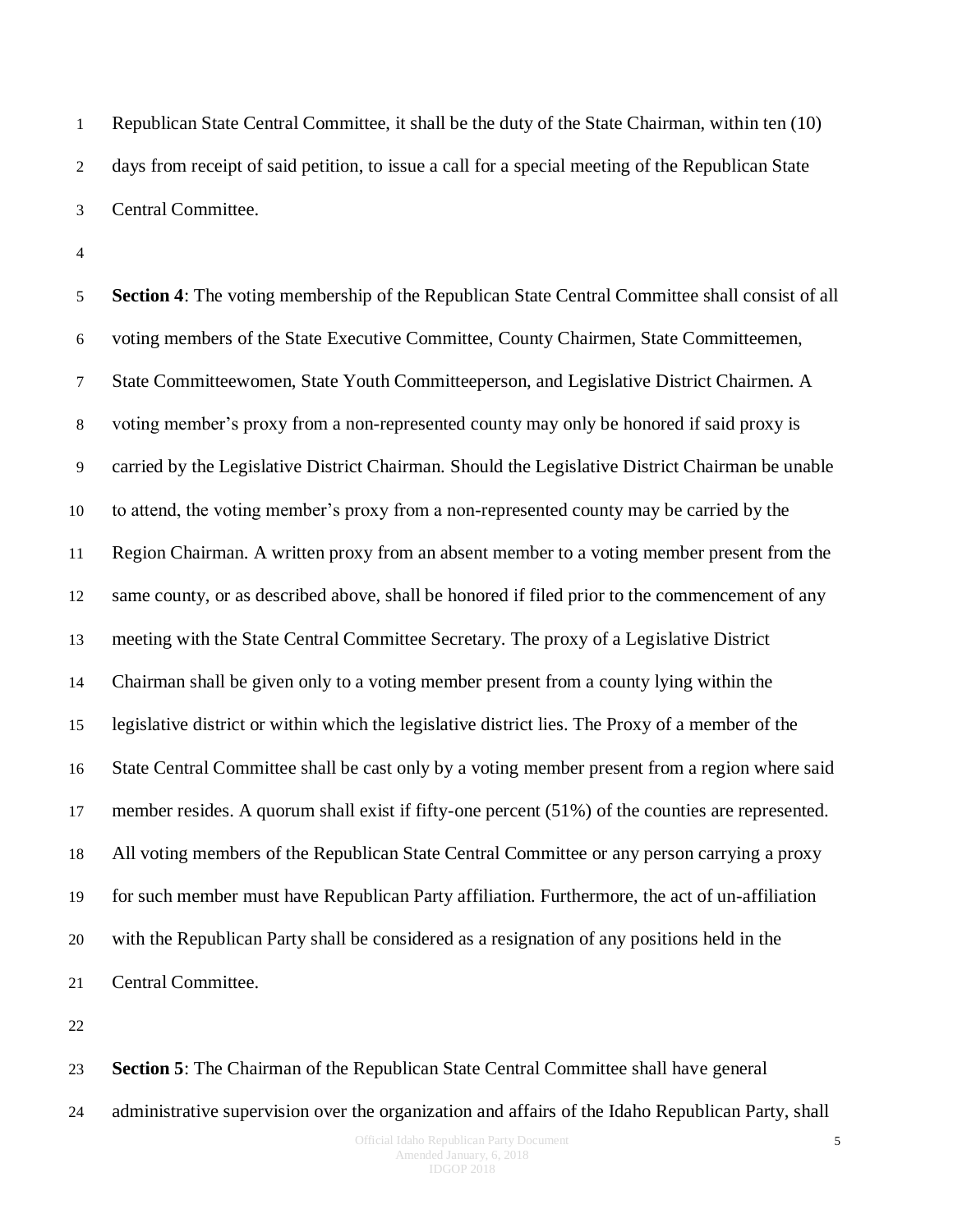Republican State Central Committee, it shall be the duty of the State Chairman, within ten (10) days from receipt of said petition, to issue a call for a special meeting of the Republican State Central Committee.

**Section 4**: The voting membership of the Republican State Central Committee shall consist of all voting members of the State Executive Committee, County Chairmen, State Committeemen, State Committeewomen, State Youth Committeeperson, and Legislative District Chairmen. A voting member's proxy from a non-represented county may only be honored if said proxy is carried by the Legislative District Chairman. Should the Legislative District Chairman be unable to attend, the voting member's proxy from a non-represented county may be carried by the Region Chairman. A written proxy from an absent member to a voting member present from the same county, or as described above, shall be honored if filed prior to the commencement of any meeting with the State Central Committee Secretary. The proxy of a Legislative District Chairman shall be given only to a voting member present from a county lying within the legislative district or within which the legislative district lies. The Proxy of a member of the State Central Committee shall be cast only by a voting member present from a region where said member resides. A quorum shall exist if fifty-one percent (51%) of the counties are represented. All voting members of the Republican State Central Committee or any person carrying a proxy for such member must have Republican Party affiliation. Furthermore, the act of un-affiliation with the Republican Party shall be considered as a resignation of any positions held in the Central Committee.

**Section 5**: The Chairman of the Republican State Central Committee shall have general administrative supervision over the organization and affairs of the Idaho Republican Party, shall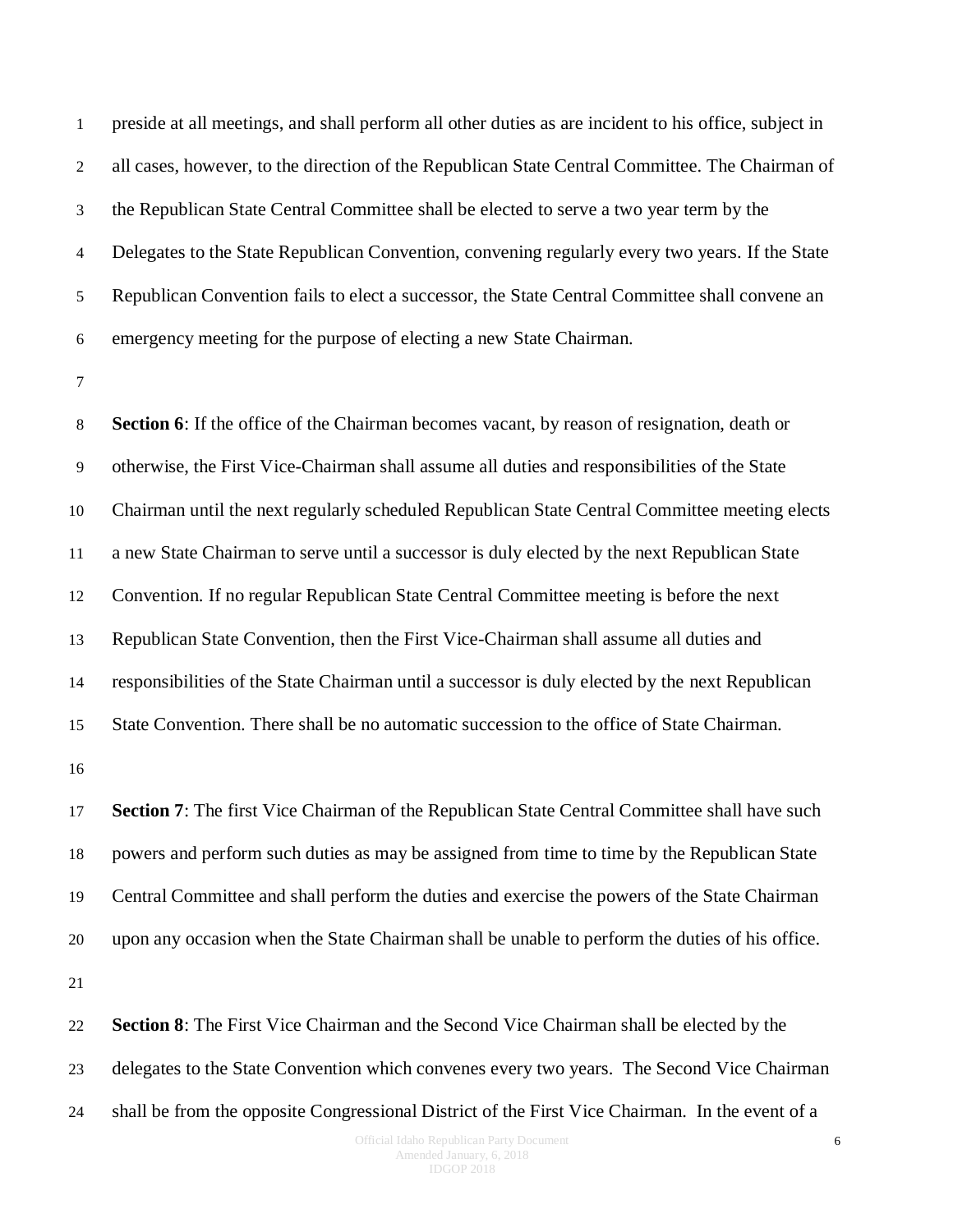preside at all meetings, and shall perform all other duties as are incident to his office, subject in all cases, however, to the direction of the Republican State Central Committee. The Chairman of the Republican State Central Committee shall be elected to serve a two year term by the Delegates to the State Republican Convention, convening regularly every two years. If the State Republican Convention fails to elect a successor, the State Central Committee shall convene an emergency meeting for the purpose of electing a new State Chairman.

**Section 6**: If the office of the Chairman becomes vacant, by reason of resignation, death or otherwise, the First Vice-Chairman shall assume all duties and responsibilities of the State Chairman until the next regularly scheduled Republican State Central Committee meeting elects a new State Chairman to serve until a successor is duly elected by the next Republican State Convention. If no regular Republican State Central Committee meeting is before the next Republican State Convention, then the First Vice-Chairman shall assume all duties and responsibilities of the State Chairman until a successor is duly elected by the next Republican State Convention. There shall be no automatic succession to the office of State Chairman.

**Section 7**: The first Vice Chairman of the Republican State Central Committee shall have such powers and perform such duties as may be assigned from time to time by the Republican State Central Committee and shall perform the duties and exercise the powers of the State Chairman upon any occasion when the State Chairman shall be unable to perform the duties of his office.

**Section 8**: The First Vice Chairman and the Second Vice Chairman shall be elected by the delegates to the State Convention which convenes every two years. The Second Vice Chairman shall be from the opposite Congressional District of the First Vice Chairman. In the event of a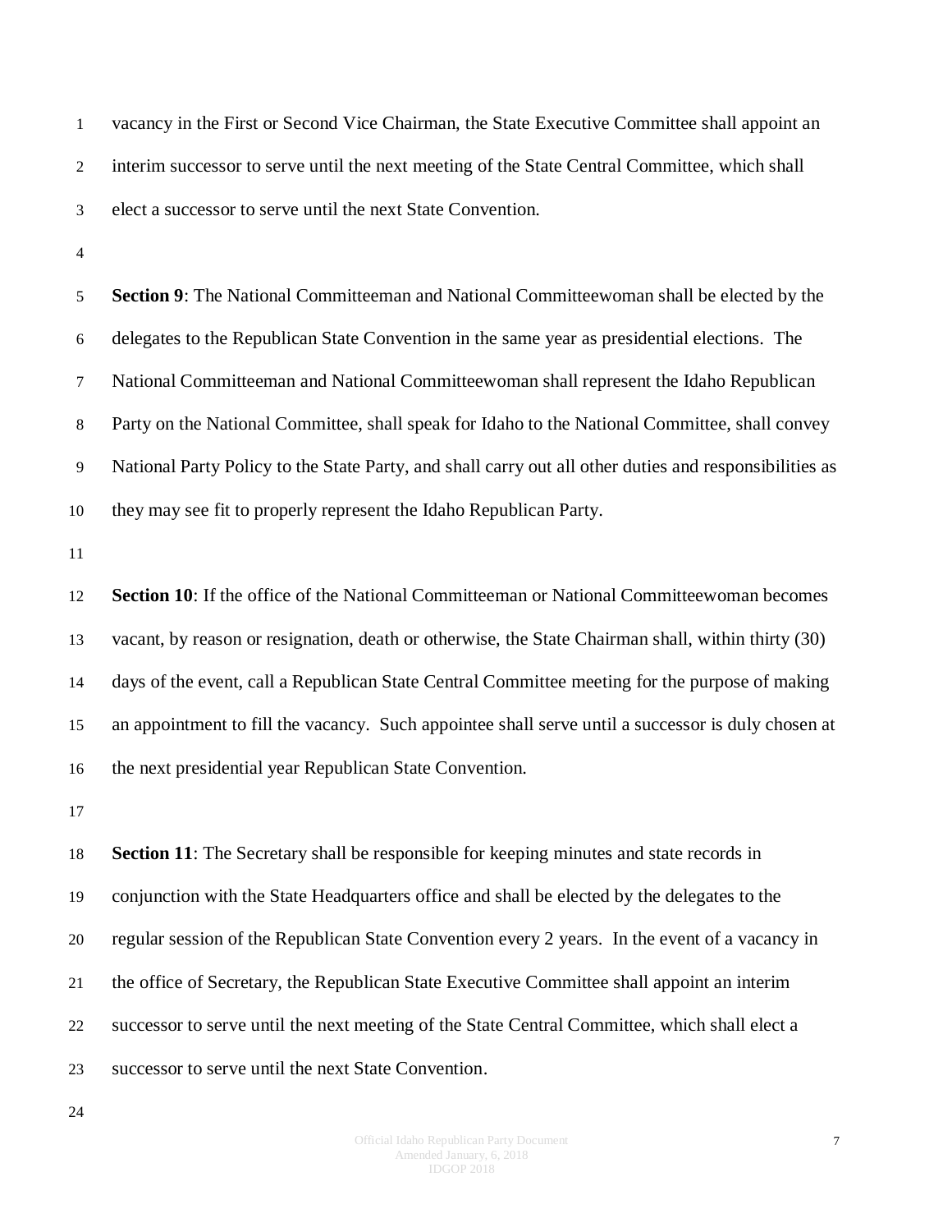vacancy in the First or Second Vice Chairman, the State Executive Committee shall appoint an interim successor to serve until the next meeting of the State Central Committee, which shall elect a successor to serve until the next State Convention.

**Section 9**: The National Committeeman and National Committeewoman shall be elected by the delegates to the Republican State Convention in the same year as presidential elections. The National Committeeman and National Committeewoman shall represent the Idaho Republican Party on the National Committee, shall speak for Idaho to the National Committee, shall convey National Party Policy to the State Party, and shall carry out all other duties and responsibilities as they may see fit to properly represent the Idaho Republican Party.

**Section 10**: If the office of the National Committeeman or National Committeewoman becomes vacant, by reason or resignation, death or otherwise, the State Chairman shall, within thirty (30) days of the event, call a Republican State Central Committee meeting for the purpose of making an appointment to fill the vacancy. Such appointee shall serve until a successor is duly chosen at the next presidential year Republican State Convention.

**Section 11**: The Secretary shall be responsible for keeping minutes and state records in conjunction with the State Headquarters office and shall be elected by the delegates to the regular session of the Republican State Convention every 2 years. In the event of a vacancy in the office of Secretary, the Republican State Executive Committee shall appoint an interim successor to serve until the next meeting of the State Central Committee, which shall elect a successor to serve until the next State Convention.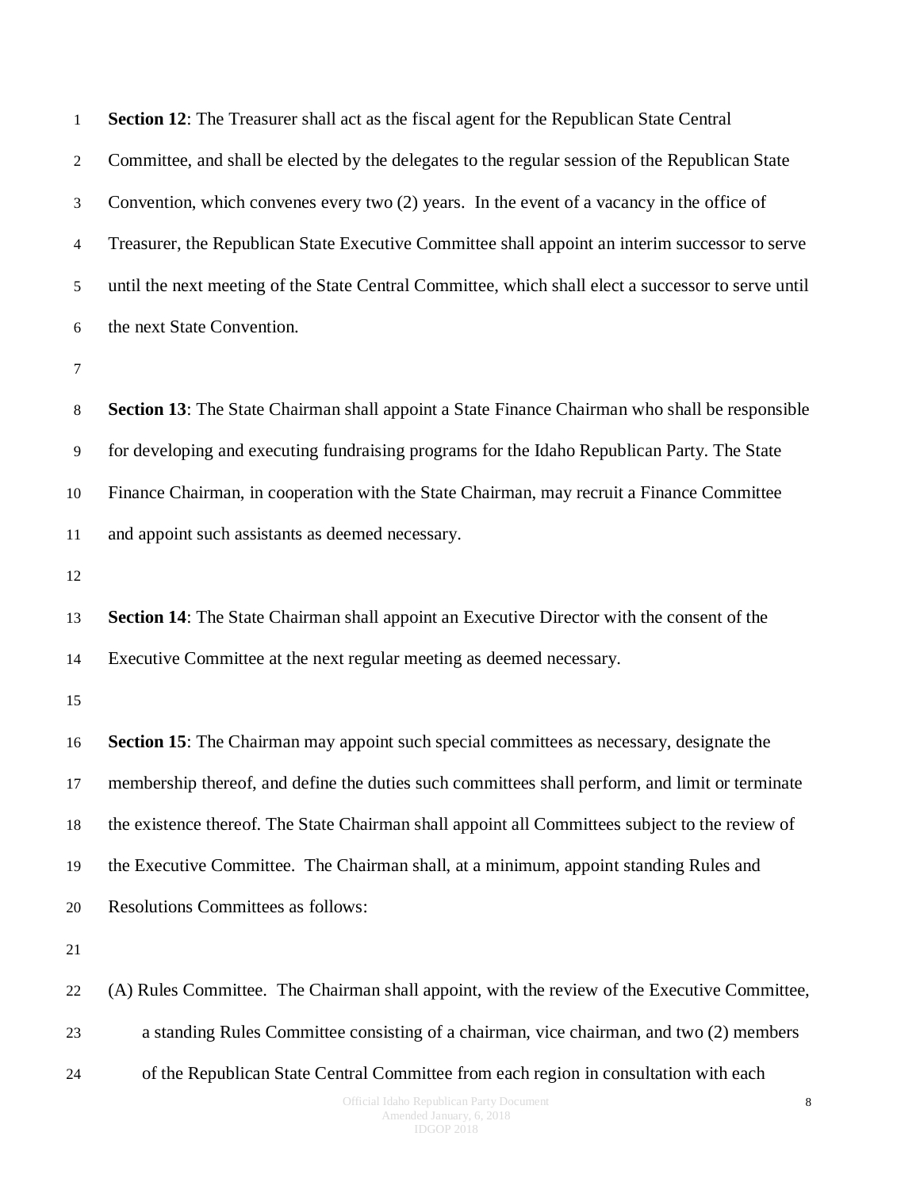**Section 12**: The Treasurer shall act as the fiscal agent for the Republican State Central Committee, and shall be elected by the delegates to the regular session of the Republican State Convention, which convenes every two (2) years. In the event of a vacancy in the office of Treasurer, the Republican State Executive Committee shall appoint an interim successor to serve until the next meeting of the State Central Committee, which shall elect a successor to serve until the next State Convention.

**Section 13**: The State Chairman shall appoint a State Finance Chairman who shall be responsible for developing and executing fundraising programs for the Idaho Republican Party. The State Finance Chairman, in cooperation with the State Chairman, may recruit a Finance Committee and appoint such assistants as deemed necessary.

**Section 14**: The State Chairman shall appoint an Executive Director with the consent of the Executive Committee at the next regular meeting as deemed necessary.

**Section 15**: The Chairman may appoint such special committees as necessary, designate the membership thereof, and define the duties such committees shall perform, and limit or terminate the existence thereof. The State Chairman shall appoint all Committees subject to the review of the Executive Committee. The Chairman shall, at a minimum, appoint standing Rules and Resolutions Committees as follows:

(A) Rules Committee. The Chairman shall appoint, with the review of the Executive Committee, a standing Rules Committee consisting of a chairman, vice chairman, and two (2) members of the Republican State Central Committee from each region in consultation with each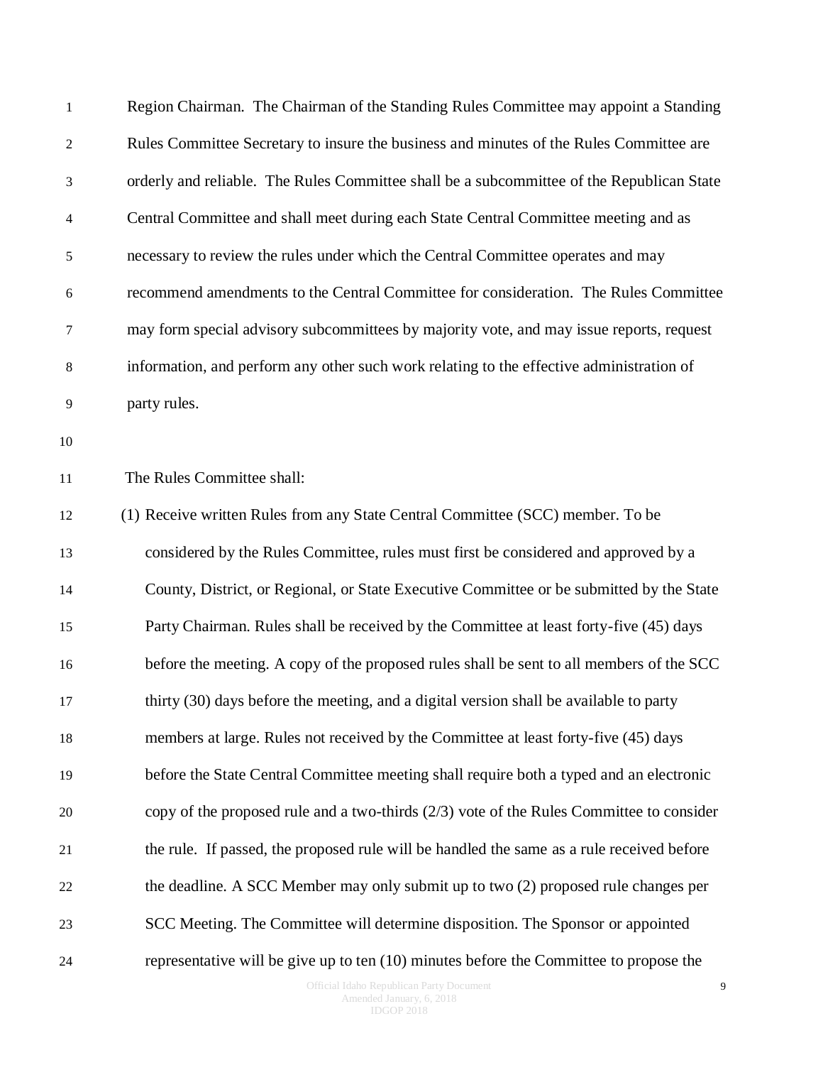Region Chairman. The Chairman of the Standing Rules Committee may appoint a Standing Rules Committee Secretary to insure the business and minutes of the Rules Committee are orderly and reliable. The Rules Committee shall be a subcommittee of the Republican State Central Committee and shall meet during each State Central Committee meeting and as necessary to review the rules under which the Central Committee operates and may recommend amendments to the Central Committee for consideration. The Rules Committee may form special advisory subcommittees by majority vote, and may issue reports, request information, and perform any other such work relating to the effective administration of party rules.

The Rules Committee shall:

(1) Receive written Rules from any State Central Committee (SCC) member. To be considered by the Rules Committee, rules must first be considered and approved by a County, District, or Regional, or State Executive Committee or be submitted by the State Party Chairman. Rules shall be received by the Committee at least forty-five (45) days before the meeting. A copy of the proposed rules shall be sent to all members of the SCC thirty (30) days before the meeting, and a digital version shall be available to party members at large. Rules not received by the Committee at least forty-five (45) days before the State Central Committee meeting shall require both a typed and an electronic copy of the proposed rule and a two-thirds (2/3) vote of the Rules Committee to consider the rule. If passed, the proposed rule will be handled the same as a rule received before the deadline. A SCC Member may only submit up to two (2) proposed rule changes per SCC Meeting. The Committee will determine disposition. The Sponsor or appointed representative will be give up to ten (10) minutes before the Committee to propose the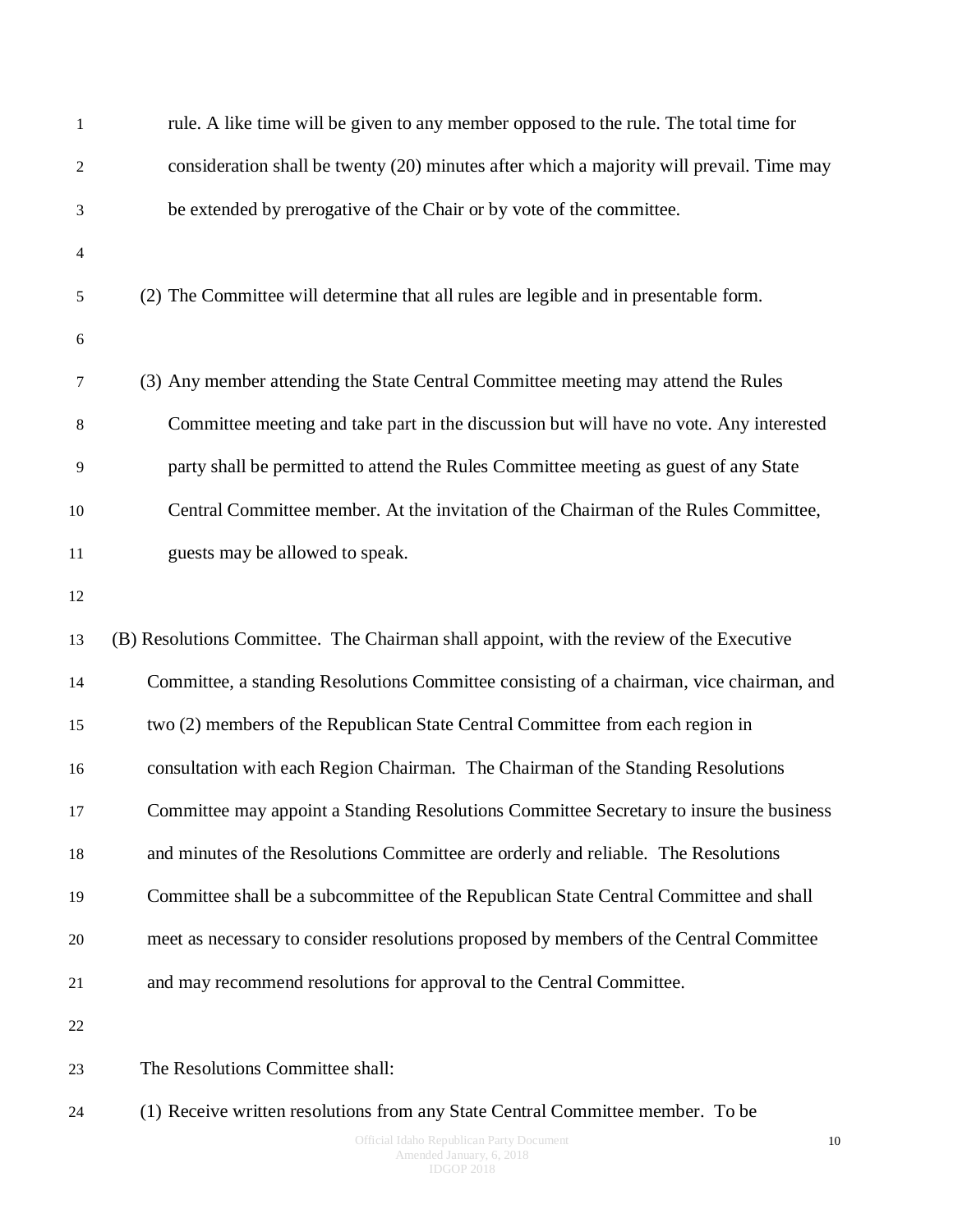rule. A like time will be given to any member opposed to the rule. The total time for consideration shall be twenty (20) minutes after which a majority will prevail. Time may be extended by prerogative of the Chair or by vote of the committee.

(2) The Committee will determine that all rules are legible and in presentable form.

(3) Any member attending the State Central Committee meeting may attend the Rules Committee meeting and take part in the discussion but will have no vote. Any interested party shall be permitted to attend the Rules Committee meeting as guest of any State Central Committee member. At the invitation of the Chairman of the Rules Committee, guests may be allowed to speak.

(B) Resolutions Committee. The Chairman shall appoint, with the review of the Executive Committee, a standing Resolutions Committee consisting of a chairman, vice chairman, and two (2) members of the Republican State Central Committee from each region in consultation with each Region Chairman. The Chairman of the Standing Resolutions Committee may appoint a Standing Resolutions Committee Secretary to insure the business and minutes of the Resolutions Committee are orderly and reliable. The Resolutions Committee shall be a subcommittee of the Republican State Central Committee and shall meet as necessary to consider resolutions proposed by members of the Central Committee and may recommend resolutions for approval to the Central Committee.

The Resolutions Committee shall:

(1) Receive written resolutions from any State Central Committee member. To be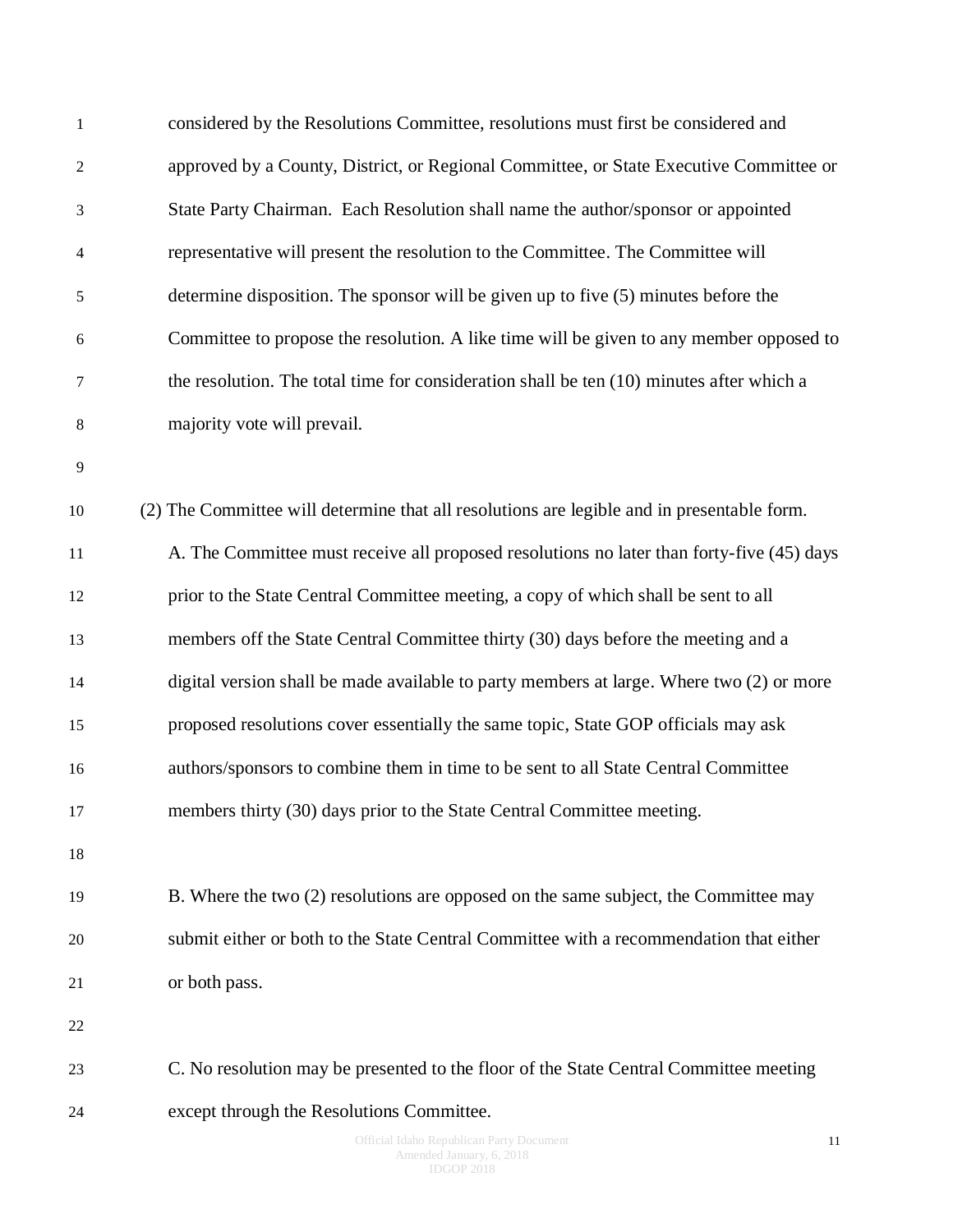considered by the Resolutions Committee, resolutions must first be considered and approved by a County, District, or Regional Committee, or State Executive Committee or State Party Chairman. Each Resolution shall name the author/sponsor or appointed representative will present the resolution to the Committee. The Committee will determine disposition. The sponsor will be given up to five (5) minutes before the Committee to propose the resolution. A like time will be given to any member opposed to the resolution. The total time for consideration shall be ten (10) minutes after which a majority vote will prevail.

(2) The Committee will determine that all resolutions are legible and in presentable form.

A. The Committee must receive all proposed resolutions no later than forty-five (45) days prior to the State Central Committee meeting, a copy of which shall be sent to all members off the State Central Committee thirty (30) days before the meeting and a digital version shall be made available to party members at large. Where two (2) or more proposed resolutions cover essentially the same topic, State GOP officials may ask authors/sponsors to combine them in time to be sent to all State Central Committee members thirty (30) days prior to the State Central Committee meeting.

B. Where the two (2) resolutions are opposed on the same subject, the Committee may submit either or both to the State Central Committee with a recommendation that either or both pass.

C. No resolution may be presented to the floor of the State Central Committee meeting except through the Resolutions Committee.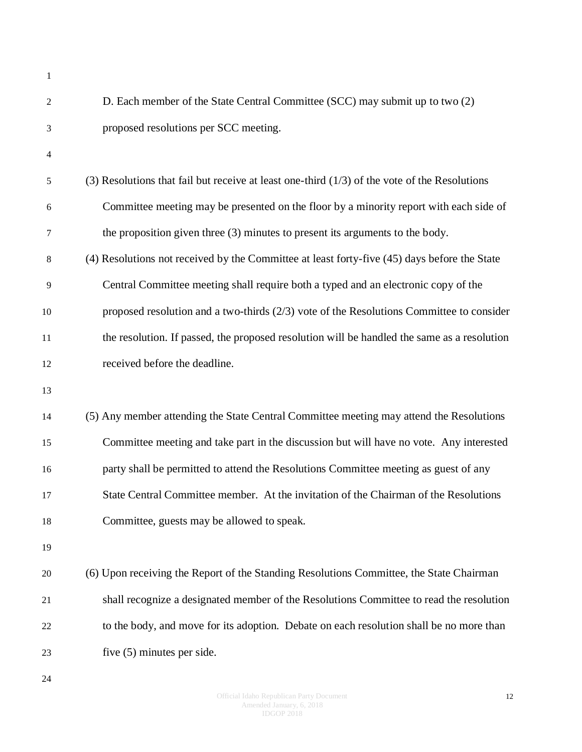D. Each member of the State Central Committee (SCC) may submit up to two (2) proposed resolutions per SCC meeting.

(3) Resolutions that fail but receive at least one-third (1/3) of the vote of the Resolutions Committee meeting may be presented on the floor by a minority report with each side of the proposition given three (3) minutes to present its arguments to the body.

(4) Resolutions not received by the Committee at least forty-five (45) days before the State Central Committee meeting shall require both a typed and an electronic copy of the proposed resolution and a two-thirds (2/3) vote of the Resolutions Committee to consider the resolution. If passed, the proposed resolution will be handled the same as a resolution received before the deadline.

(5) Any member attending the State Central Committee meeting may attend the Resolutions Committee meeting and take part in the discussion but will have no vote. Any interested party shall be permitted to attend the Resolutions Committee meeting as guest of any State Central Committee member. At the invitation of the Chairman of the Resolutions Committee, guests may be allowed to speak.

(6) Upon receiving the Report of the Standing Resolutions Committee, the State Chairman shall recognize a designated member of the Resolutions Committee to read the resolution to the body, and move for its adoption. Debate on each resolution shall be no more than five (5) minutes per side.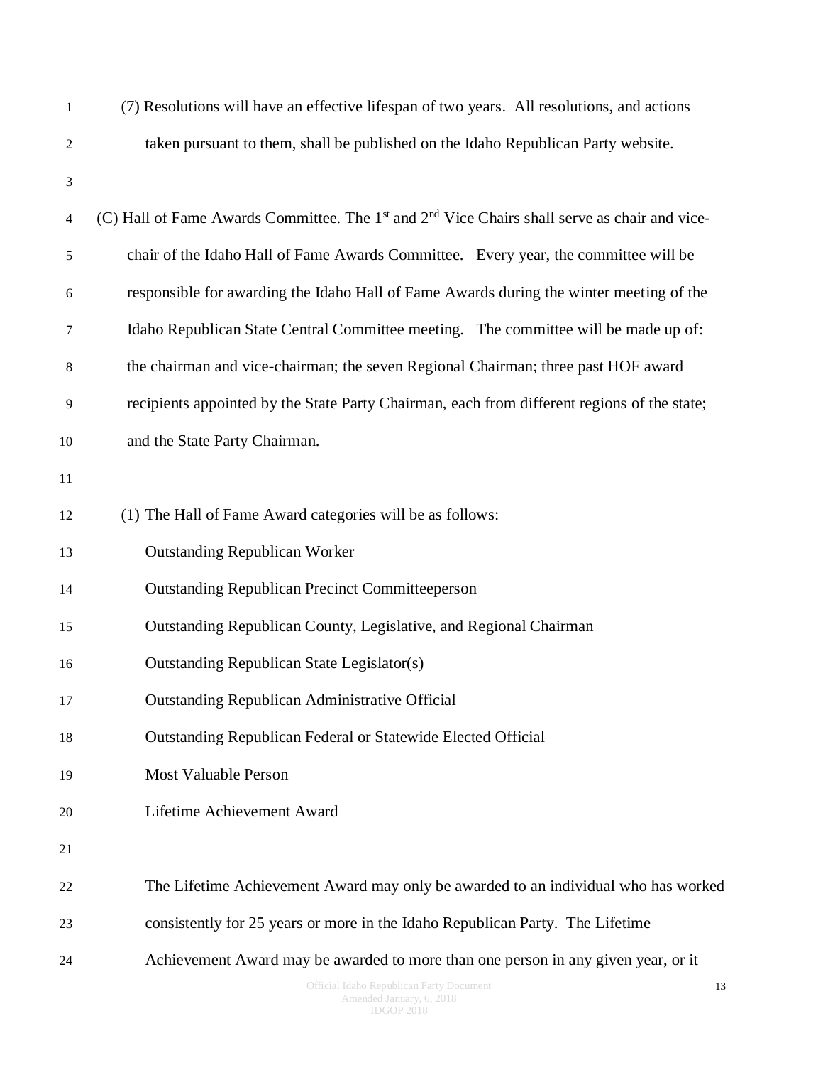(7) Resolutions will have an effective lifespan of two years. All resolutions, and actions taken pursuant to them, shall be published on the Idaho Republican Party website.

(C) Hall of Fame Awards Committee. The 1st and 2nd Vice Chairs shall serve as chair and vice-chair of the Idaho Hall of Fame Awards Committee. Every year, the committee will be responsible for awarding the Idaho Hall of Fame Awards during the winter meeting of the Idaho Republican State Central Committee meeting. The committee will be made up of: the chairman and vice-chairman; the seven Regional Chairman; three past HOF award recipients appointed by the State Party Chairman, each from different regions of the state; and the State Party Chairman.

(1) The Hall of Fame Award categories will be as follows:

Outstanding Republican Worker

Outstanding Republican Precinct Committeeperson

Outstanding Republican County, Legislative, and Regional Chairman

Outstanding Republican State Legislator(s)

Outstanding Republican Administrative Official

Outstanding Republican Federal or Statewide Elected Official

Most Valuable Person

Lifetime Achievement Award

The Lifetime Achievement Award may only be awarded to an individual who has worked consistently for 25 years or more in the Idaho Republican Party. The Lifetime Achievement Award may be awarded to more than one person in any given year, or it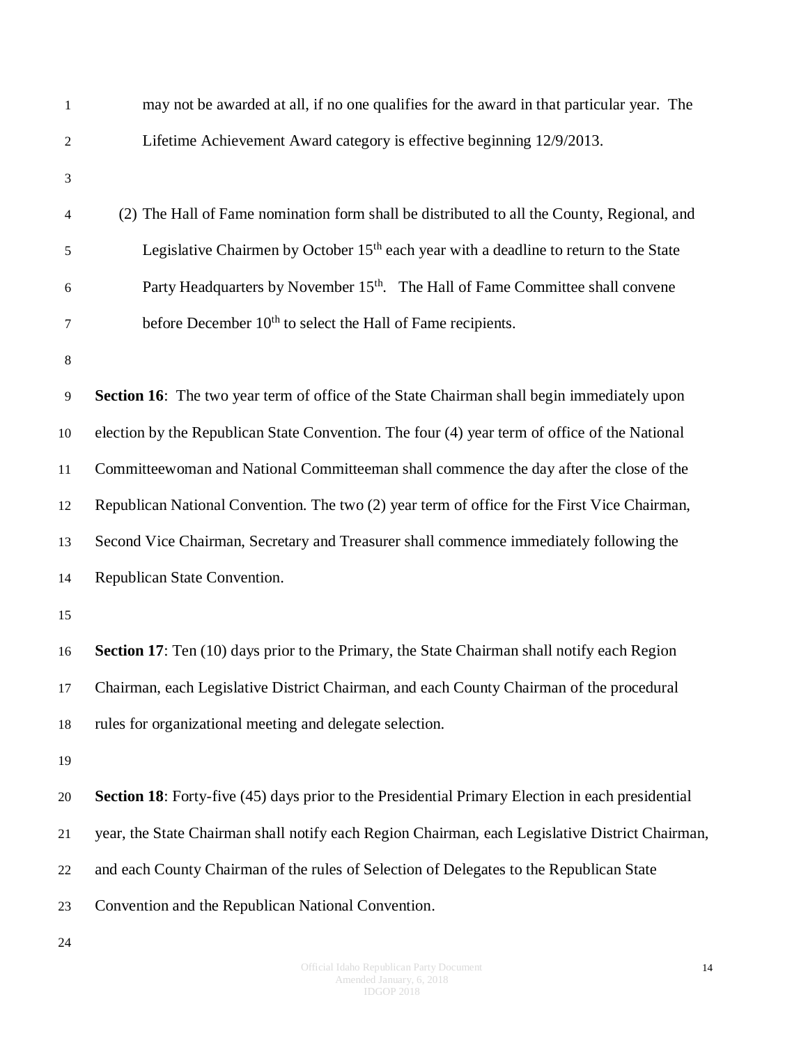may not be awarded at all, if no one qualifies for the award in that particular year. The Lifetime Achievement Award category is effective beginning 12/9/2013.

(2) The Hall of Fame nomination form shall be distributed to all the County, Regional, and Legislative Chairmen by October 15th each year with a deadline to return to the State Party Headquarters by November 15th. The Hall of Fame Committee shall convene before December 10th to select the Hall of Fame recipients.

**Section 16**: The two year term of office of the State Chairman shall begin immediately upon election by the Republican State Convention. The four (4) year term of office of the National Committeewoman and National Committeeman shall commence the day after the close of the Republican National Convention. The two (2) year term of office for the First Vice Chairman, Second Vice Chairman, Secretary and Treasurer shall commence immediately following the Republican State Convention.

**Section 17**: Ten (10) days prior to the Primary, the State Chairman shall notify each Region Chairman, each Legislative District Chairman, and each County Chairman of the procedural rules for organizational meeting and delegate selection.

**Section 18**: Forty-five (45) days prior to the Presidential Primary Election in each presidential year, the State Chairman shall notify each Region Chairman, each Legislative District Chairman, and each County Chairman of the rules of Selection of Delegates to the Republican State Convention and the Republican National Convention.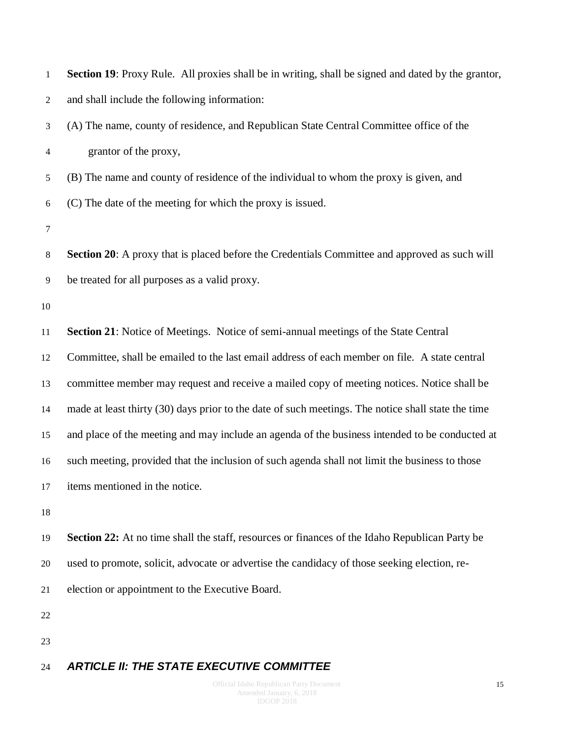**Section 19**: Proxy Rule. All proxies shall be in writing, shall be signed and dated by the grantor, and shall include the following information:

(A) The name, county of residence, and Republican State Central Committee office of the grantor of the proxy,

(B) The name and county of residence of the individual to whom the proxy is given, and

(C) The date of the meeting for which the proxy is issued.

**Section 20**: A proxy that is placed before the Credentials Committee and approved as such will be treated for all purposes as a valid proxy.

**Section 21**: Notice of Meetings. Notice of semi-annual meetings of the State Central Committee, shall be emailed to the last email address of each member on file. A state central committee member may request and receive a mailed copy of meeting notices. Notice shall be made at least thirty (30) days prior to the date of such meetings. The notice shall state the time and place of the meeting and may include an agenda of the business intended to be conducted at such meeting, provided that the inclusion of such agenda shall not limit the business to those items mentioned in the notice.

**Section 22:** At no time shall the staff, resources or finances of the Idaho Republican Party be used to promote, solicit, advocate or advertise the candidacy of those seeking election, re-election or appointment to the Executive Board.

## ***ARTICLE II: THE STATE EXECUTIVE COMMITTEE***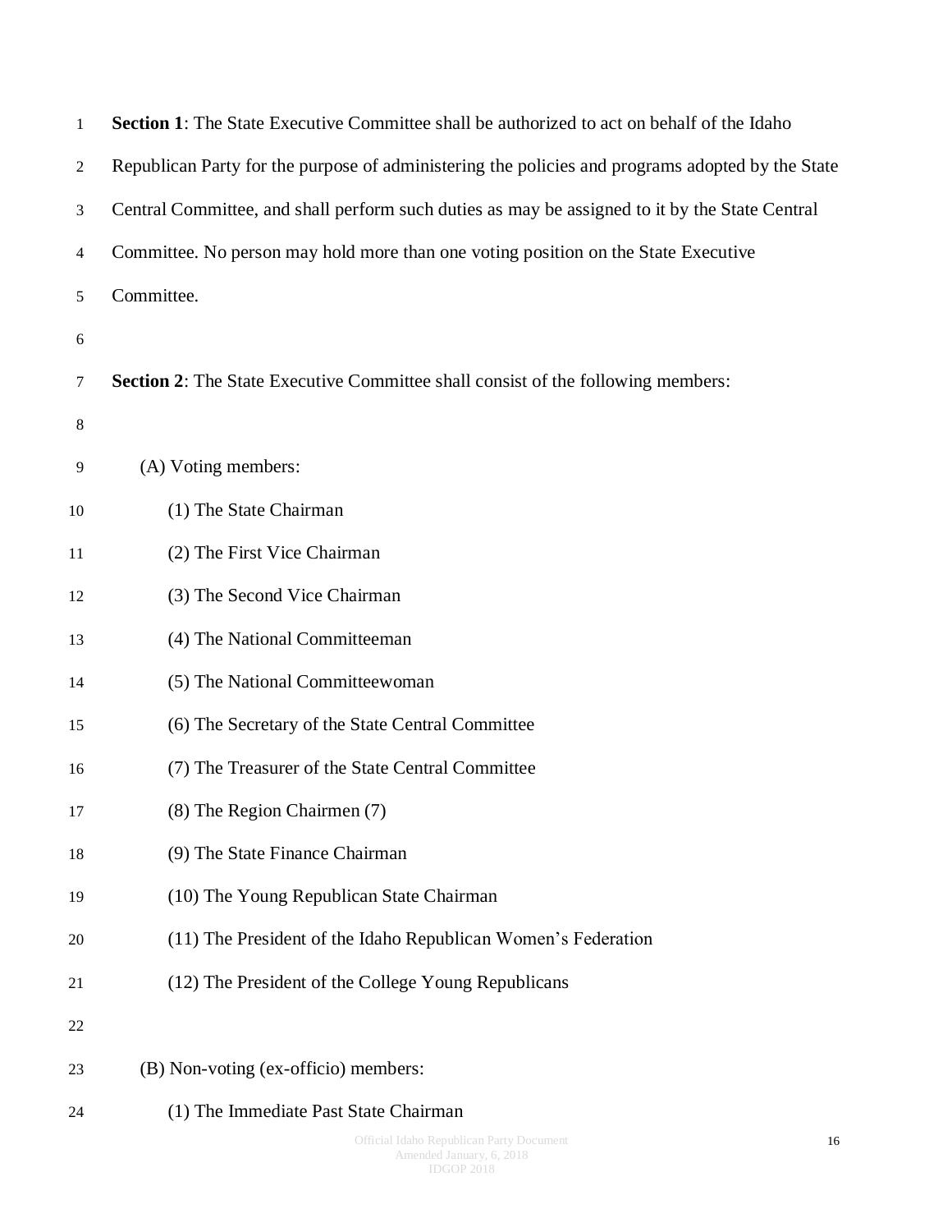**Section 1**: The State Executive Committee shall be authorized to act on behalf of the Idaho Republican Party for the purpose of administering the policies and programs adopted by the State Central Committee, and shall perform such duties as may be assigned to it by the State Central Committee. No person may hold more than one voting position on the State Executive Committee.

**Section 2**: The State Executive Committee shall consist of the following members:

(A) Voting members:

(1) The State Chairman

(2) The First Vice Chairman

(3) The Second Vice Chairman

(4) The National Committeeman

(5) The National Committeewoman

(6) The Secretary of the State Central Committee

(7) The Treasurer of the State Central Committee

(8) The Region Chairmen (7)

(9) The State Finance Chairman

(10) The Young Republican State Chairman

(11) The President of the Idaho Republican Women's Federation

(12) The President of the College Young Republicans

(B) Non-voting (ex-officio) members:

(1) The Immediate Past State Chairman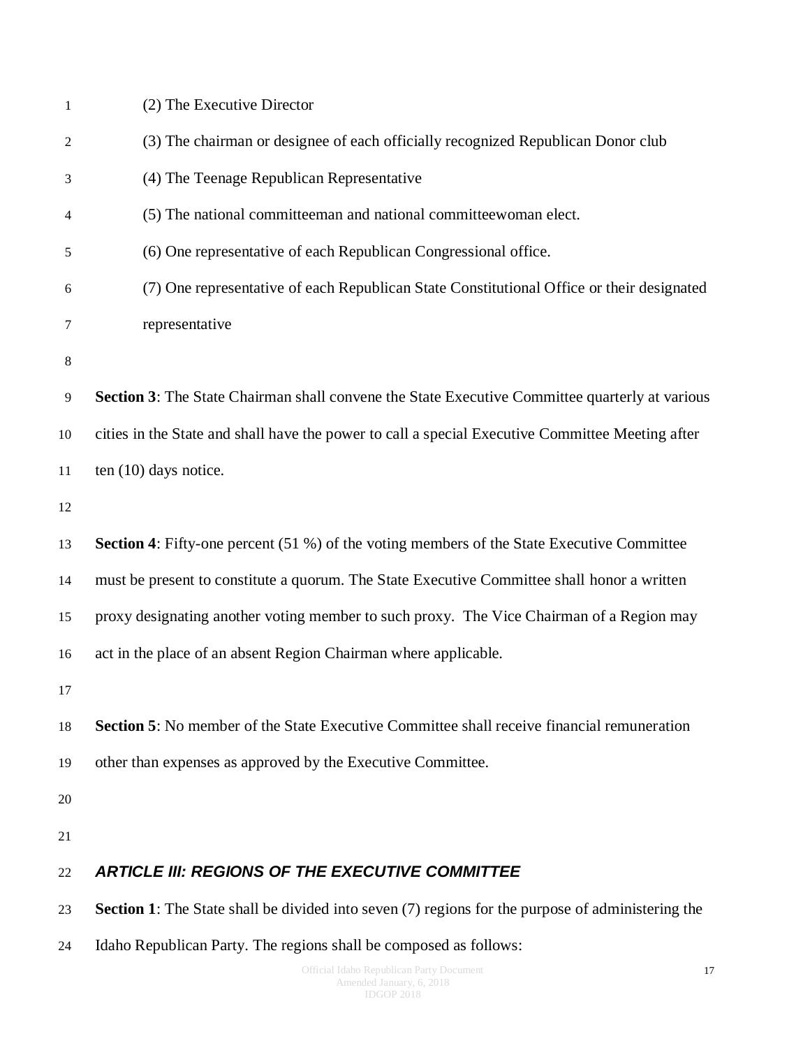(2) The Executive Director

(3) The chairman or designee of each officially recognized Republican Donor club

(4) The Teenage Republican Representative

(5) The national committeeman and national committeewoman elect.

(6) One representative of each Republican Congressional office.

(7) One representative of each Republican State Constitutional Office or their designated representative

**Section 3**: The State Chairman shall convene the State Executive Committee quarterly at various cities in the State and shall have the power to call a special Executive Committee Meeting after ten (10) days notice.

**Section 4**: Fifty-one percent (51 %) of the voting members of the State Executive Committee must be present to constitute a quorum. The State Executive Committee shall honor a written proxy designating another voting member to such proxy. The Vice Chairman of a Region may act in the place of an absent Region Chairman where applicable.

**Section 5**: No member of the State Executive Committee shall receive financial remuneration other than expenses as approved by the Executive Committee.

## *ARTICLE III: REGIONS OF THE EXECUTIVE COMMITTEE*

**Section 1**: The State shall be divided into seven (7) regions for the purpose of administering the Idaho Republican Party. The regions shall be composed as follows: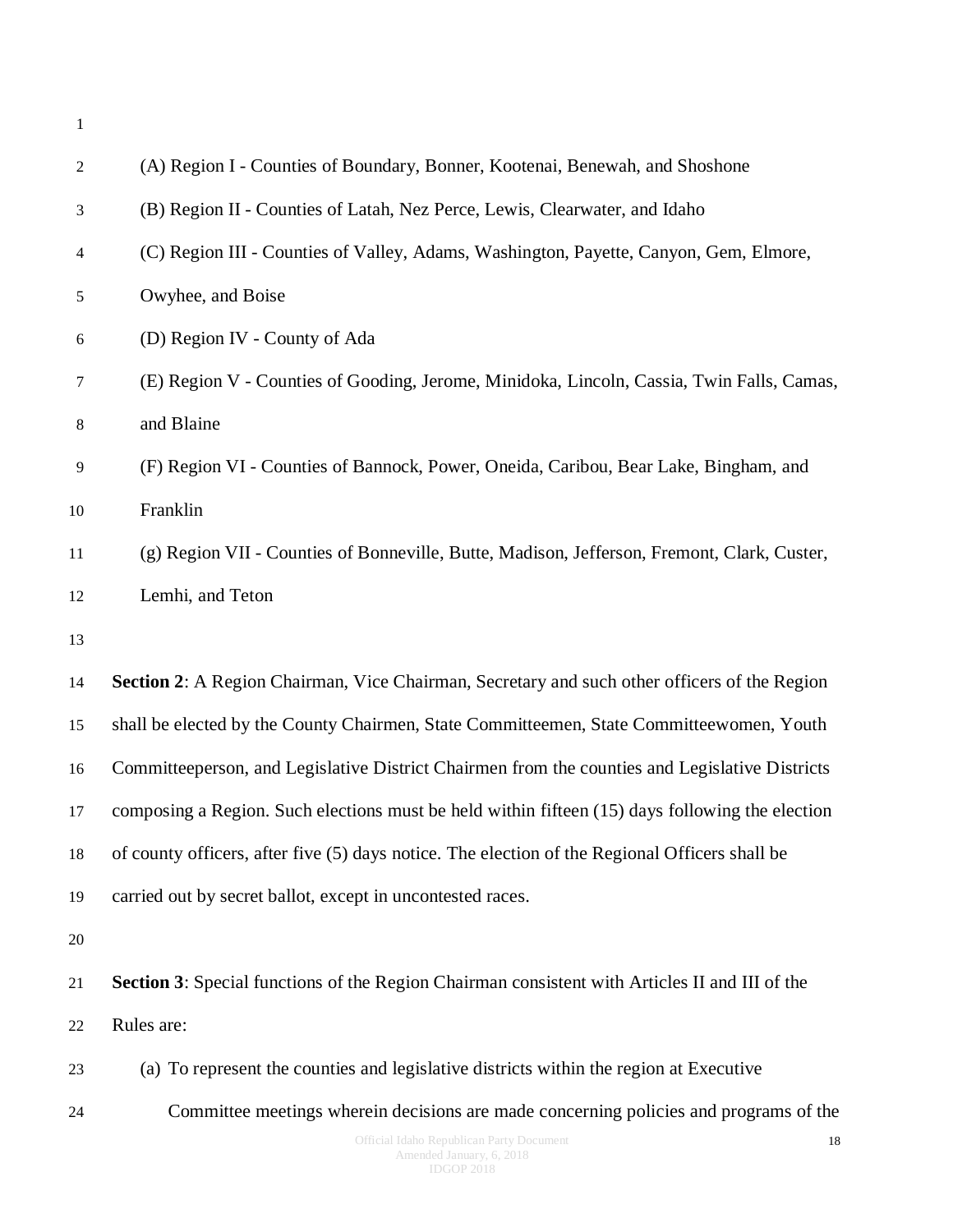(A) Region I - Counties of Boundary, Bonner, Kootenai, Benewah, and Shoshone

(B) Region II - Counties of Latah, Nez Perce, Lewis, Clearwater, and Idaho

(C) Region III - Counties of Valley, Adams, Washington, Payette, Canyon, Gem, Elmore, Owyhee, and Boise

(D) Region IV - County of Ada

(E) Region V - Counties of Gooding, Jerome, Minidoka, Lincoln, Cassia, Twin Falls, Camas, and Blaine

(F) Region VI - Counties of Bannock, Power, Oneida, Caribou, Bear Lake, Bingham, and Franklin

(g) Region VII - Counties of Bonneville, Butte, Madison, Jefferson, Fremont, Clark, Custer, Lemhi, and Teton

**Section 2**: A Region Chairman, Vice Chairman, Secretary and such other officers of the Region shall be elected by the County Chairmen, State Committeemen, State Committeewomen, Youth Committeeperson, and Legislative District Chairmen from the counties and Legislative Districts composing a Region. Such elections must be held within fifteen (15) days following the election of county officers, after five (5) days notice. The election of the Regional Officers shall be carried out by secret ballot, except in uncontested races.

**Section 3**: Special functions of the Region Chairman consistent with Articles II and III of the Rules are:

(a) To represent the counties and legislative districts within the region at Executive Committee meetings wherein decisions are made concerning policies and programs of the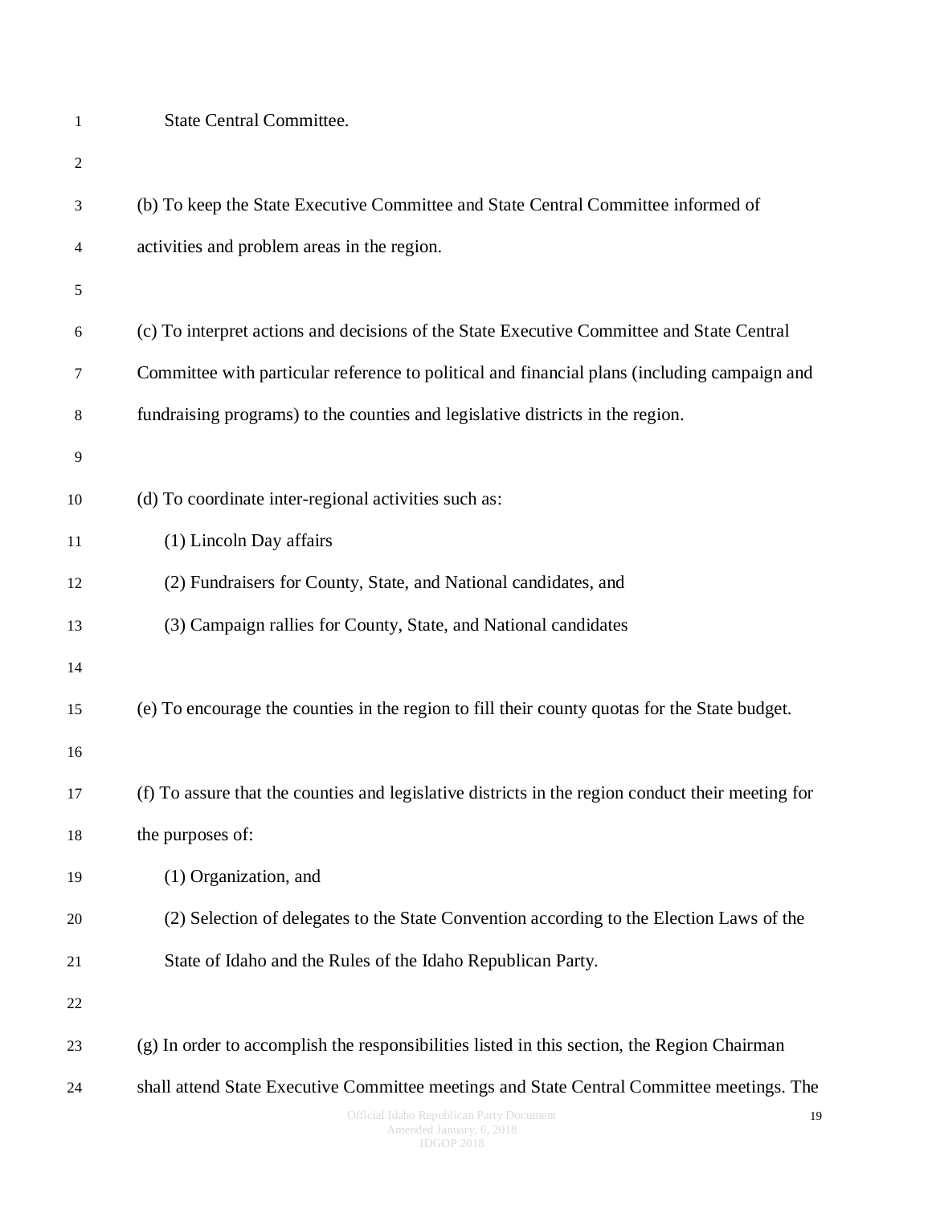State Central Committee.

(b) To keep the State Executive Committee and State Central Committee informed of activities and problem areas in the region.

(c) To interpret actions and decisions of the State Executive Committee and State Central Committee with particular reference to political and financial plans (including campaign and fundraising programs) to the counties and legislative districts in the region.

(d) To coordinate inter-regional activities such as:

(1) Lincoln Day affairs

(2) Fundraisers for County, State, and National candidates, and

(3) Campaign rallies for County, State, and National candidates

(e) To encourage the counties in the region to fill their county quotas for the State budget.

(f) To assure that the counties and legislative districts in the region conduct their meeting for the purposes of:

(1) Organization, and

(2) Selection of delegates to the State Convention according to the Election Laws of the State of Idaho and the Rules of the Idaho Republican Party.

(g) In order to accomplish the responsibilities listed in this section, the Region Chairman shall attend State Executive Committee meetings and State Central Committee meetings. The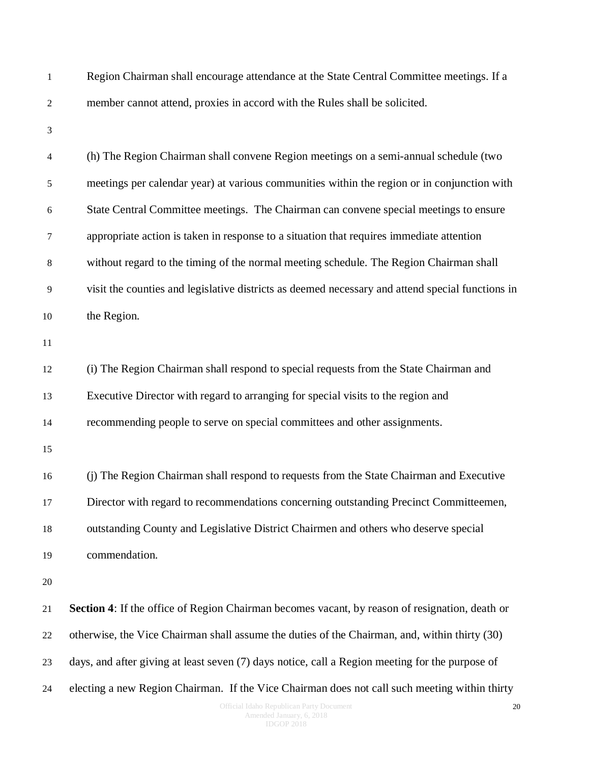Region Chairman shall encourage attendance at the State Central Committee meetings. If a member cannot attend, proxies in accord with the Rules shall be solicited.

(h) The Region Chairman shall convene Region meetings on a semi-annual schedule (two meetings per calendar year) at various communities within the region or in conjunction with State Central Committee meetings. The Chairman can convene special meetings to ensure appropriate action is taken in response to a situation that requires immediate attention without regard to the timing of the normal meeting schedule. The Region Chairman shall visit the counties and legislative districts as deemed necessary and attend special functions in the Region.

(i) The Region Chairman shall respond to special requests from the State Chairman and Executive Director with regard to arranging for special visits to the region and recommending people to serve on special committees and other assignments.

(j) The Region Chairman shall respond to requests from the State Chairman and Executive Director with regard to recommendations concerning outstanding Precinct Committeemen, outstanding County and Legislative District Chairmen and others who deserve special commendation.

**Section 4**: If the office of Region Chairman becomes vacant, by reason of resignation, death or otherwise, the Vice Chairman shall assume the duties of the Chairman, and, within thirty (30) days, and after giving at least seven (7) days notice, call a Region meeting for the purpose of electing a new Region Chairman. If the Vice Chairman does not call such meeting within thirty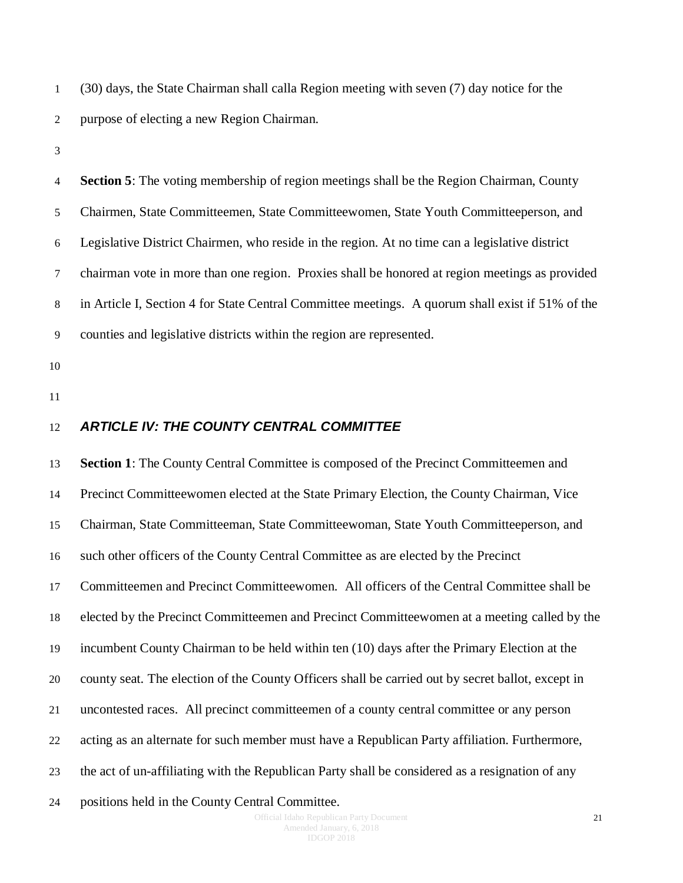(30) days, the State Chairman shall calla Region meeting with seven (7) day notice for the purpose of electing a new Region Chairman.

**Section 5**: The voting membership of region meetings shall be the Region Chairman, County Chairmen, State Committeemen, State Committeewomen, State Youth Committeeperson, and Legislative District Chairmen, who reside in the region. At no time can a legislative district chairman vote in more than one region. Proxies shall be honored at region meetings as provided in Article I, Section 4 for State Central Committee meetings. A quorum shall exist if 51% of the counties and legislative districts within the region are represented.

## *ARTICLE IV: THE COUNTY CENTRAL COMMITTEE*

**Section 1**: The County Central Committee is composed of the Precinct Committeemen and Precinct Committeewomen elected at the State Primary Election, the County Chairman, Vice Chairman, State Committeeman, State Committeewoman, State Youth Committeeperson, and such other officers of the County Central Committee as are elected by the Precinct Committeemen and Precinct Committeewomen. All officers of the Central Committee shall be elected by the Precinct Committeemen and Precinct Committeewomen at a meeting called by the incumbent County Chairman to be held within ten (10) days after the Primary Election at the county seat. The election of the County Officers shall be carried out by secret ballot, except in uncontested races. All precinct committeemen of a county central committee or any person acting as an alternate for such member must have a Republican Party affiliation. Furthermore, the act of un-affiliating with the Republican Party shall be considered as a resignation of any positions held in the County Central Committee.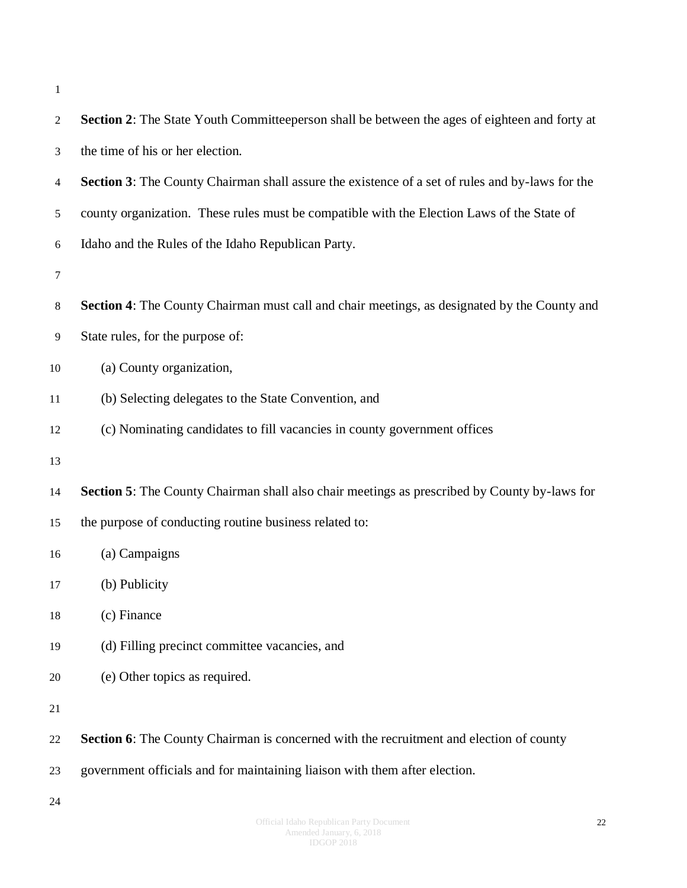**Section 2**: The State Youth Committeeperson shall be between the ages of eighteen and forty at the time of his or her election.

**Section 3**: The County Chairman shall assure the existence of a set of rules and by-laws for the county organization. These rules must be compatible with the Election Laws of the State of Idaho and the Rules of the Idaho Republican Party.

**Section 4**: The County Chairman must call and chair meetings, as designated by the County and State rules, for the purpose of:

(a) County organization,

(b) Selecting delegates to the State Convention, and

(c) Nominating candidates to fill vacancies in county government offices

**Section 5**: The County Chairman shall also chair meetings as prescribed by County by-laws for the purpose of conducting routine business related to:

(a) Campaigns

(b) Publicity

(c) Finance

(d) Filling precinct committee vacancies, and

(e) Other topics as required.

**Section 6**: The County Chairman is concerned with the recruitment and election of county government officials and for maintaining liaison with them after election.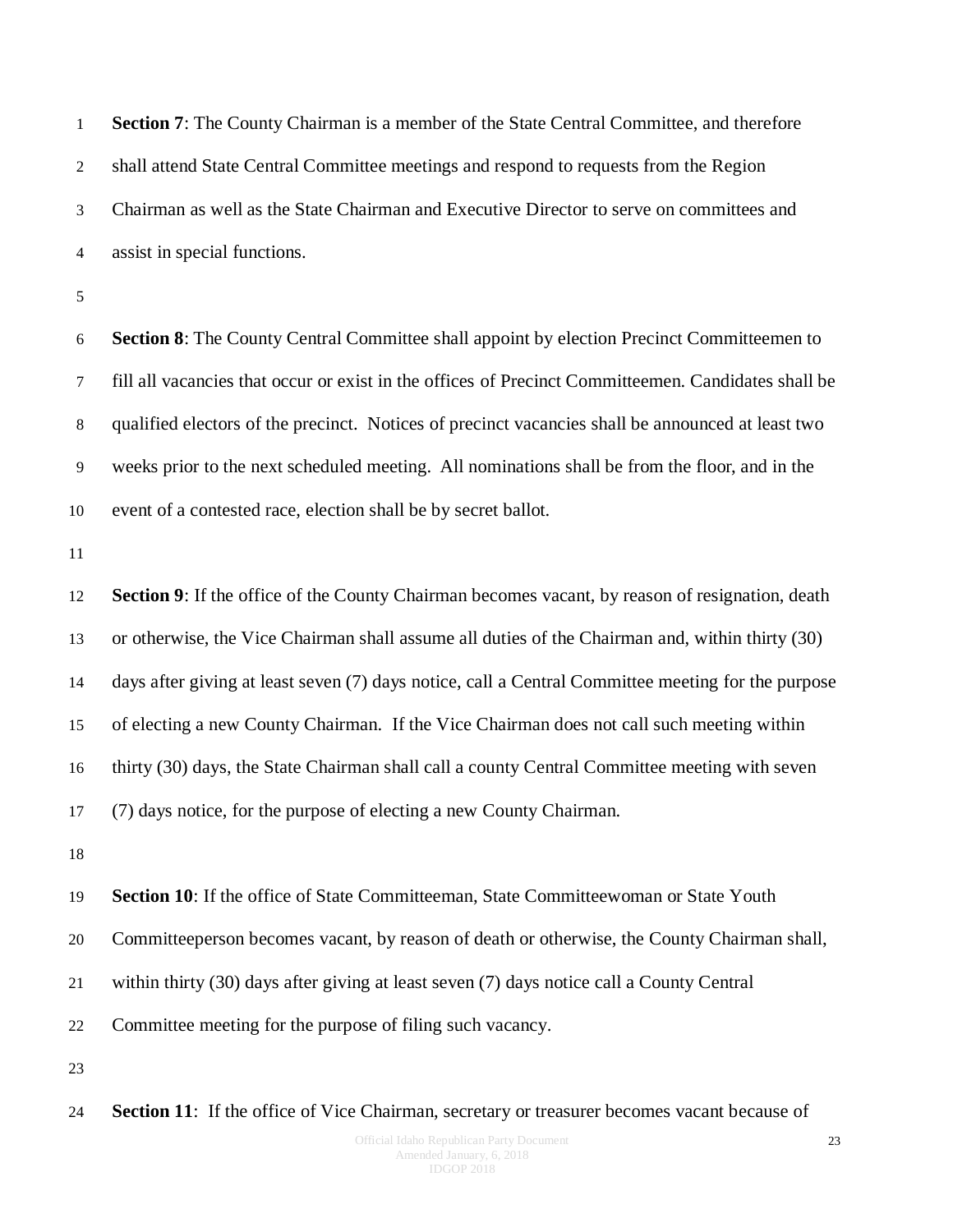**Section 7**: The County Chairman is a member of the State Central Committee, and therefore shall attend State Central Committee meetings and respond to requests from the Region Chairman as well as the State Chairman and Executive Director to serve on committees and assist in special functions.

**Section 8**: The County Central Committee shall appoint by election Precinct Committeemen to fill all vacancies that occur or exist in the offices of Precinct Committeemen. Candidates shall be qualified electors of the precinct. Notices of precinct vacancies shall be announced at least two weeks prior to the next scheduled meeting. All nominations shall be from the floor, and in the event of a contested race, election shall be by secret ballot.

**Section 9**: If the office of the County Chairman becomes vacant, by reason of resignation, death or otherwise, the Vice Chairman shall assume all duties of the Chairman and, within thirty (30) days after giving at least seven (7) days notice, call a Central Committee meeting for the purpose of electing a new County Chairman. If the Vice Chairman does not call such meeting within thirty (30) days, the State Chairman shall call a county Central Committee meeting with seven (7) days notice, for the purpose of electing a new County Chairman.

**Section 10**: If the office of State Committeeman, State Committeewoman or State Youth Committeeperson becomes vacant, by reason of death or otherwise, the County Chairman shall, within thirty (30) days after giving at least seven (7) days notice call a County Central Committee meeting for the purpose of filing such vacancy.

**Section 11**: If the office of Vice Chairman, secretary or treasurer becomes vacant because of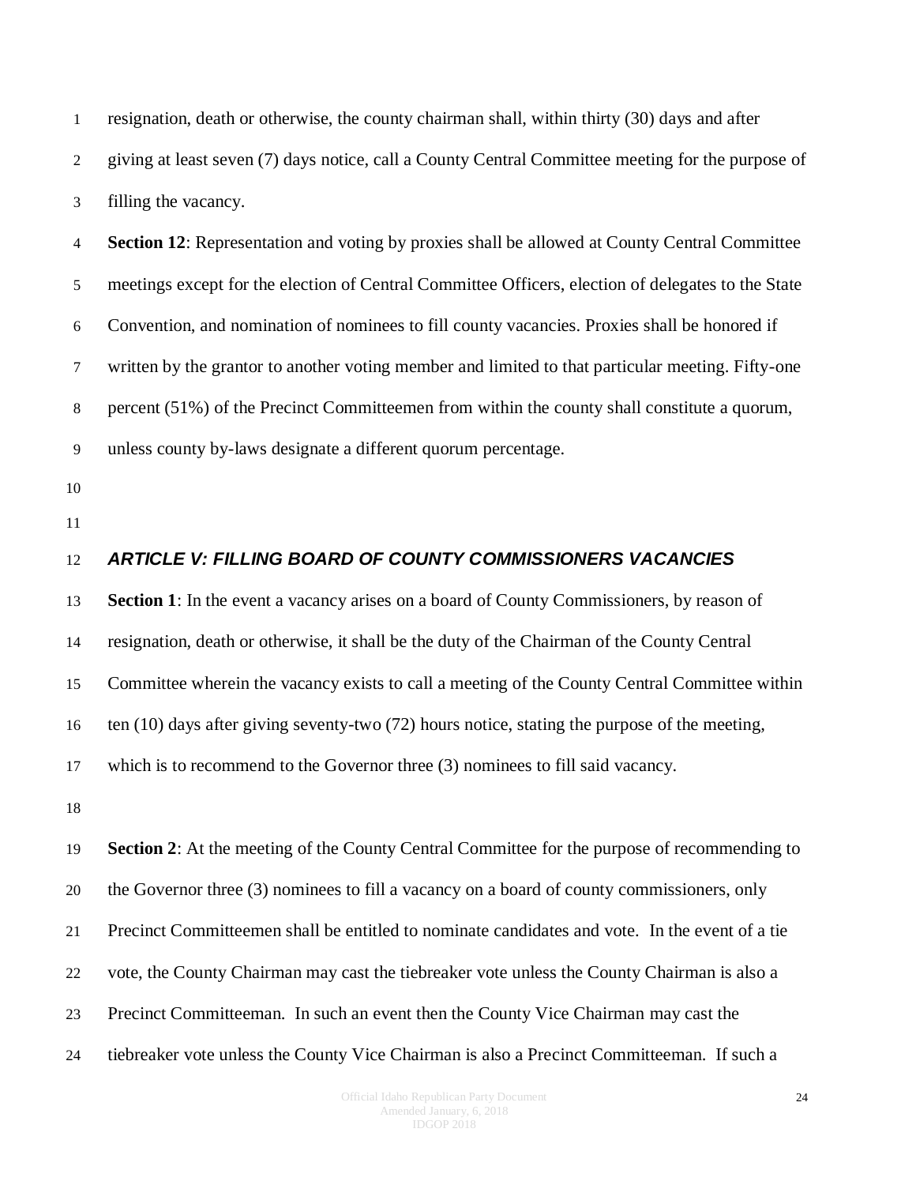resignation, death or otherwise, the county chairman shall, within thirty (30) days and after giving at least seven (7) days notice, call a County Central Committee meeting for the purpose of filling the vacancy.

**Section 12**: Representation and voting by proxies shall be allowed at County Central Committee meetings except for the election of Central Committee Officers, election of delegates to the State Convention, and nomination of nominees to fill county vacancies. Proxies shall be honored if written by the grantor to another voting member and limited to that particular meeting. Fifty-one percent (51%) of the Precinct Committeemen from within the county shall constitute a quorum, unless county by-laws designate a different quorum percentage.

## *ARTICLE V: FILLING BOARD OF COUNTY COMMISSIONERS VACANCIES*

**Section 1**: In the event a vacancy arises on a board of County Commissioners, by reason of resignation, death or otherwise, it shall be the duty of the Chairman of the County Central Committee wherein the vacancy exists to call a meeting of the County Central Committee within ten (10) days after giving seventy-two (72) hours notice, stating the purpose of the meeting, which is to recommend to the Governor three (3) nominees to fill said vacancy.

**Section 2**: At the meeting of the County Central Committee for the purpose of recommending to the Governor three (3) nominees to fill a vacancy on a board of county commissioners, only Precinct Committeemen shall be entitled to nominate candidates and vote. In the event of a tie vote, the County Chairman may cast the tiebreaker vote unless the County Chairman is also a Precinct Committeeman. In such an event then the County Vice Chairman may cast the tiebreaker vote unless the County Vice Chairman is also a Precinct Committeeman. If such a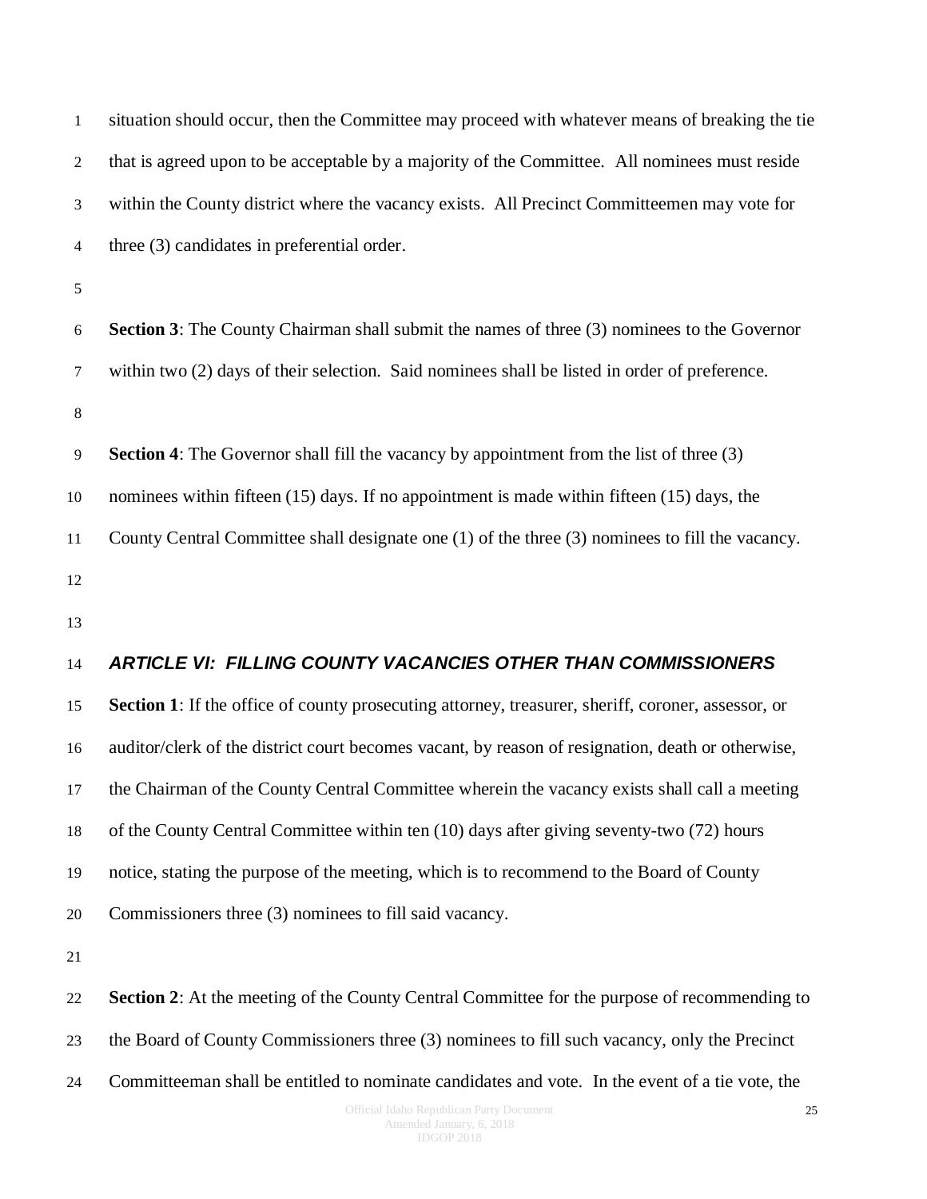situation should occur, then the Committee may proceed with whatever means of breaking the tie that is agreed upon to be acceptable by a majority of the Committee. All nominees must reside within the County district where the vacancy exists. All Precinct Committeemen may vote for three (3) candidates in preferential order.

**Section 3**: The County Chairman shall submit the names of three (3) nominees to the Governor within two (2) days of their selection. Said nominees shall be listed in order of preference.

**Section 4**: The Governor shall fill the vacancy by appointment from the list of three (3) nominees within fifteen (15) days. If no appointment is made within fifteen (15) days, the County Central Committee shall designate one (1) of the three (3) nominees to fill the vacancy.

## *ARTICLE VI: FILLING COUNTY VACANCIES OTHER THAN COMMISSIONERS*

**Section 1**: If the office of county prosecuting attorney, treasurer, sheriff, coroner, assessor, or auditor/clerk of the district court becomes vacant, by reason of resignation, death or otherwise, the Chairman of the County Central Committee wherein the vacancy exists shall call a meeting of the County Central Committee within ten (10) days after giving seventy-two (72) hours notice, stating the purpose of the meeting, which is to recommend to the Board of County Commissioners three (3) nominees to fill said vacancy.

**Section 2**: At the meeting of the County Central Committee for the purpose of recommending to the Board of County Commissioners three (3) nominees to fill such vacancy, only the Precinct Committeeman shall be entitled to nominate candidates and vote. In the event of a tie vote, the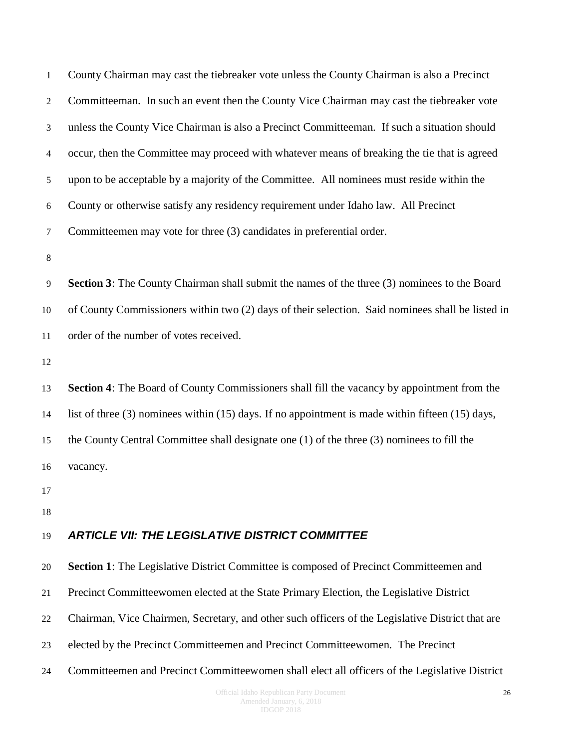County Chairman may cast the tiebreaker vote unless the County Chairman is also a Precinct Committeeman. In such an event then the County Vice Chairman may cast the tiebreaker vote unless the County Vice Chairman is also a Precinct Committeeman. If such a situation should occur, then the Committee may proceed with whatever means of breaking the tie that is agreed upon to be acceptable by a majority of the Committee. All nominees must reside within the County or otherwise satisfy any residency requirement under Idaho law. All Precinct Committeemen may vote for three (3) candidates in preferential order.

**Section 3**: The County Chairman shall submit the names of the three (3) nominees to the Board of County Commissioners within two (2) days of their selection. Said nominees shall be listed in order of the number of votes received.

**Section 4**: The Board of County Commissioners shall fill the vacancy by appointment from the list of three (3) nominees within (15) days. If no appointment is made within fifteen (15) days, the County Central Committee shall designate one (1) of the three (3) nominees to fill the vacancy.

## *ARTICLE VII: THE LEGISLATIVE DISTRICT COMMITTEE*

**Section 1**: The Legislative District Committee is composed of Precinct Committeemen and Precinct Committeewomen elected at the State Primary Election, the Legislative District Chairman, Vice Chairmen, Secretary, and other such officers of the Legislative District that are elected by the Precinct Committeemen and Precinct Committeewomen. The Precinct Committeemen and Precinct Committeewomen shall elect all officers of the Legislative District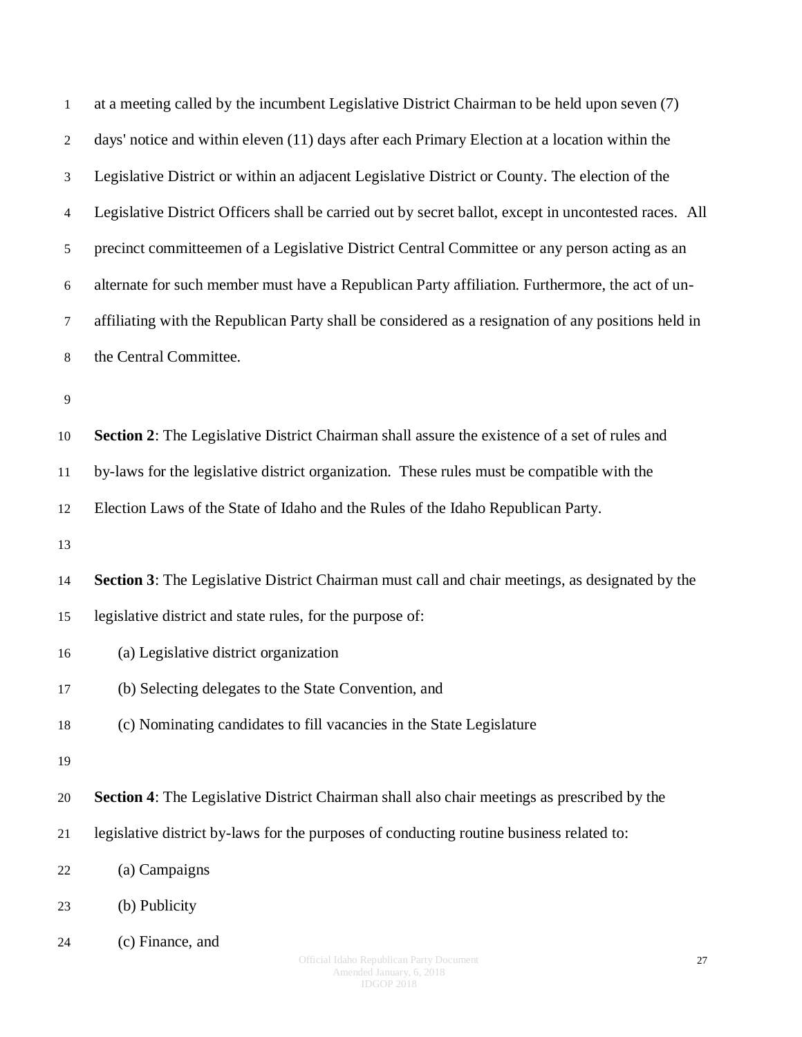at a meeting called by the incumbent Legislative District Chairman to be held upon seven (7) days' notice and within eleven (11) days after each Primary Election at a location within the Legislative District or within an adjacent Legislative District or County. The election of the Legislative District Officers shall be carried out by secret ballot, except in uncontested races. All precinct committeemen of a Legislative District Central Committee or any person acting as an alternate for such member must have a Republican Party affiliation. Furthermore, the act of un-affiliating with the Republican Party shall be considered as a resignation of any positions held in the Central Committee.

**Section 2**: The Legislative District Chairman shall assure the existence of a set of rules and by-laws for the legislative district organization. These rules must be compatible with the Election Laws of the State of Idaho and the Rules of the Idaho Republican Party.

**Section 3**: The Legislative District Chairman must call and chair meetings, as designated by the legislative district and state rules, for the purpose of:

(a) Legislative district organization

(b) Selecting delegates to the State Convention, and

(c) Nominating candidates to fill vacancies in the State Legislature

**Section 4**: The Legislative District Chairman shall also chair meetings as prescribed by the legislative district by-laws for the purposes of conducting routine business related to:

(a) Campaigns

(b) Publicity

(c) Finance, and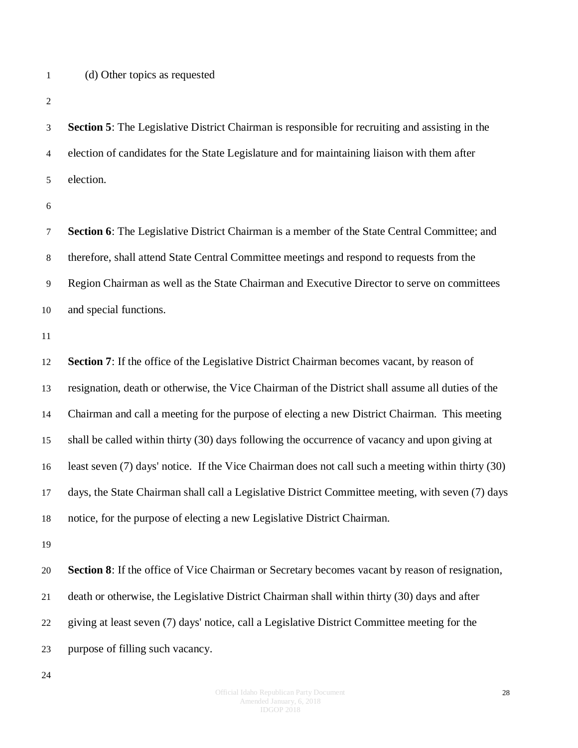(d) Other topics as requested

**Section 5**: The Legislative District Chairman is responsible for recruiting and assisting in the election of candidates for the State Legislature and for maintaining liaison with them after election.

**Section 6**: The Legislative District Chairman is a member of the State Central Committee; and therefore, shall attend State Central Committee meetings and respond to requests from the Region Chairman as well as the State Chairman and Executive Director to serve on committees and special functions.

**Section 7**: If the office of the Legislative District Chairman becomes vacant, by reason of resignation, death or otherwise, the Vice Chairman of the District shall assume all duties of the Chairman and call a meeting for the purpose of electing a new District Chairman. This meeting shall be called within thirty (30) days following the occurrence of vacancy and upon giving at least seven (7) days' notice. If the Vice Chairman does not call such a meeting within thirty (30) days, the State Chairman shall call a Legislative District Committee meeting, with seven (7) days notice, for the purpose of electing a new Legislative District Chairman.

**Section 8**: If the office of Vice Chairman or Secretary becomes vacant by reason of resignation, death or otherwise, the Legislative District Chairman shall within thirty (30) days and after giving at least seven (7) days' notice, call a Legislative District Committee meeting for the purpose of filling such vacancy.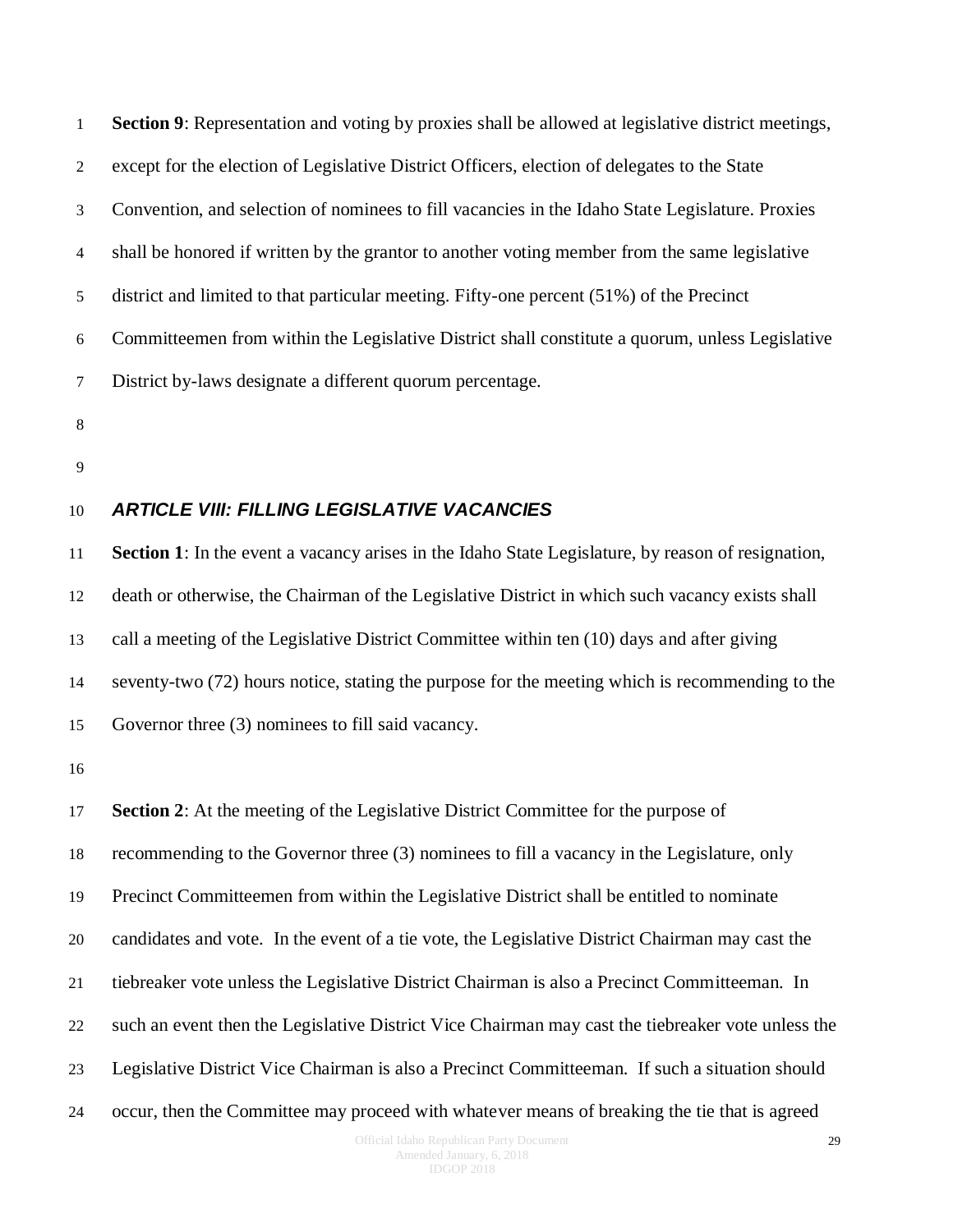**Section 9**: Representation and voting by proxies shall be allowed at legislative district meetings, except for the election of Legislative District Officers, election of delegates to the State Convention, and selection of nominees to fill vacancies in the Idaho State Legislature. Proxies shall be honored if written by the grantor to another voting member from the same legislative district and limited to that particular meeting. Fifty-one percent (51%) of the Precinct Committeemen from within the Legislative District shall constitute a quorum, unless Legislative District by-laws designate a different quorum percentage.

## *ARTICLE VIII: FILLING LEGISLATIVE VACANCIES*

**Section 1**: In the event a vacancy arises in the Idaho State Legislature, by reason of resignation, death or otherwise, the Chairman of the Legislative District in which such vacancy exists shall call a meeting of the Legislative District Committee within ten (10) days and after giving seventy-two (72) hours notice, stating the purpose for the meeting which is recommending to the Governor three (3) nominees to fill said vacancy.

**Section 2**: At the meeting of the Legislative District Committee for the purpose of recommending to the Governor three (3) nominees to fill a vacancy in the Legislature, only Precinct Committeemen from within the Legislative District shall be entitled to nominate candidates and vote. In the event of a tie vote, the Legislative District Chairman may cast the tiebreaker vote unless the Legislative District Chairman is also a Precinct Committeeman. In such an event then the Legislative District Vice Chairman may cast the tiebreaker vote unless the Legislative District Vice Chairman is also a Precinct Committeeman. If such a situation should occur, then the Committee may proceed with whatever means of breaking the tie that is agreed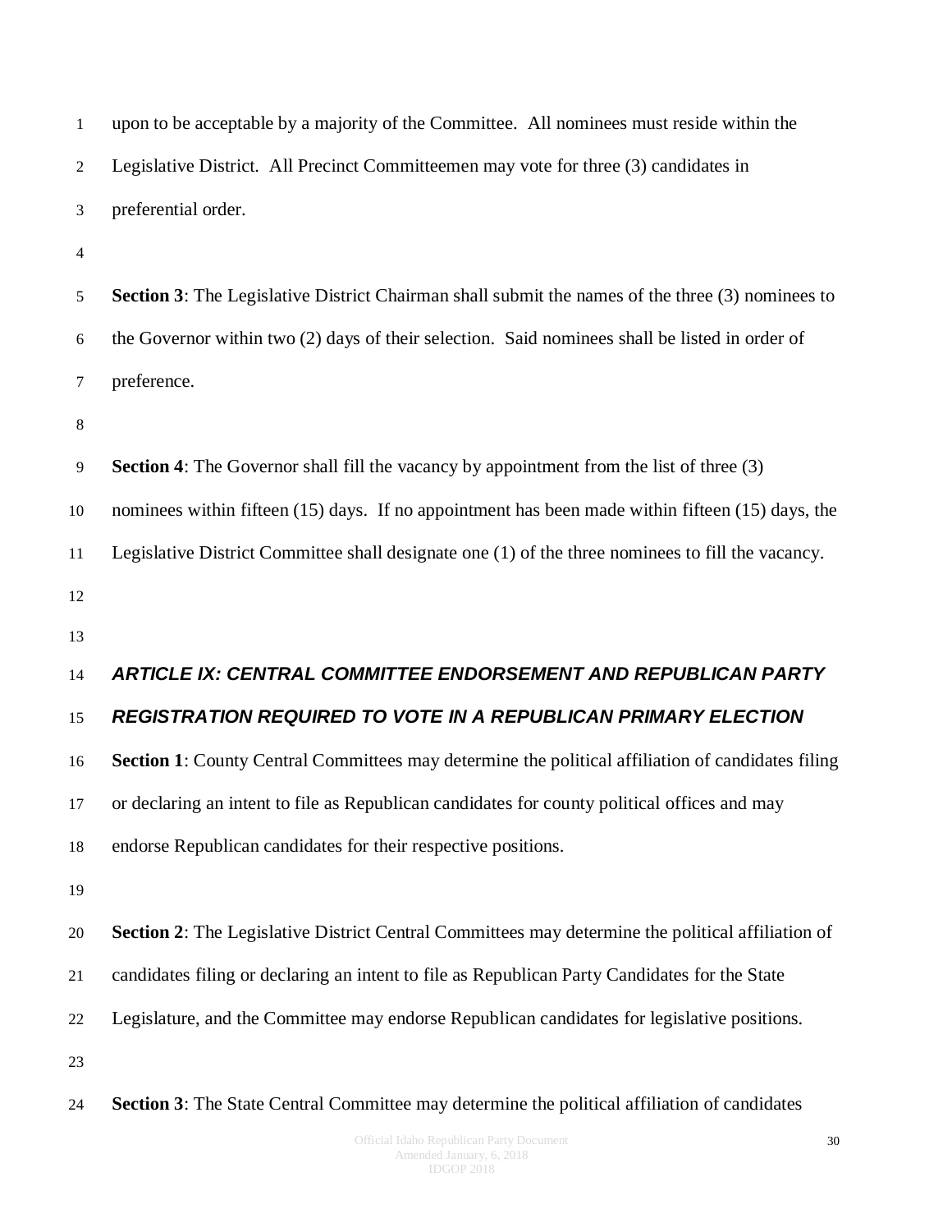upon to be acceptable by a majority of the Committee. All nominees must reside within the Legislative District. All Precinct Committeemen may vote for three (3) candidates in preferential order.

**Section 3**: The Legislative District Chairman shall submit the names of the three (3) nominees to the Governor within two (2) days of their selection. Said nominees shall be listed in order of preference.

**Section 4**: The Governor shall fill the vacancy by appointment from the list of three (3) nominees within fifteen (15) days. If no appointment has been made within fifteen (15) days, the Legislative District Committee shall designate one (1) of the three nominees to fill the vacancy.

## *ARTICLE IX: CENTRAL COMMITTEE ENDORSEMENT AND REPUBLICAN PARTY REGISTRATION REQUIRED TO VOTE IN A REPUBLICAN PRIMARY ELECTION*

**Section 1**: County Central Committees may determine the political affiliation of candidates filing or declaring an intent to file as Republican candidates for county political offices and may endorse Republican candidates for their respective positions.

**Section 2**: The Legislative District Central Committees may determine the political affiliation of candidates filing or declaring an intent to file as Republican Party Candidates for the State Legislature, and the Committee may endorse Republican candidates for legislative positions.

**Section 3**: The State Central Committee may determine the political affiliation of candidates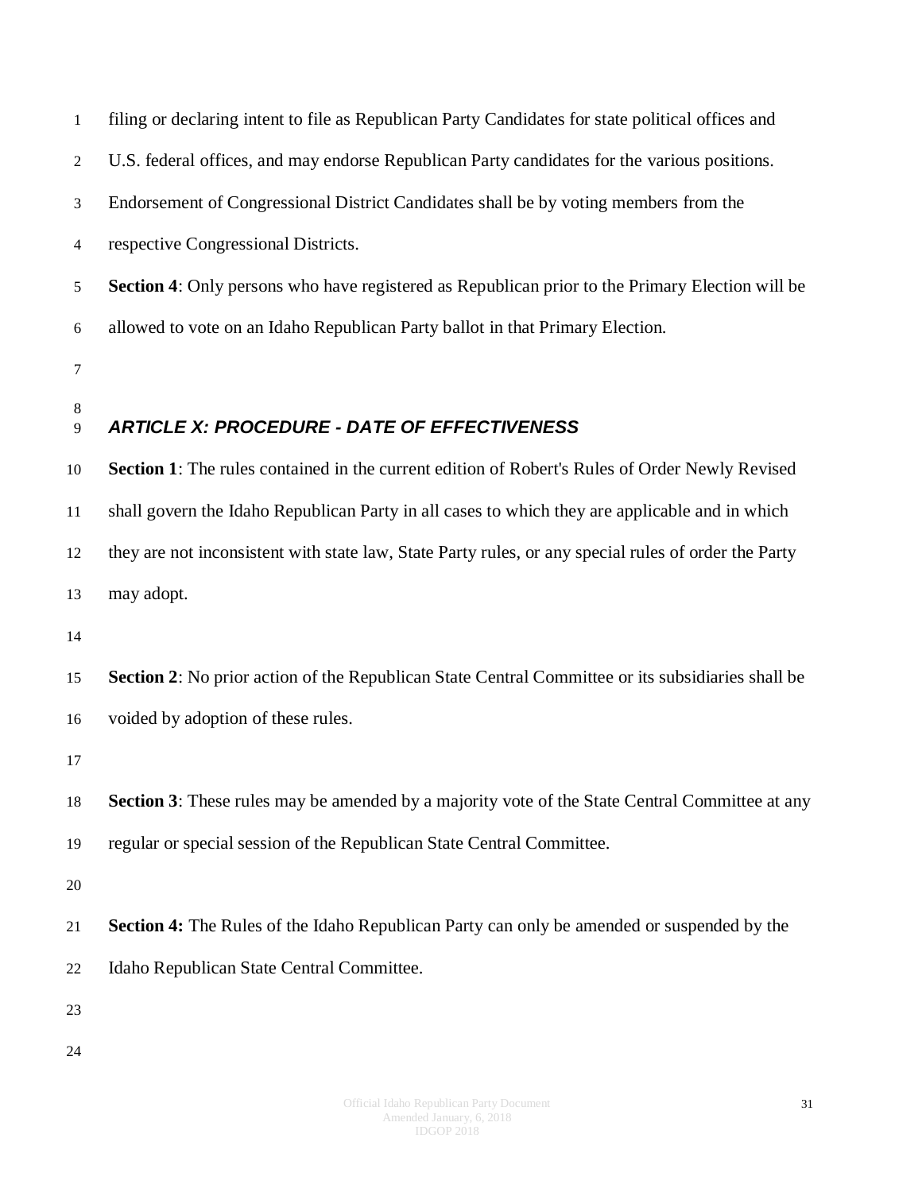filing or declaring intent to file as Republican Party Candidates for state political offices and U.S. federal offices, and may endorse Republican Party candidates for the various positions. Endorsement of Congressional District Candidates shall be by voting members from the respective Congressional Districts.

**Section 4**: Only persons who have registered as Republican prior to the Primary Election will be allowed to vote on an Idaho Republican Party ballot in that Primary Election.

## *ARTICLE X: PROCEDURE - DATE OF EFFECTIVENESS*

**Section 1**: The rules contained in the current edition of Robert's Rules of Order Newly Revised shall govern the Idaho Republican Party in all cases to which they are applicable and in which they are not inconsistent with state law, State Party rules, or any special rules of order the Party may adopt.

**Section 2**: No prior action of the Republican State Central Committee or its subsidiaries shall be voided by adoption of these rules.

**Section 3**: These rules may be amended by a majority vote of the State Central Committee at any regular or special session of the Republican State Central Committee.

**Section 4:** The Rules of the Idaho Republican Party can only be amended or suspended by the Idaho Republican State Central Committee.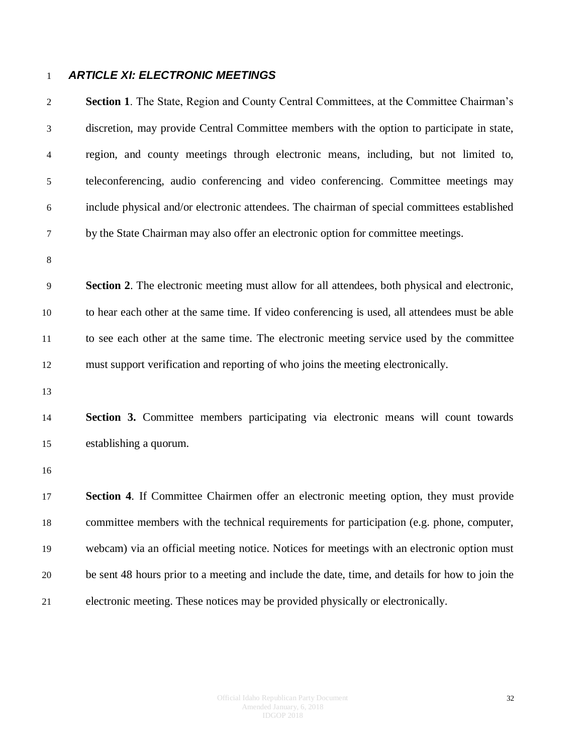## *ARTICLE XI: ELECTRONIC MEETINGS*

**Section 1**. The State, Region and County Central Committees, at the Committee Chairman's discretion, may provide Central Committee members with the option to participate in state, region, and county meetings through electronic means, including, but not limited to, teleconferencing, audio conferencing and video conferencing. Committee meetings may include physical and/or electronic attendees. The chairman of special committees established by the State Chairman may also offer an electronic option for committee meetings.

**Section 2**. The electronic meeting must allow for all attendees, both physical and electronic, to hear each other at the same time. If video conferencing is used, all attendees must be able to see each other at the same time. The electronic meeting service used by the committee must support verification and reporting of who joins the meeting electronically.

**Section 3.** Committee members participating via electronic means will count towards establishing a quorum.

**Section 4**. If Committee Chairmen offer an electronic meeting option, they must provide committee members with the technical requirements for participation (e.g. phone, computer, webcam) via an official meeting notice. Notices for meetings with an electronic option must be sent 48 hours prior to a meeting and include the date, time, and details for how to join the electronic meeting. These notices may be provided physically or electronically.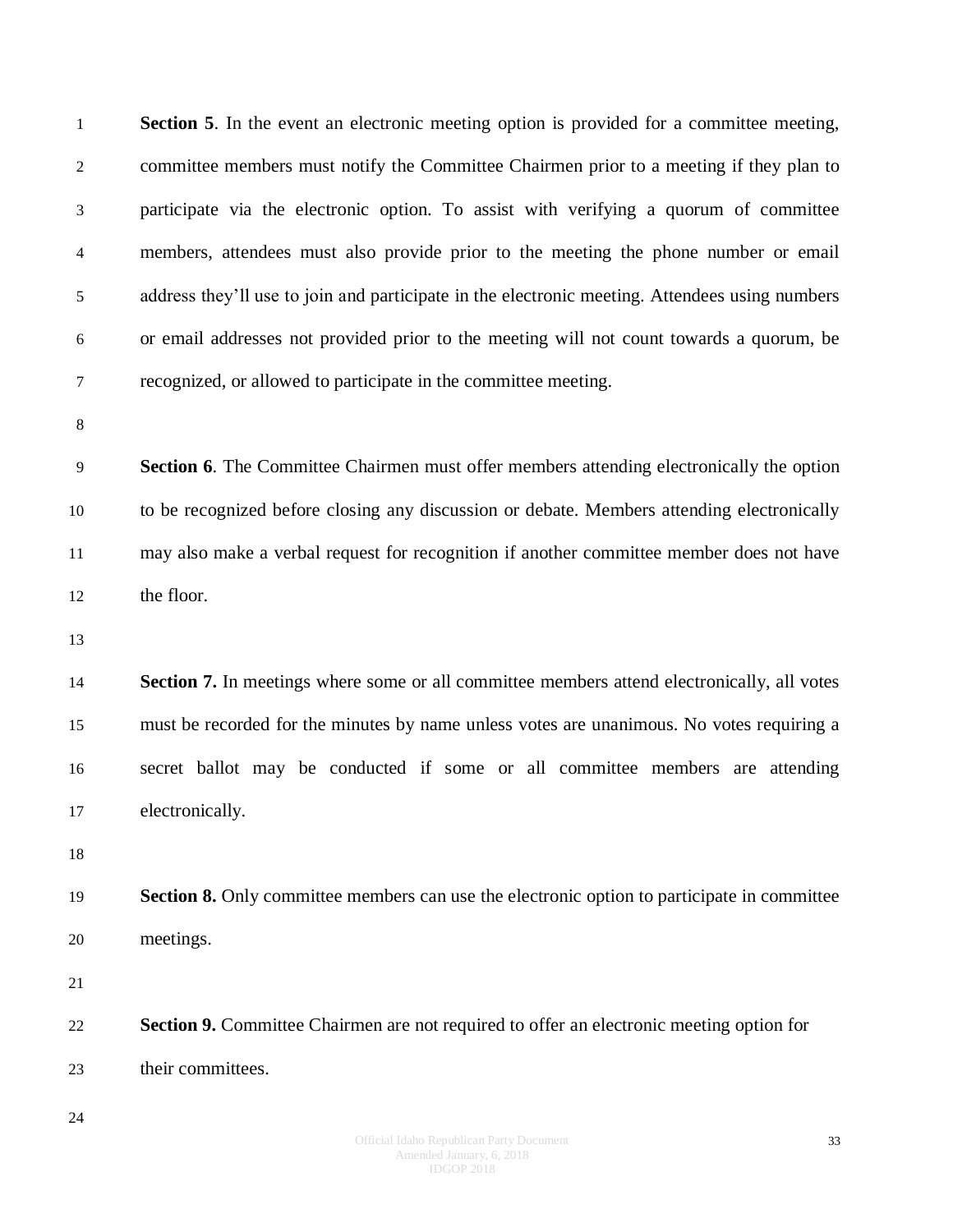**Section 5**. In the event an electronic meeting option is provided for a committee meeting, committee members must notify the Committee Chairmen prior to a meeting if they plan to participate via the electronic option. To assist with verifying a quorum of committee members, attendees must also provide prior to the meeting the phone number or email address they'll use to join and participate in the electronic meeting. Attendees using numbers or email addresses not provided prior to the meeting will not count towards a quorum, be recognized, or allowed to participate in the committee meeting.

**Section 6**. The Committee Chairmen must offer members attending electronically the option to be recognized before closing any discussion or debate. Members attending electronically may also make a verbal request for recognition if another committee member does not have the floor.

**Section 7.** In meetings where some or all committee members attend electronically, all votes must be recorded for the minutes by name unless votes are unanimous. No votes requiring a secret ballot may be conducted if some or all committee members are attending electronically.

**Section 8.** Only committee members can use the electronic option to participate in committee meetings.

**Section 9.** Committee Chairmen are not required to offer an electronic meeting option for their committees.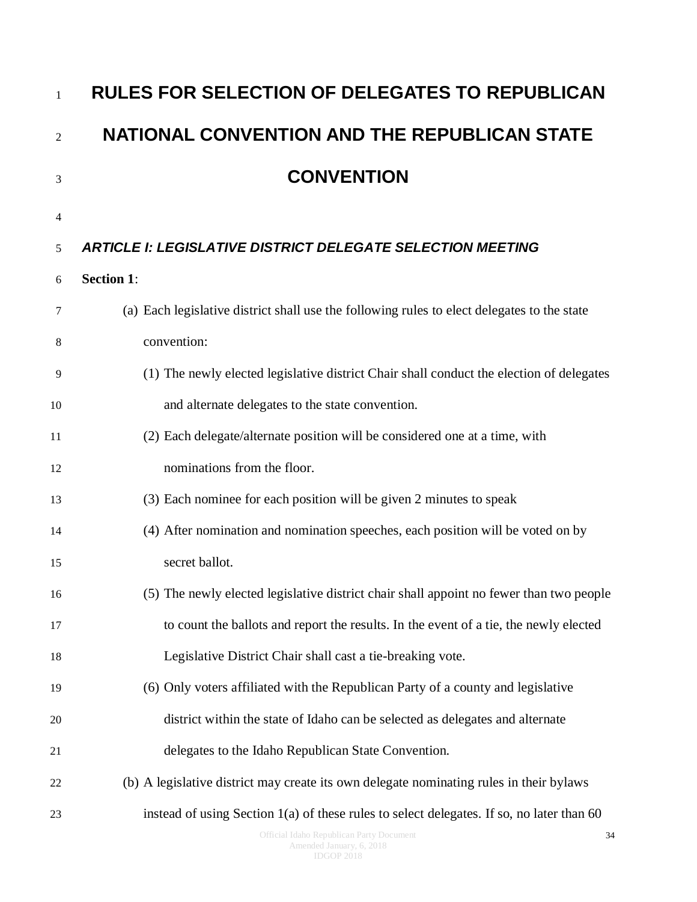# RULES FOR SELECTION OF DELEGATES TO REPUBLICAN NATIONAL CONVENTION AND THE REPUBLICAN STATE CONVENTION

## *ARTICLE I: LEGISLATIVE DISTRICT DELEGATE SELECTION MEETING*

**Section 1**:

(a) Each legislative district shall use the following rules to elect delegates to the state convention:

(1) The newly elected legislative district Chair shall conduct the election of delegates and alternate delegates to the state convention.

(2) Each delegate/alternate position will be considered one at a time, with nominations from the floor.

(3) Each nominee for each position will be given 2 minutes to speak

(4) After nomination and nomination speeches, each position will be voted on by secret ballot.

(5) The newly elected legislative district chair shall appoint no fewer than two people to count the ballots and report the results. In the event of a tie, the newly elected Legislative District Chair shall cast a tie-breaking vote.

(6) Only voters affiliated with the Republican Party of a county and legislative district within the state of Idaho can be selected as delegates and alternate delegates to the Idaho Republican State Convention.

(b) A legislative district may create its own delegate nominating rules in their bylaws instead of using Section 1(a) of these rules to select delegates. If so, no later than 60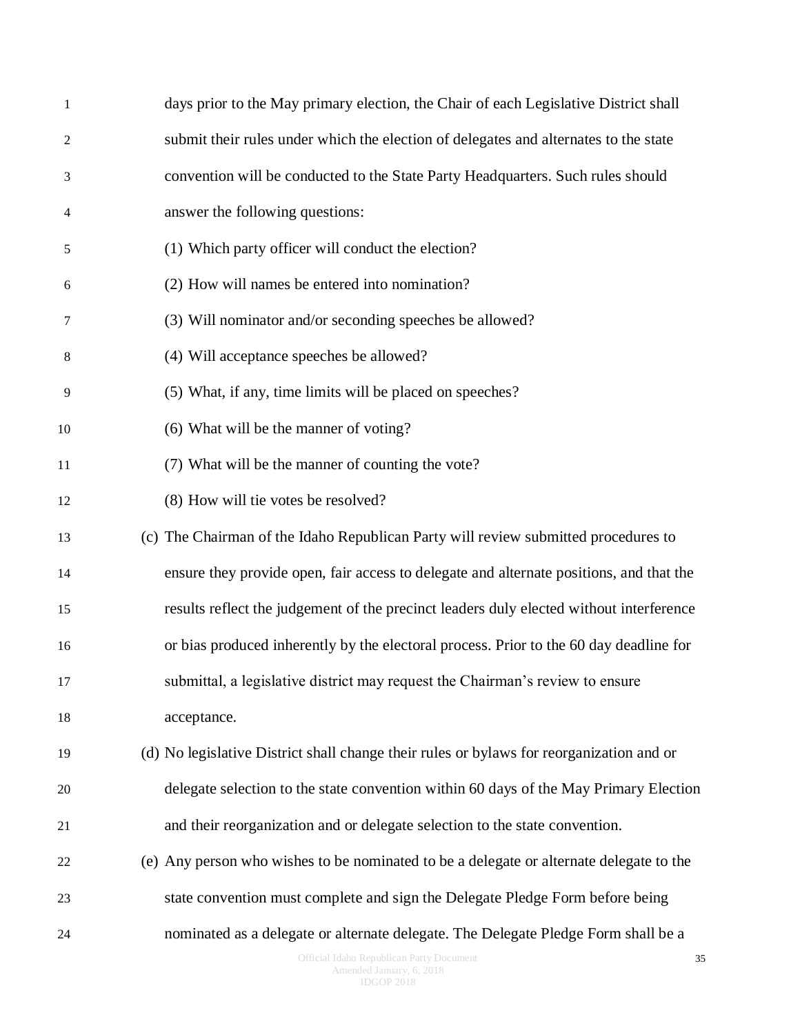days prior to the May primary election, the Chair of each Legislative District shall submit their rules under which the election of delegates and alternates to the state convention will be conducted to the State Party Headquarters. Such rules should answer the following questions:

(1) Which party officer will conduct the election?

(2) How will names be entered into nomination?

(3) Will nominator and/or seconding speeches be allowed?

(4) Will acceptance speeches be allowed?

(5) What, if any, time limits will be placed on speeches?

(6) What will be the manner of voting?

(7) What will be the manner of counting the vote?

(8) How will tie votes be resolved?

(c) The Chairman of the Idaho Republican Party will review submitted procedures to ensure they provide open, fair access to delegate and alternate positions, and that the results reflect the judgement of the precinct leaders duly elected without interference or bias produced inherently by the electoral process. Prior to the 60 day deadline for submittal, a legislative district may request the Chairman's review to ensure acceptance.

(d) No legislative District shall change their rules or bylaws for reorganization and or delegate selection to the state convention within 60 days of the May Primary Election and their reorganization and or delegate selection to the state convention.

(e) Any person who wishes to be nominated to be a delegate or alternate delegate to the state convention must complete and sign the Delegate Pledge Form before being nominated as a delegate or alternate delegate. The Delegate Pledge Form shall be a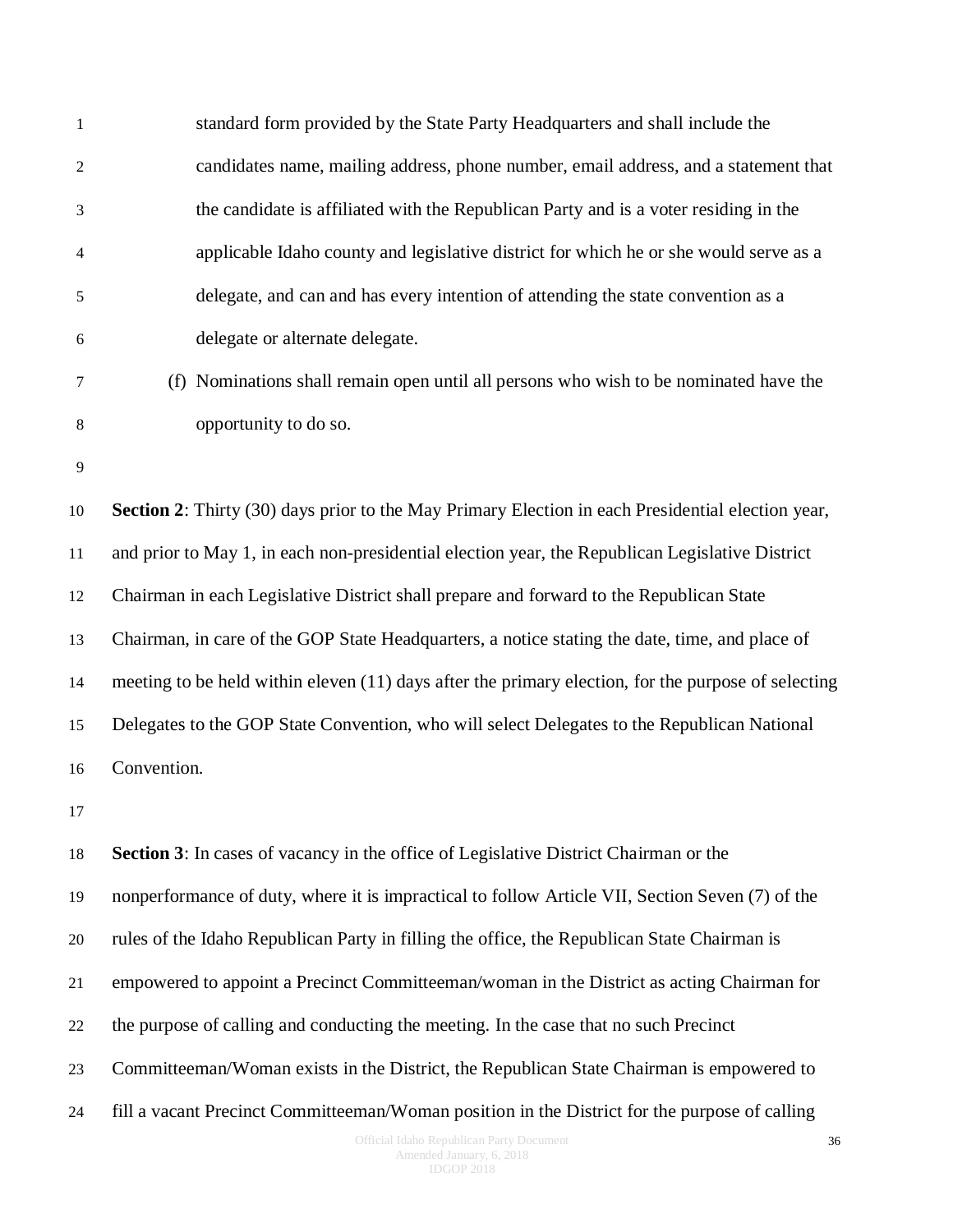standard form provided by the State Party Headquarters and shall include the candidates name, mailing address, phone number, email address, and a statement that the candidate is affiliated with the Republican Party and is a voter residing in the applicable Idaho county and legislative district for which he or she would serve as a delegate, and can and has every intention of attending the state convention as a delegate or alternate delegate.

(f) Nominations shall remain open until all persons who wish to be nominated have the opportunity to do so.

**Section 2**: Thirty (30) days prior to the May Primary Election in each Presidential election year, and prior to May 1, in each non-presidential election year, the Republican Legislative District Chairman in each Legislative District shall prepare and forward to the Republican State Chairman, in care of the GOP State Headquarters, a notice stating the date, time, and place of meeting to be held within eleven (11) days after the primary election, for the purpose of selecting Delegates to the GOP State Convention, who will select Delegates to the Republican National Convention.

**Section 3**: In cases of vacancy in the office of Legislative District Chairman or the nonperformance of duty, where it is impractical to follow Article VII, Section Seven (7) of the rules of the Idaho Republican Party in filling the office, the Republican State Chairman is empowered to appoint a Precinct Committeeman/woman in the District as acting Chairman for the purpose of calling and conducting the meeting. In the case that no such Precinct Committeeman/Woman exists in the District, the Republican State Chairman is empowered to fill a vacant Precinct Committeeman/Woman position in the District for the purpose of calling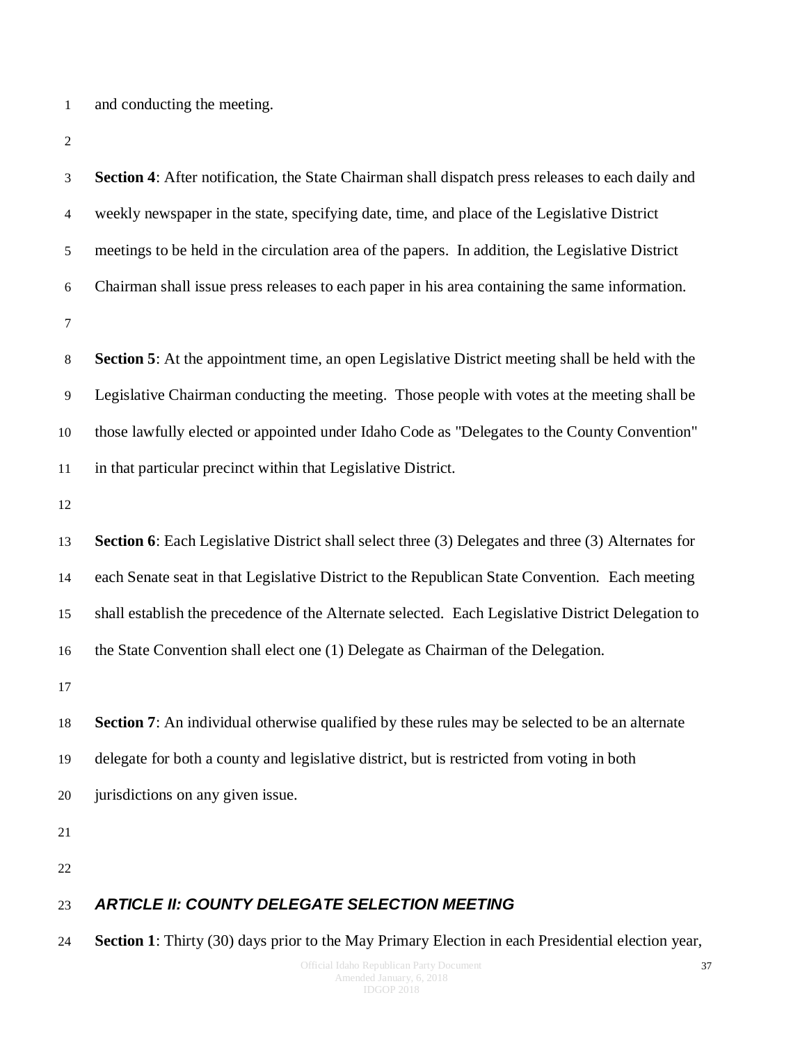and conducting the meeting.

**Section 4**: After notification, the State Chairman shall dispatch press releases to each daily and weekly newspaper in the state, specifying date, time, and place of the Legislative District meetings to be held in the circulation area of the papers. In addition, the Legislative District Chairman shall issue press releases to each paper in his area containing the same information.

**Section 5**: At the appointment time, an open Legislative District meeting shall be held with the Legislative Chairman conducting the meeting. Those people with votes at the meeting shall be those lawfully elected or appointed under Idaho Code as "Delegates to the County Convention" in that particular precinct within that Legislative District.

**Section 6**: Each Legislative District shall select three (3) Delegates and three (3) Alternates for each Senate seat in that Legislative District to the Republican State Convention. Each meeting shall establish the precedence of the Alternate selected. Each Legislative District Delegation to the State Convention shall elect one (1) Delegate as Chairman of the Delegation.

**Section 7**: An individual otherwise qualified by these rules may be selected to be an alternate delegate for both a county and legislative district, but is restricted from voting in both jurisdictions on any given issue.

## *ARTICLE II: COUNTY DELEGATE SELECTION MEETING*

**Section 1**: Thirty (30) days prior to the May Primary Election in each Presidential election year,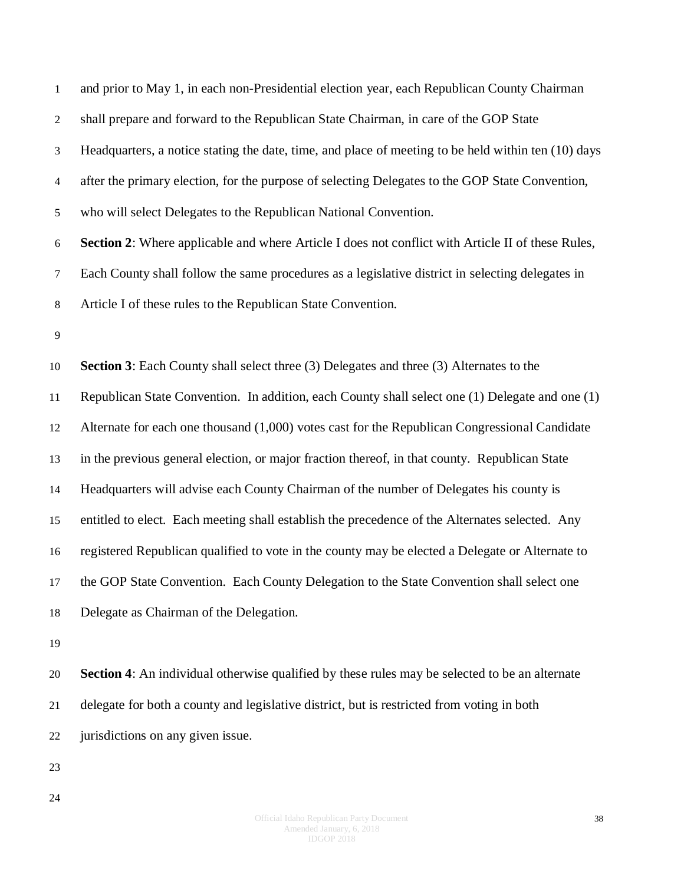and prior to May 1, in each non-Presidential election year, each Republican County Chairman shall prepare and forward to the Republican State Chairman, in care of the GOP State Headquarters, a notice stating the date, time, and place of meeting to be held within ten (10) days after the primary election, for the purpose of selecting Delegates to the GOP State Convention, who will select Delegates to the Republican National Convention.

**Section 2**: Where applicable and where Article I does not conflict with Article II of these Rules, Each County shall follow the same procedures as a legislative district in selecting delegates in Article I of these rules to the Republican State Convention.

**Section 3**: Each County shall select three (3) Delegates and three (3) Alternates to the Republican State Convention. In addition, each County shall select one (1) Delegate and one (1) Alternate for each one thousand (1,000) votes cast for the Republican Congressional Candidate in the previous general election, or major fraction thereof, in that county. Republican State Headquarters will advise each County Chairman of the number of Delegates his county is entitled to elect. Each meeting shall establish the precedence of the Alternates selected. Any registered Republican qualified to vote in the county may be elected a Delegate or Alternate to the GOP State Convention. Each County Delegation to the State Convention shall select one Delegate as Chairman of the Delegation.

**Section 4**: An individual otherwise qualified by these rules may be selected to be an alternate delegate for both a county and legislative district, but is restricted from voting in both jurisdictions on any given issue.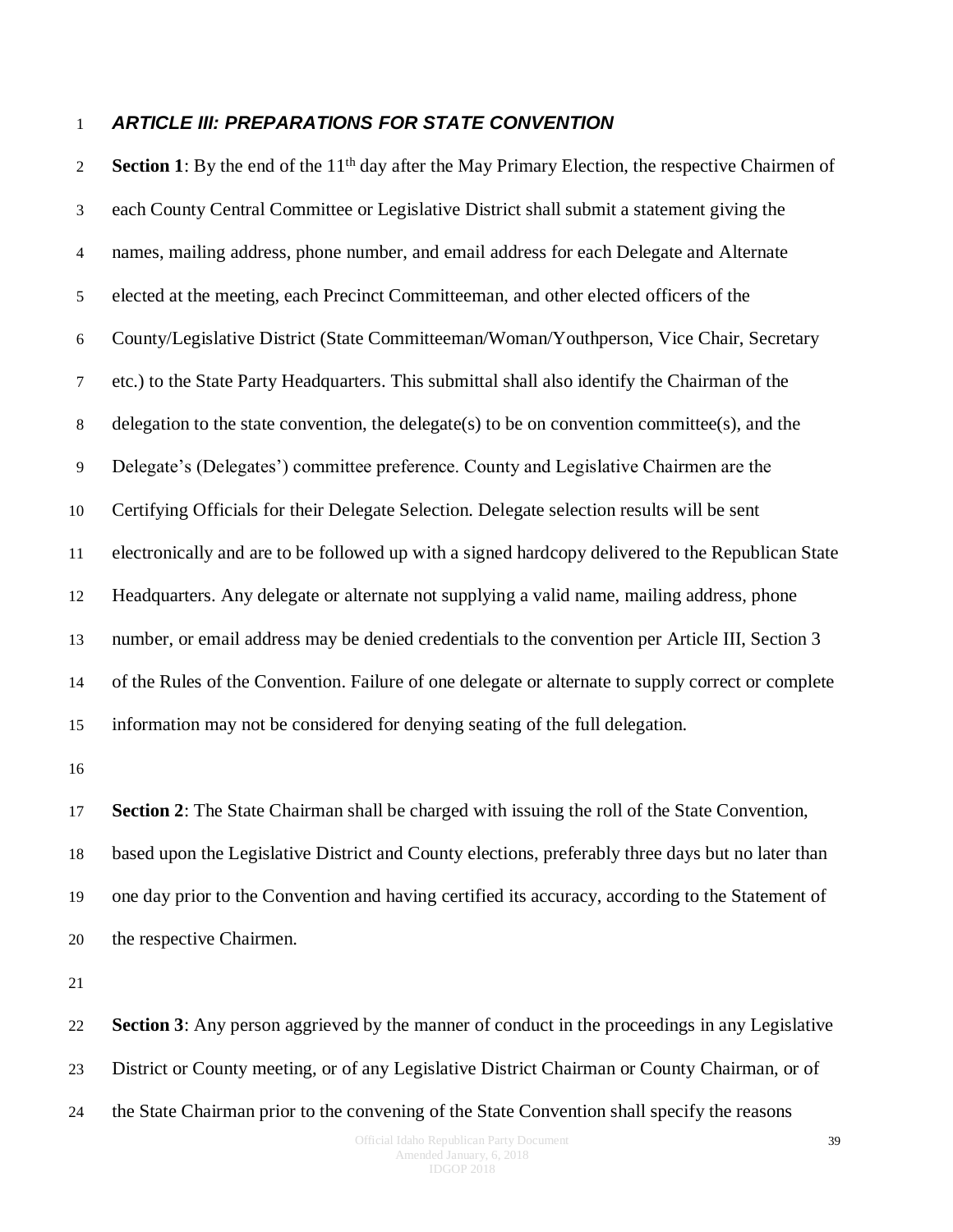### ***ARTICLE III: PREPARATIONS FOR STATE CONVENTION***

**Section 1**: By the end of the 11th day after the May Primary Election, the respective Chairmen of each County Central Committee or Legislative District shall submit a statement giving the names, mailing address, phone number, and email address for each Delegate and Alternate elected at the meeting, each Precinct Committeeman, and other elected officers of the County/Legislative District (State Committeeman/Woman/Youthperson, Vice Chair, Secretary etc.) to the State Party Headquarters. This submittal shall also identify the Chairman of the delegation to the state convention, the delegate(s) to be on convention committee(s), and the Delegate's (Delegates') committee preference. County and Legislative Chairmen are the Certifying Officials for their Delegate Selection. Delegate selection results will be sent electronically and are to be followed up with a signed hardcopy delivered to the Republican State Headquarters. Any delegate or alternate not supplying a valid name, mailing address, phone number, or email address may be denied credentials to the convention per Article III, Section 3 of the Rules of the Convention. Failure of one delegate or alternate to supply correct or complete information may not be considered for denying seating of the full delegation.

**Section 2**: The State Chairman shall be charged with issuing the roll of the State Convention, based upon the Legislative District and County elections, preferably three days but no later than one day prior to the Convention and having certified its accuracy, according to the Statement of the respective Chairmen.

**Section 3**: Any person aggrieved by the manner of conduct in the proceedings in any Legislative District or County meeting, or of any Legislative District Chairman or County Chairman, or of the State Chairman prior to the convening of the State Convention shall specify the reasons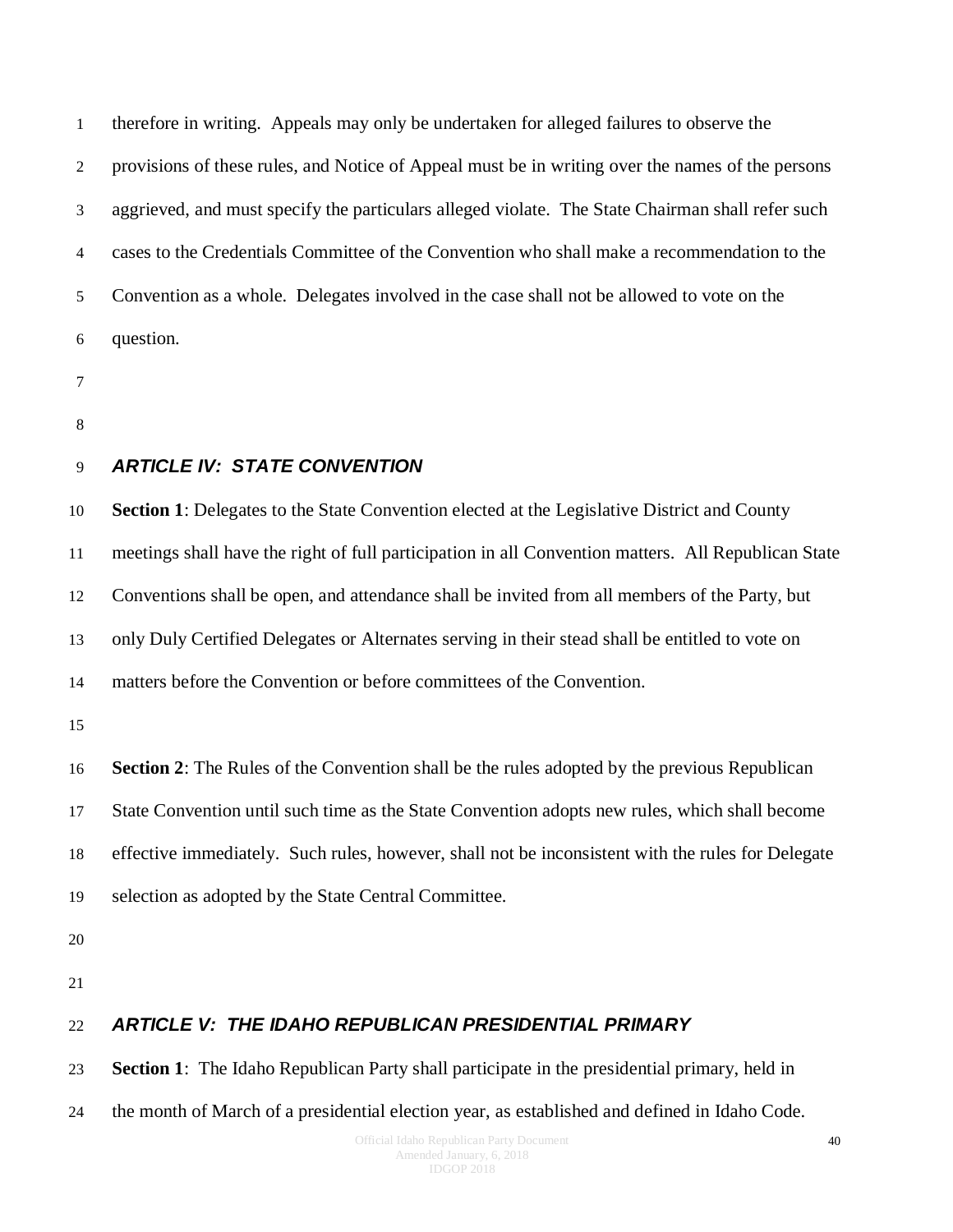therefore in writing. Appeals may only be undertaken for alleged failures to observe the provisions of these rules, and Notice of Appeal must be in writing over the names of the persons aggrieved, and must specify the particulars alleged violate. The State Chairman shall refer such cases to the Credentials Committee of the Convention who shall make a recommendation to the Convention as a whole. Delegates involved in the case shall not be allowed to vote on the question.

## *ARTICLE IV: STATE CONVENTION*

**Section 1**: Delegates to the State Convention elected at the Legislative District and County meetings shall have the right of full participation in all Convention matters. All Republican State Conventions shall be open, and attendance shall be invited from all members of the Party, but only Duly Certified Delegates or Alternates serving in their stead shall be entitled to vote on matters before the Convention or before committees of the Convention.

**Section 2**: The Rules of the Convention shall be the rules adopted by the previous Republican State Convention until such time as the State Convention adopts new rules, which shall become effective immediately. Such rules, however, shall not be inconsistent with the rules for Delegate selection as adopted by the State Central Committee.

## *ARTICLE V: THE IDAHO REPUBLICAN PRESIDENTIAL PRIMARY*

**Section 1**: The Idaho Republican Party shall participate in the presidential primary, held in the month of March of a presidential election year, as established and defined in Idaho Code.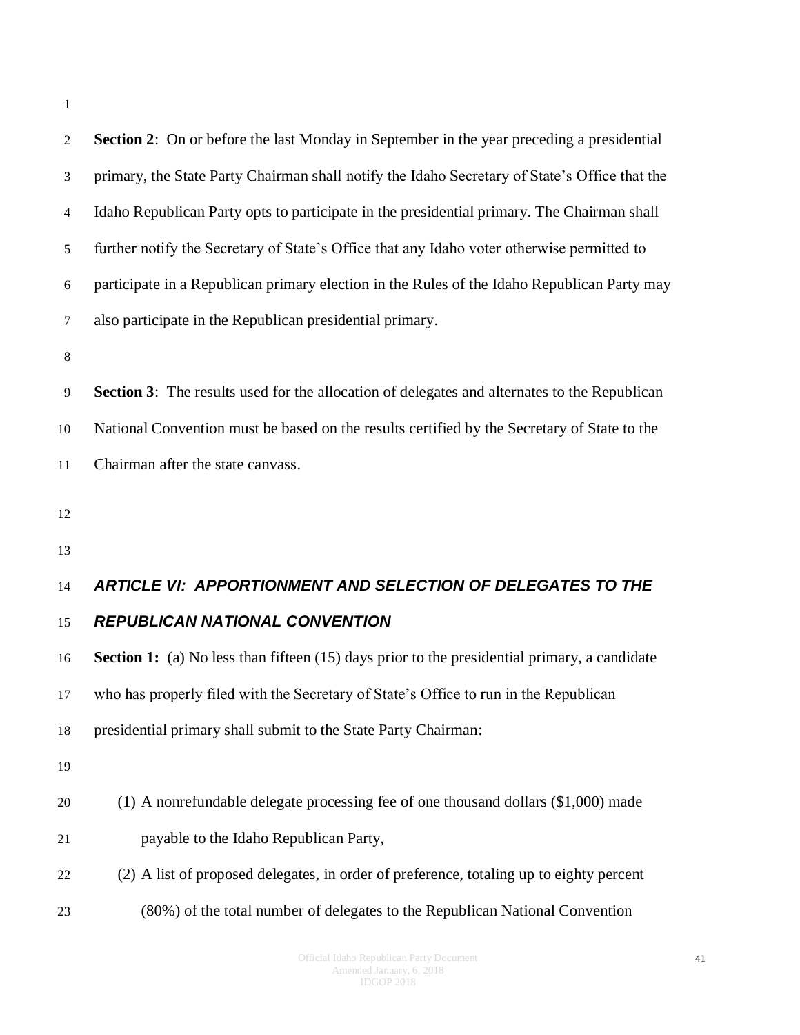**Section 2**: On or before the last Monday in September in the year preceding a presidential primary, the State Party Chairman shall notify the Idaho Secretary of State's Office that the Idaho Republican Party opts to participate in the presidential primary. The Chairman shall further notify the Secretary of State's Office that any Idaho voter otherwise permitted to participate in a Republican primary election in the Rules of the Idaho Republican Party may also participate in the Republican presidential primary.

**Section 3**: The results used for the allocation of delegates and alternates to the Republican National Convention must be based on the results certified by the Secretary of State to the Chairman after the state canvass.

## *ARTICLE VI: APPORTIONMENT AND SELECTION OF DELEGATES TO THE REPUBLICAN NATIONAL CONVENTION*

**Section 1:** (a) No less than fifteen (15) days prior to the presidential primary, a candidate who has properly filed with the Secretary of State's Office to run in the Republican presidential primary shall submit to the State Party Chairman:

(1) A nonrefundable delegate processing fee of one thousand dollars ($1,000) made payable to the Idaho Republican Party,

(2) A list of proposed delegates, in order of preference, totaling up to eighty percent (80%) of the total number of delegates to the Republican National Convention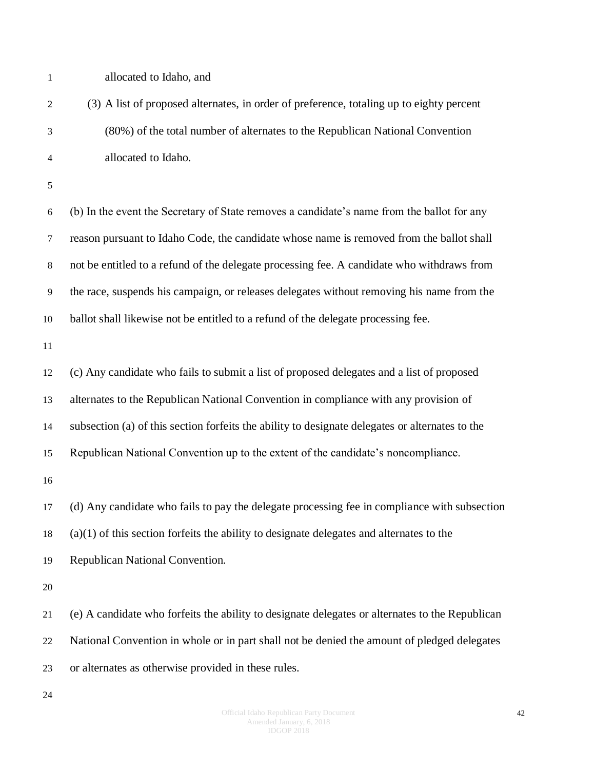allocated to Idaho, and

(3) A list of proposed alternates, in order of preference, totaling up to eighty percent (80%) of the total number of alternates to the Republican National Convention allocated to Idaho.

(b) In the event the Secretary of State removes a candidate's name from the ballot for any reason pursuant to Idaho Code, the candidate whose name is removed from the ballot shall not be entitled to a refund of the delegate processing fee. A candidate who withdraws from the race, suspends his campaign, or releases delegates without removing his name from the ballot shall likewise not be entitled to a refund of the delegate processing fee.

(c) Any candidate who fails to submit a list of proposed delegates and a list of proposed alternates to the Republican National Convention in compliance with any provision of subsection (a) of this section forfeits the ability to designate delegates or alternates to the Republican National Convention up to the extent of the candidate's noncompliance.

(d) Any candidate who fails to pay the delegate processing fee in compliance with subsection (a)(1) of this section forfeits the ability to designate delegates and alternates to the Republican National Convention.

(e) A candidate who forfeits the ability to designate delegates or alternates to the Republican National Convention in whole or in part shall not be denied the amount of pledged delegates or alternates as otherwise provided in these rules.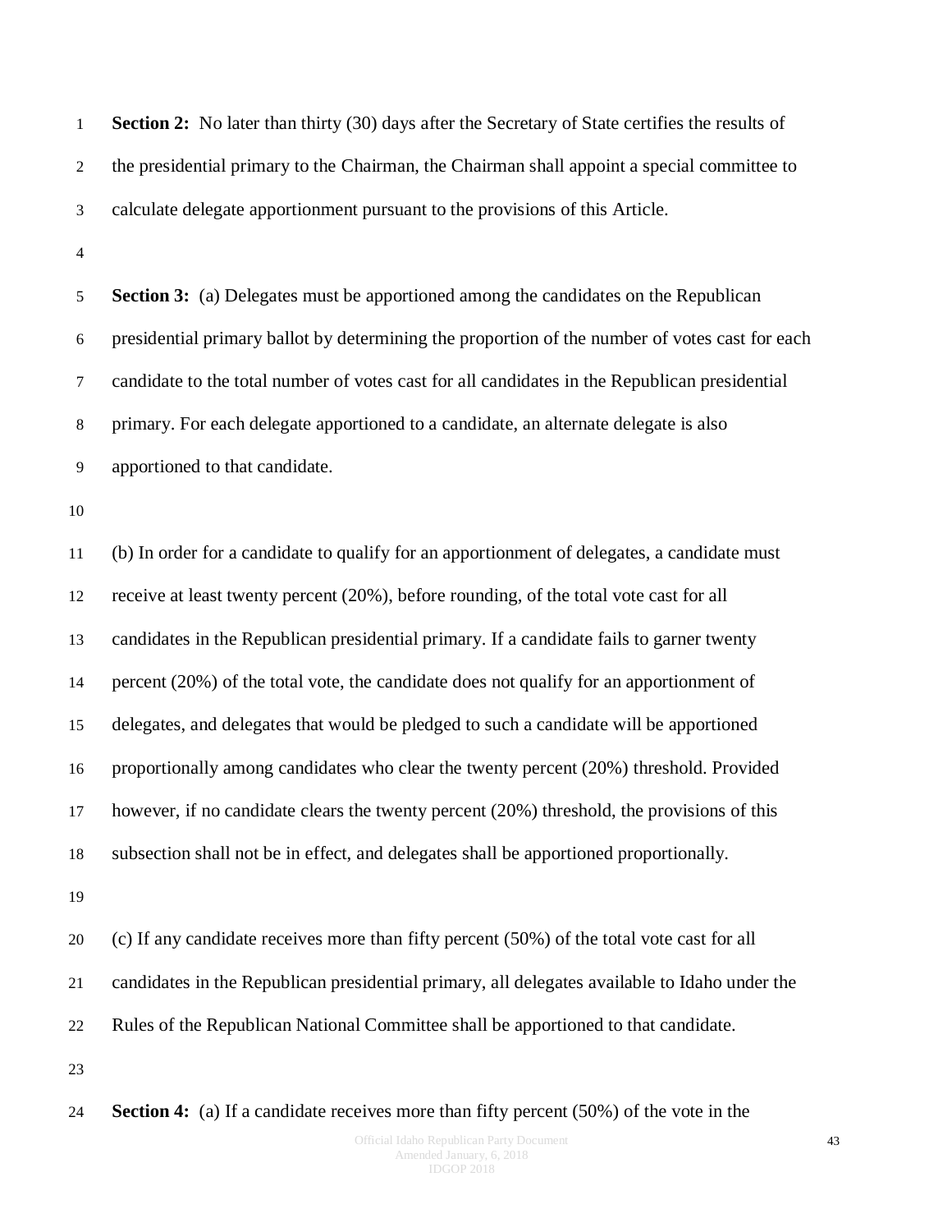**Section 2:** No later than thirty (30) days after the Secretary of State certifies the results of the presidential primary to the Chairman, the Chairman shall appoint a special committee to calculate delegate apportionment pursuant to the provisions of this Article.

**Section 3:** (a) Delegates must be apportioned among the candidates on the Republican presidential primary ballot by determining the proportion of the number of votes cast for each candidate to the total number of votes cast for all candidates in the Republican presidential primary. For each delegate apportioned to a candidate, an alternate delegate is also apportioned to that candidate.

(b) In order for a candidate to qualify for an apportionment of delegates, a candidate must receive at least twenty percent (20%), before rounding, of the total vote cast for all candidates in the Republican presidential primary. If a candidate fails to garner twenty percent (20%) of the total vote, the candidate does not qualify for an apportionment of delegates, and delegates that would be pledged to such a candidate will be apportioned proportionally among candidates who clear the twenty percent (20%) threshold. Provided however, if no candidate clears the twenty percent (20%) threshold, the provisions of this subsection shall not be in effect, and delegates shall be apportioned proportionally.

(c) If any candidate receives more than fifty percent (50%) of the total vote cast for all candidates in the Republican presidential primary, all delegates available to Idaho under the Rules of the Republican National Committee shall be apportioned to that candidate.

**Section 4:** (a) If a candidate receives more than fifty percent (50%) of the vote in the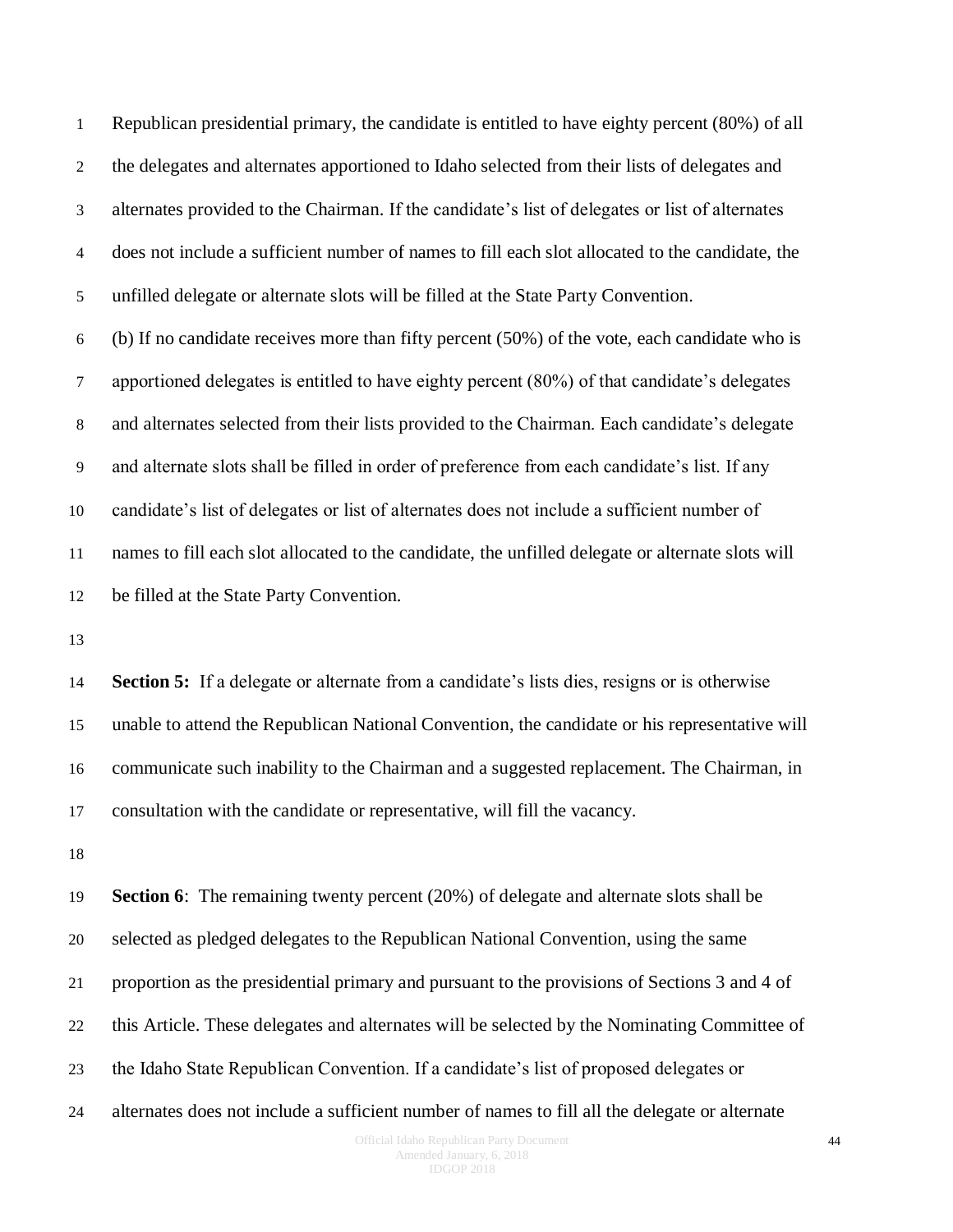Republican presidential primary, the candidate is entitled to have eighty percent (80%) of all the delegates and alternates apportioned to Idaho selected from their lists of delegates and alternates provided to the Chairman. If the candidate's list of delegates or list of alternates does not include a sufficient number of names to fill each slot allocated to the candidate, the unfilled delegate or alternate slots will be filled at the State Party Convention.

(b) If no candidate receives more than fifty percent (50%) of the vote, each candidate who is apportioned delegates is entitled to have eighty percent (80%) of that candidate's delegates and alternates selected from their lists provided to the Chairman. Each candidate's delegate and alternate slots shall be filled in order of preference from each candidate's list. If any candidate's list of delegates or list of alternates does not include a sufficient number of names to fill each slot allocated to the candidate, the unfilled delegate or alternate slots will be filled at the State Party Convention.

**Section 5:** If a delegate or alternate from a candidate's lists dies, resigns or is otherwise unable to attend the Republican National Convention, the candidate or his representative will communicate such inability to the Chairman and a suggested replacement. The Chairman, in consultation with the candidate or representative, will fill the vacancy.

**Section 6**: The remaining twenty percent (20%) of delegate and alternate slots shall be selected as pledged delegates to the Republican National Convention, using the same proportion as the presidential primary and pursuant to the provisions of Sections 3 and 4 of this Article. These delegates and alternates will be selected by the Nominating Committee of the Idaho State Republican Convention. If a candidate's list of proposed delegates or alternates does not include a sufficient number of names to fill all the delegate or alternate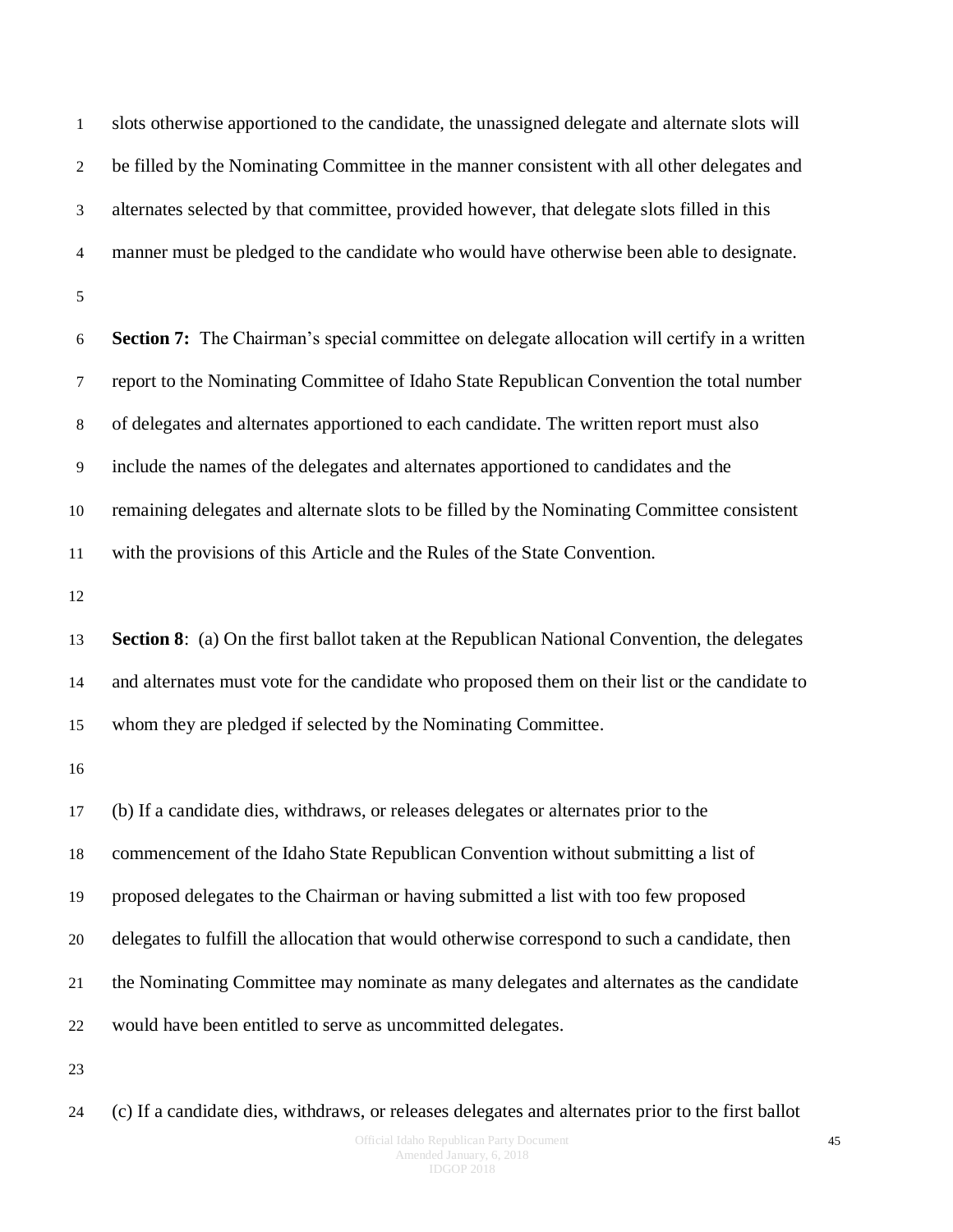slots otherwise apportioned to the candidate, the unassigned delegate and alternate slots will be filled by the Nominating Committee in the manner consistent with all other delegates and alternates selected by that committee, provided however, that delegate slots filled in this manner must be pledged to the candidate who would have otherwise been able to designate.

**Section 7:** The Chairman's special committee on delegate allocation will certify in a written report to the Nominating Committee of Idaho State Republican Convention the total number of delegates and alternates apportioned to each candidate. The written report must also include the names of the delegates and alternates apportioned to candidates and the remaining delegates and alternate slots to be filled by the Nominating Committee consistent with the provisions of this Article and the Rules of the State Convention.

**Section 8**: (a) On the first ballot taken at the Republican National Convention, the delegates and alternates must vote for the candidate who proposed them on their list or the candidate to whom they are pledged if selected by the Nominating Committee.

(b) If a candidate dies, withdraws, or releases delegates or alternates prior to the commencement of the Idaho State Republican Convention without submitting a list of proposed delegates to the Chairman or having submitted a list with too few proposed delegates to fulfill the allocation that would otherwise correspond to such a candidate, then the Nominating Committee may nominate as many delegates and alternates as the candidate would have been entitled to serve as uncommitted delegates.

(c) If a candidate dies, withdraws, or releases delegates and alternates prior to the first ballot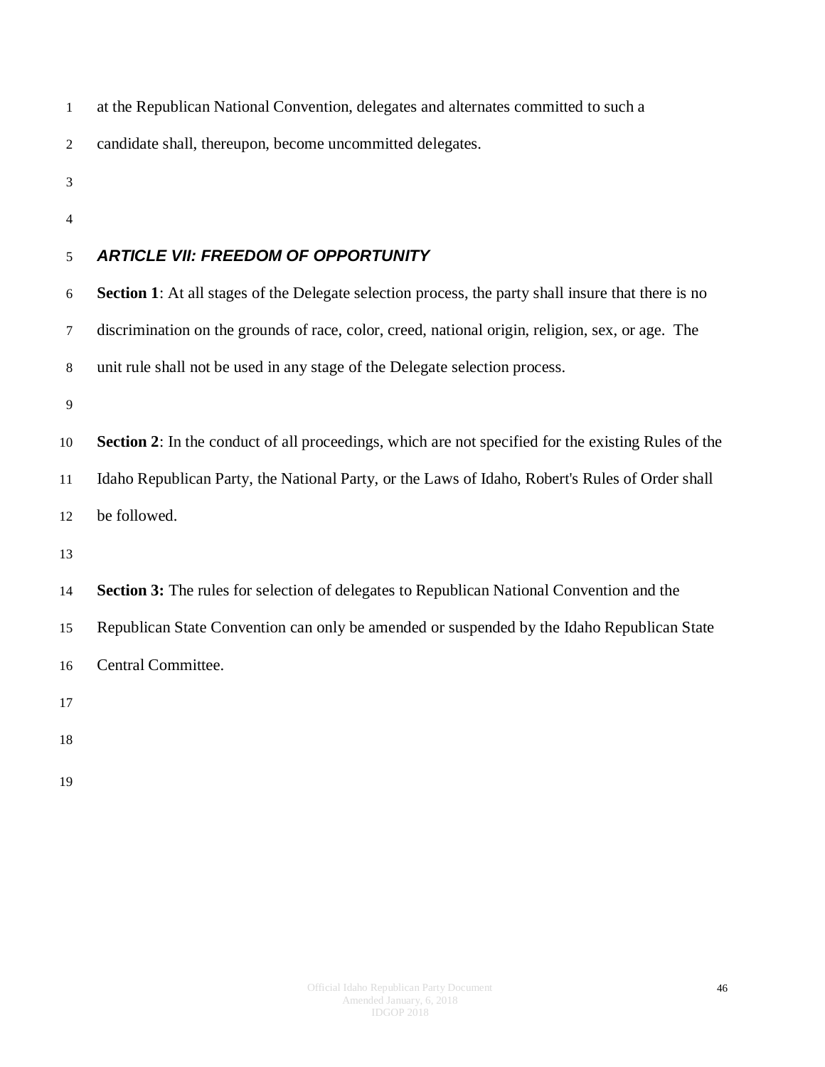at the Republican National Convention, delegates and alternates committed to such a candidate shall, thereupon, become uncommitted delegates.

## *ARTICLE VII: FREEDOM OF OPPORTUNITY*

**Section 1**: At all stages of the Delegate selection process, the party shall insure that there is no discrimination on the grounds of race, color, creed, national origin, religion, sex, or age. The unit rule shall not be used in any stage of the Delegate selection process.

**Section 2**: In the conduct of all proceedings, which are not specified for the existing Rules of the Idaho Republican Party, the National Party, or the Laws of Idaho, Robert's Rules of Order shall be followed.

**Section 3:** The rules for selection of delegates to Republican National Convention and the Republican State Convention can only be amended or suspended by the Idaho Republican State Central Committee.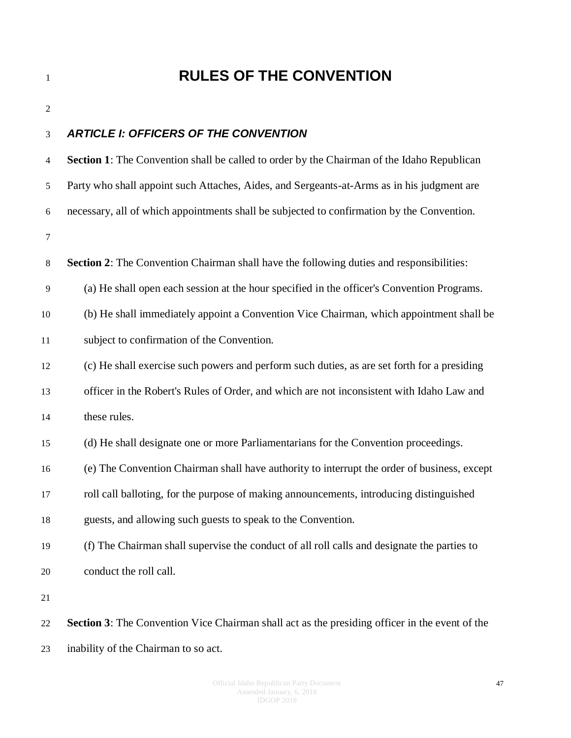# RULES OF THE CONVENTION

## *ARTICLE I: OFFICERS OF THE CONVENTION*

**Section 1**: The Convention shall be called to order by the Chairman of the Idaho Republican Party who shall appoint such Attaches, Aides, and Sergeants-at-Arms as in his judgment are necessary, all of which appointments shall be subjected to confirmation by the Convention.

**Section 2**: The Convention Chairman shall have the following duties and responsibilities:

(a) He shall open each session at the hour specified in the officer's Convention Programs.

(b) He shall immediately appoint a Convention Vice Chairman, which appointment shall be subject to confirmation of the Convention.

(c) He shall exercise such powers and perform such duties, as are set forth for a presiding officer in the Robert's Rules of Order, and which are not inconsistent with Idaho Law and these rules.

(d) He shall designate one or more Parliamentarians for the Convention proceedings.

(e) The Convention Chairman shall have authority to interrupt the order of business, except roll call balloting, for the purpose of making announcements, introducing distinguished guests, and allowing such guests to speak to the Convention.

(f) The Chairman shall supervise the conduct of all roll calls and designate the parties to conduct the roll call.

**Section 3**: The Convention Vice Chairman shall act as the presiding officer in the event of the inability of the Chairman to so act.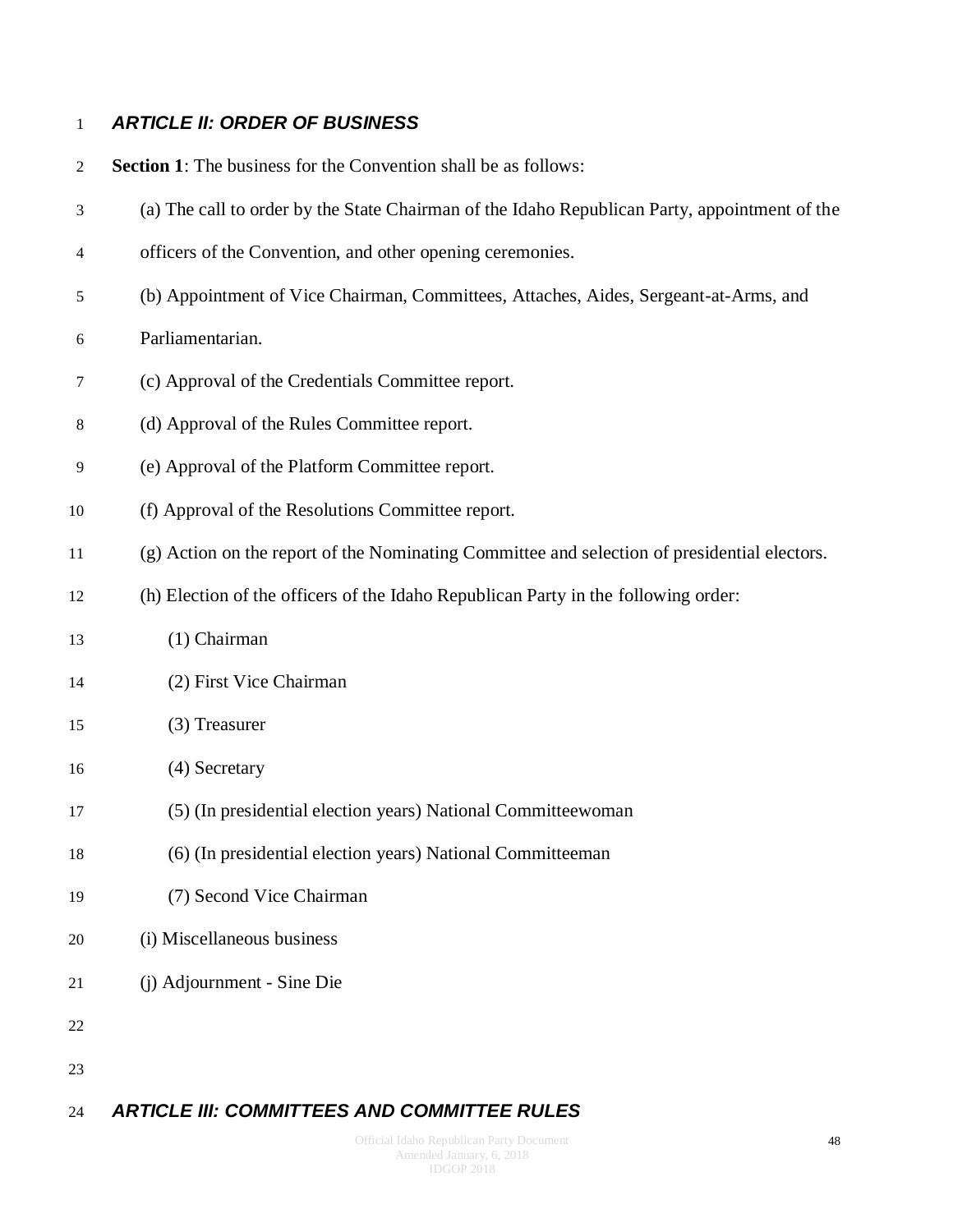## *ARTICLE II: ORDER OF BUSINESS*

**Section 1**: The business for the Convention shall be as follows:

(a) The call to order by the State Chairman of the Idaho Republican Party, appointment of the officers of the Convention, and other opening ceremonies.

(b) Appointment of Vice Chairman, Committees, Attaches, Aides, Sergeant-at-Arms, and Parliamentarian.

(c) Approval of the Credentials Committee report.

(d) Approval of the Rules Committee report.

(e) Approval of the Platform Committee report.

(f) Approval of the Resolutions Committee report.

(g) Action on the report of the Nominating Committee and selection of presidential electors.

(h) Election of the officers of the Idaho Republican Party in the following order:

- (1) Chairman
- (2) First Vice Chairman
- (3) Treasurer
- (4) Secretary
- (5) (In presidential election years) National Committeewoman
- (6) (In presidential election years) National Committeeman
- (7) Second Vice Chairman

(i) Miscellaneous business

(j) Adjournment - Sine Die

## *ARTICLE III: COMMITTEES AND COMMITTEE RULES*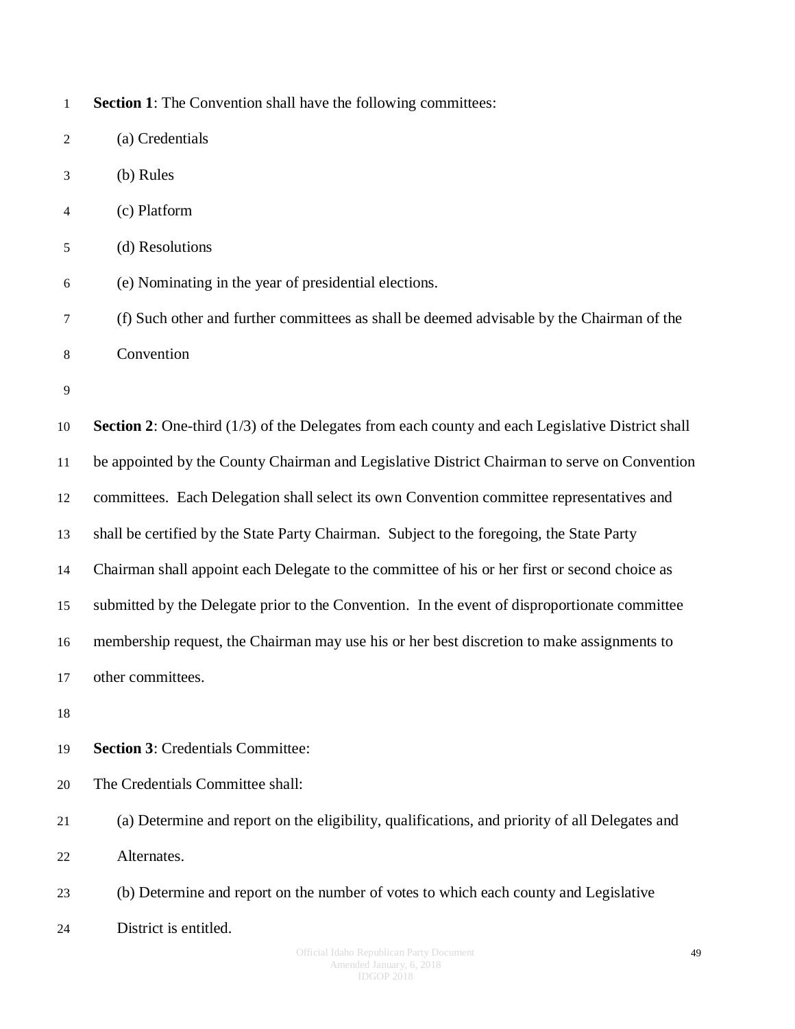**Section 1**: The Convention shall have the following committees:

(a) Credentials

(b) Rules

(c) Platform

(d) Resolutions

(e) Nominating in the year of presidential elections.

(f) Such other and further committees as shall be deemed advisable by the Chairman of the Convention

**Section 2**: One-third (1/3) of the Delegates from each county and each Legislative District shall be appointed by the County Chairman and Legislative District Chairman to serve on Convention committees. Each Delegation shall select its own Convention committee representatives and shall be certified by the State Party Chairman. Subject to the foregoing, the State Party Chairman shall appoint each Delegate to the committee of his or her first or second choice as submitted by the Delegate prior to the Convention. In the event of disproportionate committee membership request, the Chairman may use his or her best discretion to make assignments to other committees.

**Section 3**: Credentials Committee:

The Credentials Committee shall:

(a) Determine and report on the eligibility, qualifications, and priority of all Delegates and Alternates.

(b) Determine and report on the number of votes to which each county and Legislative District is entitled.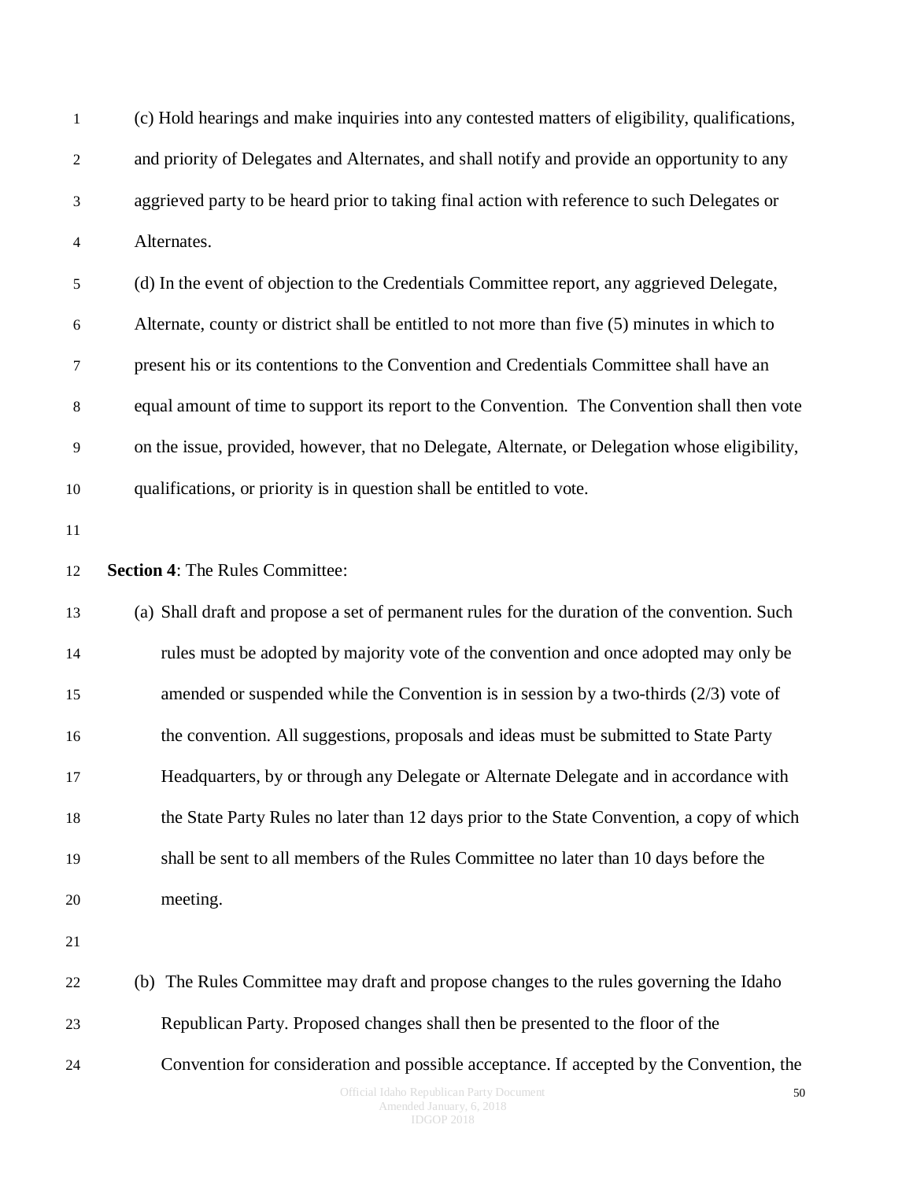(c) Hold hearings and make inquiries into any contested matters of eligibility, qualifications, and priority of Delegates and Alternates, and shall notify and provide an opportunity to any aggrieved party to be heard prior to taking final action with reference to such Delegates or Alternates.

(d) In the event of objection to the Credentials Committee report, any aggrieved Delegate, Alternate, county or district shall be entitled to not more than five (5) minutes in which to present his or its contentions to the Convention and Credentials Committee shall have an equal amount of time to support its report to the Convention. The Convention shall then vote on the issue, provided, however, that no Delegate, Alternate, or Delegation whose eligibility, qualifications, or priority is in question shall be entitled to vote.

**Section 4**: The Rules Committee:

(a) Shall draft and propose a set of permanent rules for the duration of the convention. Such rules must be adopted by majority vote of the convention and once adopted may only be amended or suspended while the Convention is in session by a two-thirds (2/3) vote of the convention. All suggestions, proposals and ideas must be submitted to State Party Headquarters, by or through any Delegate or Alternate Delegate and in accordance with the State Party Rules no later than 12 days prior to the State Convention, a copy of which shall be sent to all members of the Rules Committee no later than 10 days before the meeting.

(b) The Rules Committee may draft and propose changes to the rules governing the Idaho Republican Party. Proposed changes shall then be presented to the floor of the Convention for consideration and possible acceptance. If accepted by the Convention, the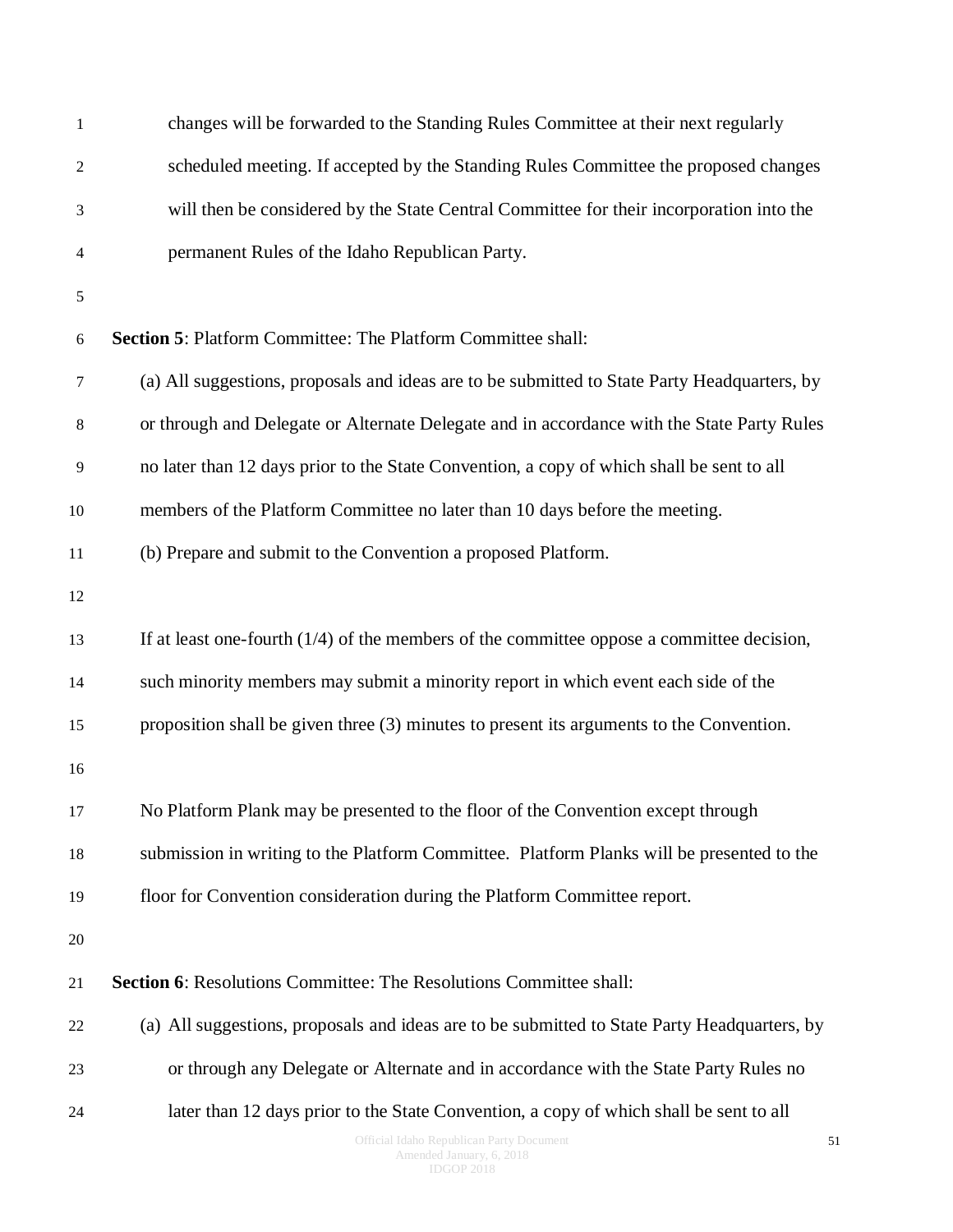changes will be forwarded to the Standing Rules Committee at their next regularly scheduled meeting. If accepted by the Standing Rules Committee the proposed changes will then be considered by the State Central Committee for their incorporation into the permanent Rules of the Idaho Republican Party.

**Section 5**: Platform Committee: The Platform Committee shall:

(a) All suggestions, proposals and ideas are to be submitted to State Party Headquarters, by or through and Delegate or Alternate Delegate and in accordance with the State Party Rules no later than 12 days prior to the State Convention, a copy of which shall be sent to all members of the Platform Committee no later than 10 days before the meeting.

(b) Prepare and submit to the Convention a proposed Platform.

If at least one-fourth (1/4) of the members of the committee oppose a committee decision, such minority members may submit a minority report in which event each side of the proposition shall be given three (3) minutes to present its arguments to the Convention.

No Platform Plank may be presented to the floor of the Convention except through submission in writing to the Platform Committee. Platform Planks will be presented to the floor for Convention consideration during the Platform Committee report.

**Section 6**: Resolutions Committee: The Resolutions Committee shall:

(a) All suggestions, proposals and ideas are to be submitted to State Party Headquarters, by or through any Delegate or Alternate and in accordance with the State Party Rules no later than 12 days prior to the State Convention, a copy of which shall be sent to all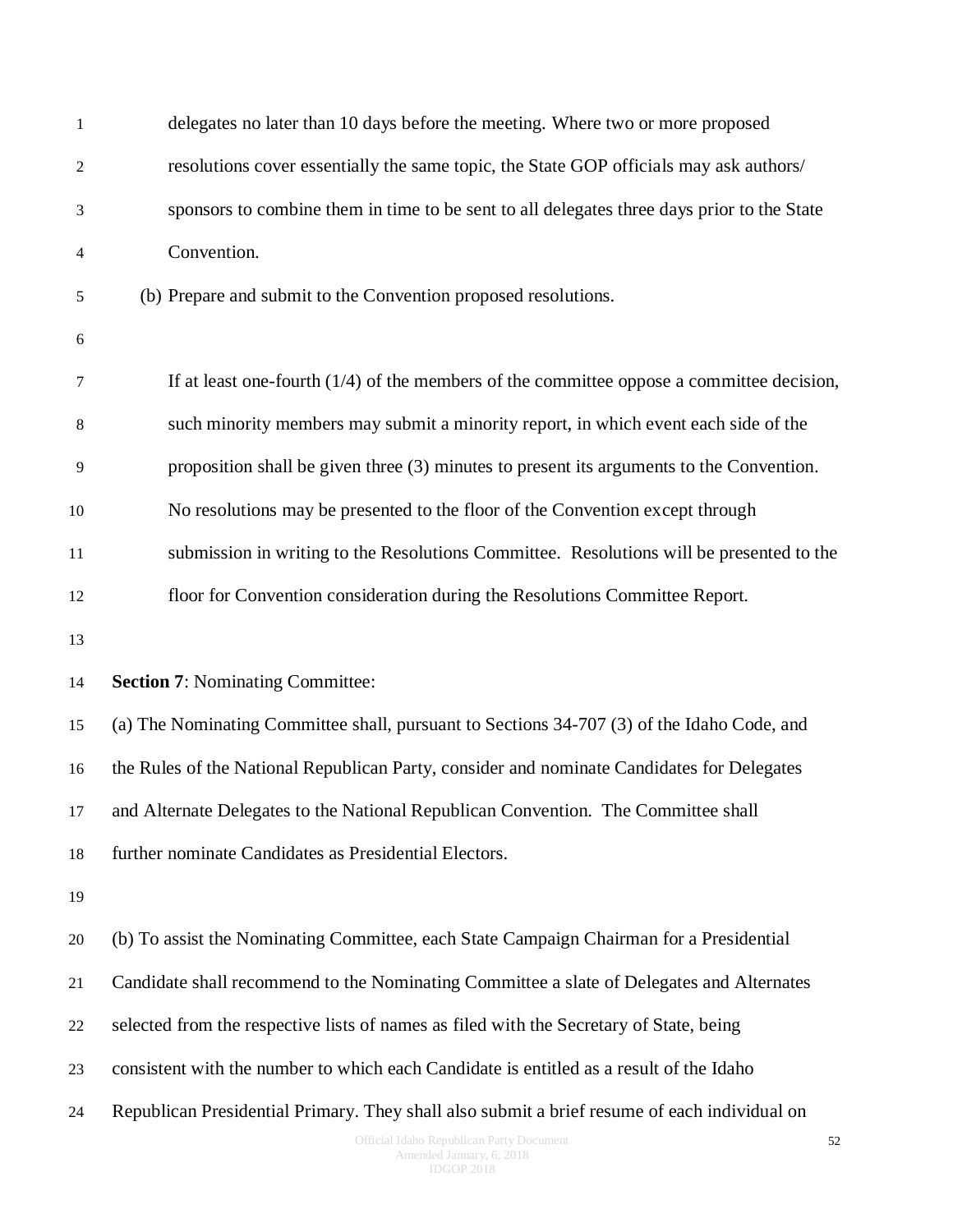delegates no later than 10 days before the meeting. Where two or more proposed resolutions cover essentially the same topic, the State GOP officials may ask authors/ sponsors to combine them in time to be sent to all delegates three days prior to the State Convention.

(b) Prepare and submit to the Convention proposed resolutions.

If at least one-fourth (1/4) of the members of the committee oppose a committee decision, such minority members may submit a minority report, in which event each side of the proposition shall be given three (3) minutes to present its arguments to the Convention. No resolutions may be presented to the floor of the Convention except through submission in writing to the Resolutions Committee. Resolutions will be presented to the floor for Convention consideration during the Resolutions Committee Report.

**Section 7**: Nominating Committee:

(a) The Nominating Committee shall, pursuant to Sections 34-707 (3) of the Idaho Code, and the Rules of the National Republican Party, consider and nominate Candidates for Delegates and Alternate Delegates to the National Republican Convention. The Committee shall further nominate Candidates as Presidential Electors.

(b) To assist the Nominating Committee, each State Campaign Chairman for a Presidential Candidate shall recommend to the Nominating Committee a slate of Delegates and Alternates selected from the respective lists of names as filed with the Secretary of State, being consistent with the number to which each Candidate is entitled as a result of the Idaho Republican Presidential Primary. They shall also submit a brief resume of each individual on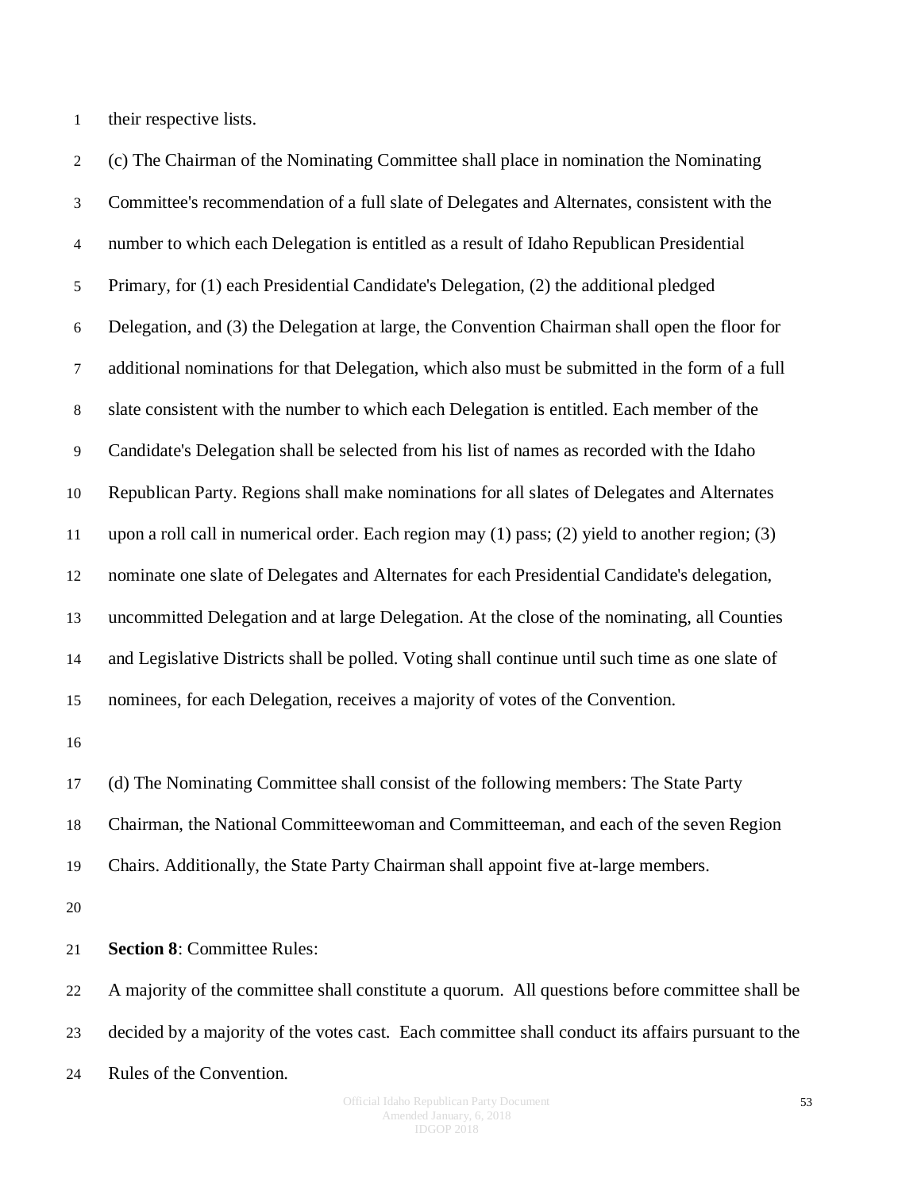their respective lists.

(c) The Chairman of the Nominating Committee shall place in nomination the Nominating Committee's recommendation of a full slate of Delegates and Alternates, consistent with the number to which each Delegation is entitled as a result of Idaho Republican Presidential Primary, for (1) each Presidential Candidate's Delegation, (2) the additional pledged Delegation, and (3) the Delegation at large, the Convention Chairman shall open the floor for additional nominations for that Delegation, which also must be submitted in the form of a full slate consistent with the number to which each Delegation is entitled. Each member of the Candidate's Delegation shall be selected from his list of names as recorded with the Idaho Republican Party. Regions shall make nominations for all slates of Delegates and Alternates upon a roll call in numerical order. Each region may (1) pass; (2) yield to another region; (3) nominate one slate of Delegates and Alternates for each Presidential Candidate's delegation, uncommitted Delegation and at large Delegation. At the close of the nominating, all Counties and Legislative Districts shall be polled. Voting shall continue until such time as one slate of nominees, for each Delegation, receives a majority of votes of the Convention.

(d) The Nominating Committee shall consist of the following members: The State Party Chairman, the National Committeewoman and Committeeman, and each of the seven Region Chairs. Additionally, the State Party Chairman shall appoint five at-large members.

**Section 8**: Committee Rules:

A majority of the committee shall constitute a quorum. All questions before committee shall be decided by a majority of the votes cast. Each committee shall conduct its affairs pursuant to the Rules of the Convention.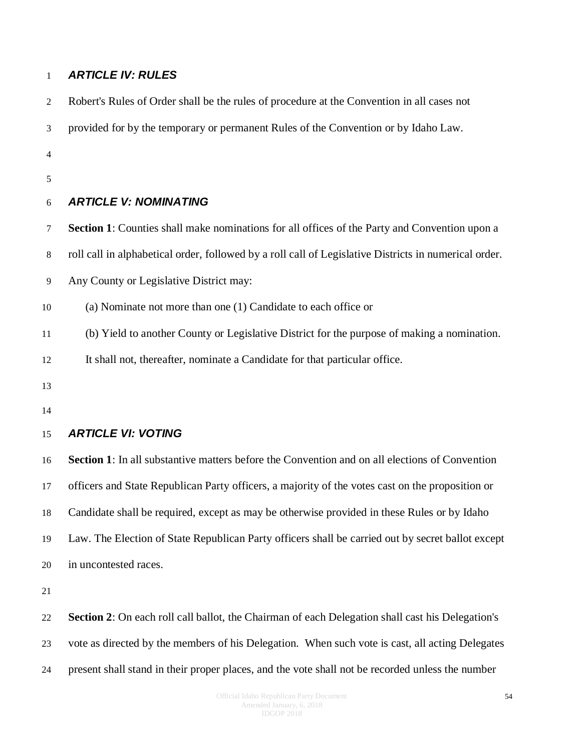### *ARTICLE IV: RULES*

Robert's Rules of Order shall be the rules of procedure at the Convention in all cases not provided for by the temporary or permanent Rules of the Convention or by Idaho Law.

### *ARTICLE V: NOMINATING*

**Section 1**: Counties shall make nominations for all offices of the Party and Convention upon a roll call in alphabetical order, followed by a roll call of Legislative Districts in numerical order. Any County or Legislative District may:

(a) Nominate not more than one (1) Candidate to each office or

(b) Yield to another County or Legislative District for the purpose of making a nomination. It shall not, thereafter, nominate a Candidate for that particular office.

### *ARTICLE VI: VOTING*

**Section 1**: In all substantive matters before the Convention and on all elections of Convention officers and State Republican Party officers, a majority of the votes cast on the proposition or Candidate shall be required, except as may be otherwise provided in these Rules or by Idaho Law. The Election of State Republican Party officers shall be carried out by secret ballot except in uncontested races.

**Section 2**: On each roll call ballot, the Chairman of each Delegation shall cast his Delegation's vote as directed by the members of his Delegation. When such vote is cast, all acting Delegates present shall stand in their proper places, and the vote shall not be recorded unless the number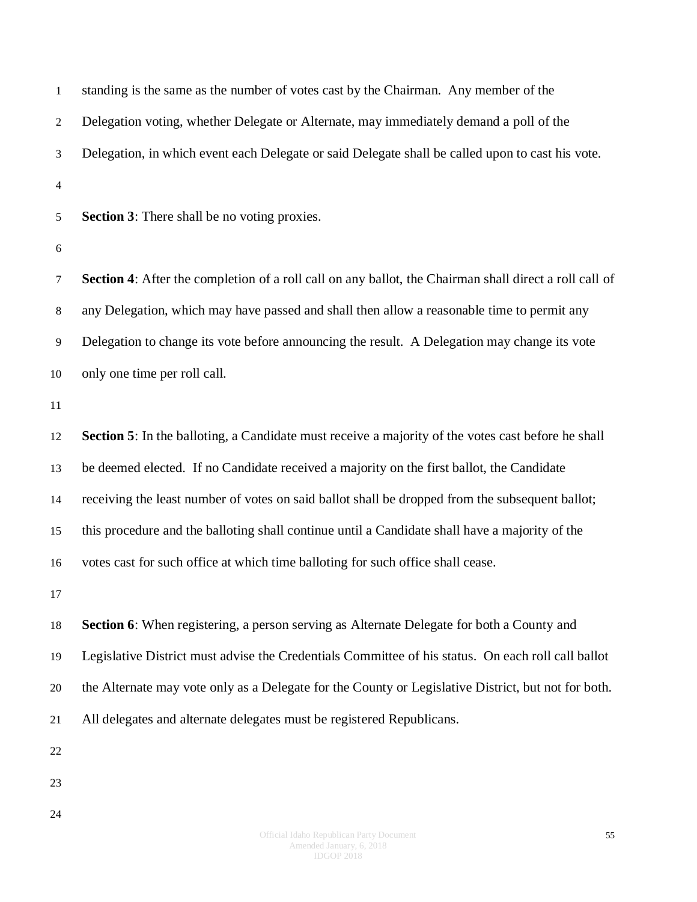standing is the same as the number of votes cast by the Chairman. Any member of the Delegation voting, whether Delegate or Alternate, may immediately demand a poll of the Delegation, in which event each Delegate or said Delegate shall be called upon to cast his vote.

**Section 3**: There shall be no voting proxies.

**Section 4**: After the completion of a roll call on any ballot, the Chairman shall direct a roll call of any Delegation, which may have passed and shall then allow a reasonable time to permit any Delegation to change its vote before announcing the result. A Delegation may change its vote only one time per roll call.

**Section 5**: In the balloting, a Candidate must receive a majority of the votes cast before he shall be deemed elected. If no Candidate received a majority on the first ballot, the Candidate receiving the least number of votes on said ballot shall be dropped from the subsequent ballot; this procedure and the balloting shall continue until a Candidate shall have a majority of the votes cast for such office at which time balloting for such office shall cease.

**Section 6**: When registering, a person serving as Alternate Delegate for both a County and Legislative District must advise the Credentials Committee of his status. On each roll call ballot the Alternate may vote only as a Delegate for the County or Legislative District, but not for both. All delegates and alternate delegates must be registered Republicans.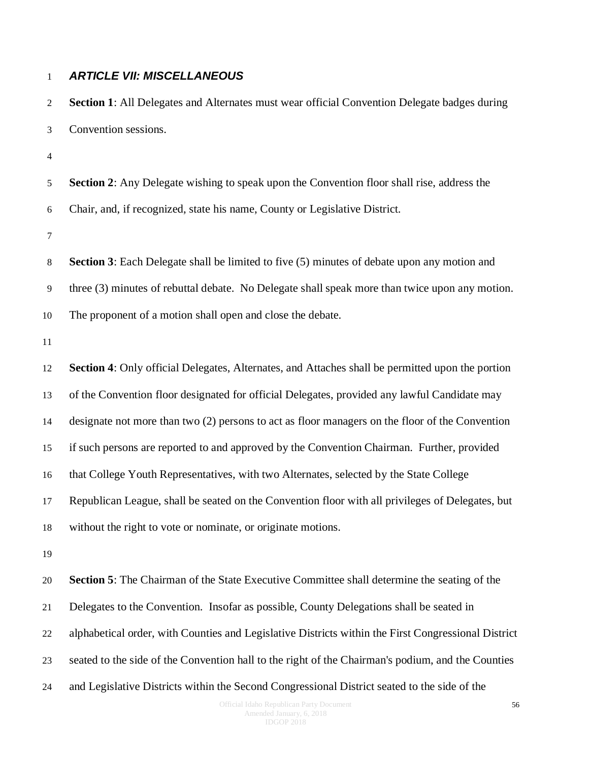### ***ARTICLE VII: MISCELLANEOUS***

**Section 1**: All Delegates and Alternates must wear official Convention Delegate badges during Convention sessions.

**Section 2**: Any Delegate wishing to speak upon the Convention floor shall rise, address the Chair, and, if recognized, state his name, County or Legislative District.

**Section 3**: Each Delegate shall be limited to five (5) minutes of debate upon any motion and three (3) minutes of rebuttal debate. No Delegate shall speak more than twice upon any motion. The proponent of a motion shall open and close the debate.

**Section 4**: Only official Delegates, Alternates, and Attaches shall be permitted upon the portion of the Convention floor designated for official Delegates, provided any lawful Candidate may designate not more than two (2) persons to act as floor managers on the floor of the Convention if such persons are reported to and approved by the Convention Chairman. Further, provided that College Youth Representatives, with two Alternates, selected by the State College Republican League, shall be seated on the Convention floor with all privileges of Delegates, but without the right to vote or nominate, or originate motions.

**Section 5**: The Chairman of the State Executive Committee shall determine the seating of the Delegates to the Convention. Insofar as possible, County Delegations shall be seated in alphabetical order, with Counties and Legislative Districts within the First Congressional District seated to the side of the Convention hall to the right of the Chairman's podium, and the Counties and Legislative Districts within the Second Congressional District seated to the side of the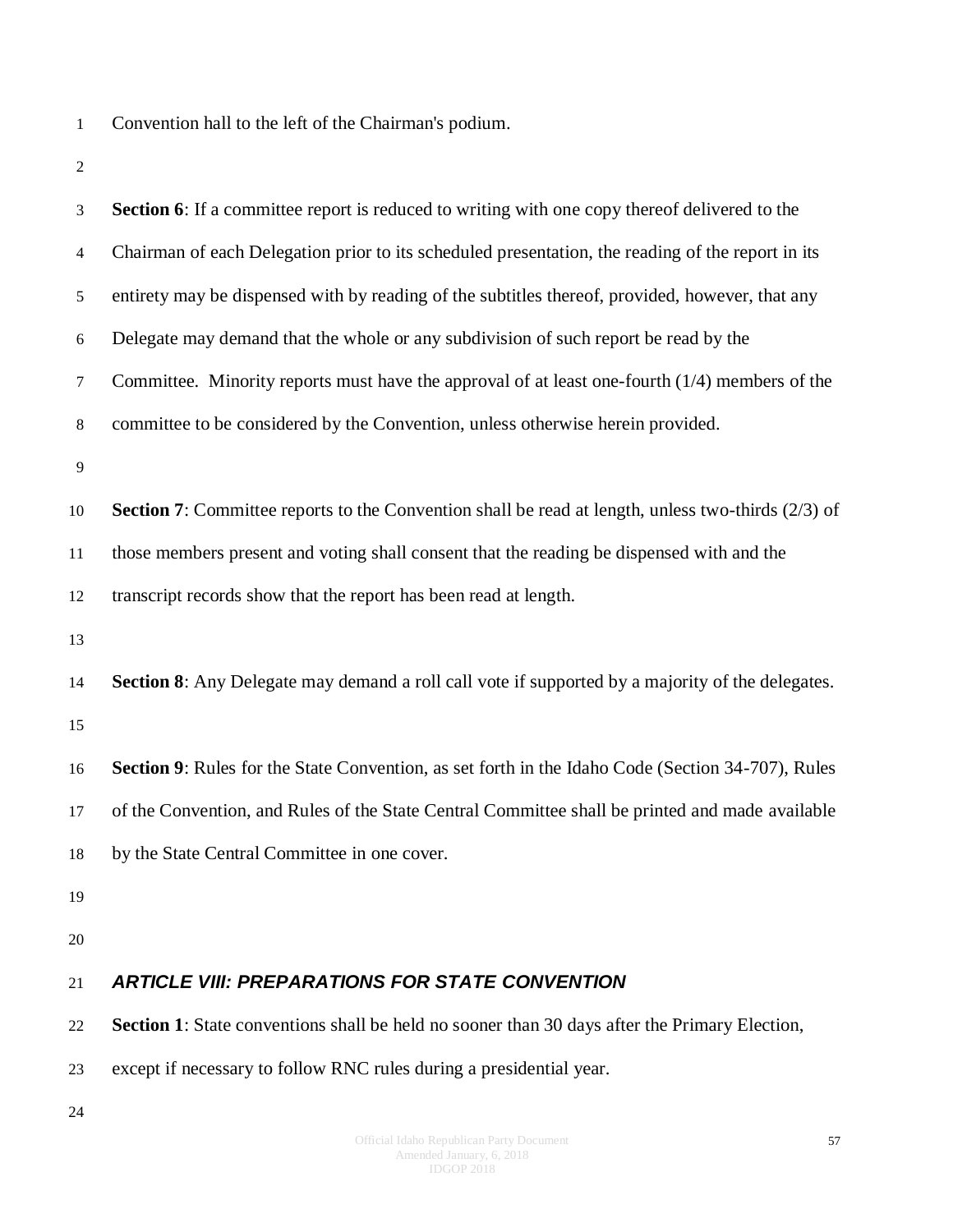Convention hall to the left of the Chairman's podium.

**Section 6**: If a committee report is reduced to writing with one copy thereof delivered to the Chairman of each Delegation prior to its scheduled presentation, the reading of the report in its entirety may be dispensed with by reading of the subtitles thereof, provided, however, that any Delegate may demand that the whole or any subdivision of such report be read by the Committee. Minority reports must have the approval of at least one-fourth (1/4) members of the committee to be considered by the Convention, unless otherwise herein provided.

**Section 7**: Committee reports to the Convention shall be read at length, unless two-thirds (2/3) of those members present and voting shall consent that the reading be dispensed with and the transcript records show that the report has been read at length.

**Section 8**: Any Delegate may demand a roll call vote if supported by a majority of the delegates.

**Section 9**: Rules for the State Convention, as set forth in the Idaho Code (Section 34-707), Rules of the Convention, and Rules of the State Central Committee shall be printed and made available by the State Central Committee in one cover.

## *ARTICLE VIII: PREPARATIONS FOR STATE CONVENTION*

**Section 1**: State conventions shall be held no sooner than 30 days after the Primary Election, except if necessary to follow RNC rules during a presidential year.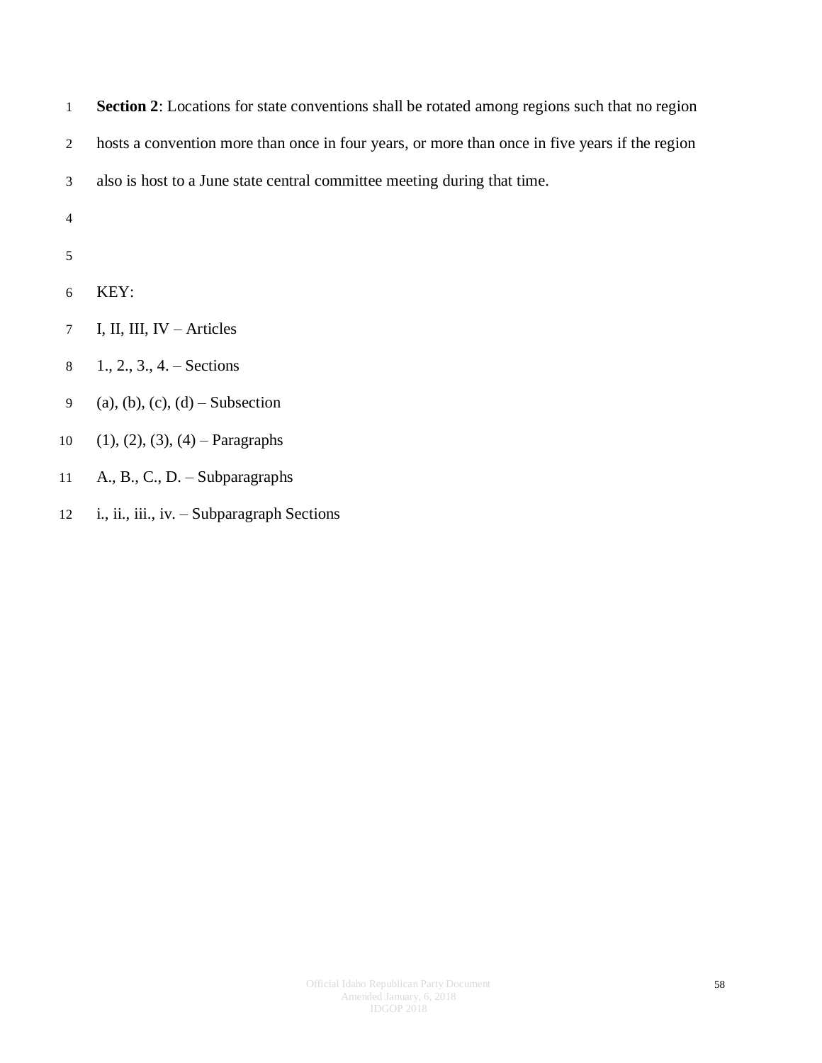**Section 2**: Locations for state conventions shall be rotated among regions such that no region hosts a convention more than once in four years, or more than once in five years if the region also is host to a June state central committee meeting during that time.

KEY:

I, II, III, IV – Articles

1., 2., 3., 4. – Sections

(a), (b), (c), (d) – Subsection

(1), (2), (3), (4) – Paragraphs

A., B., C., D. – Subparagraphs

i., ii., iii., iv. – Subparagraph Sections